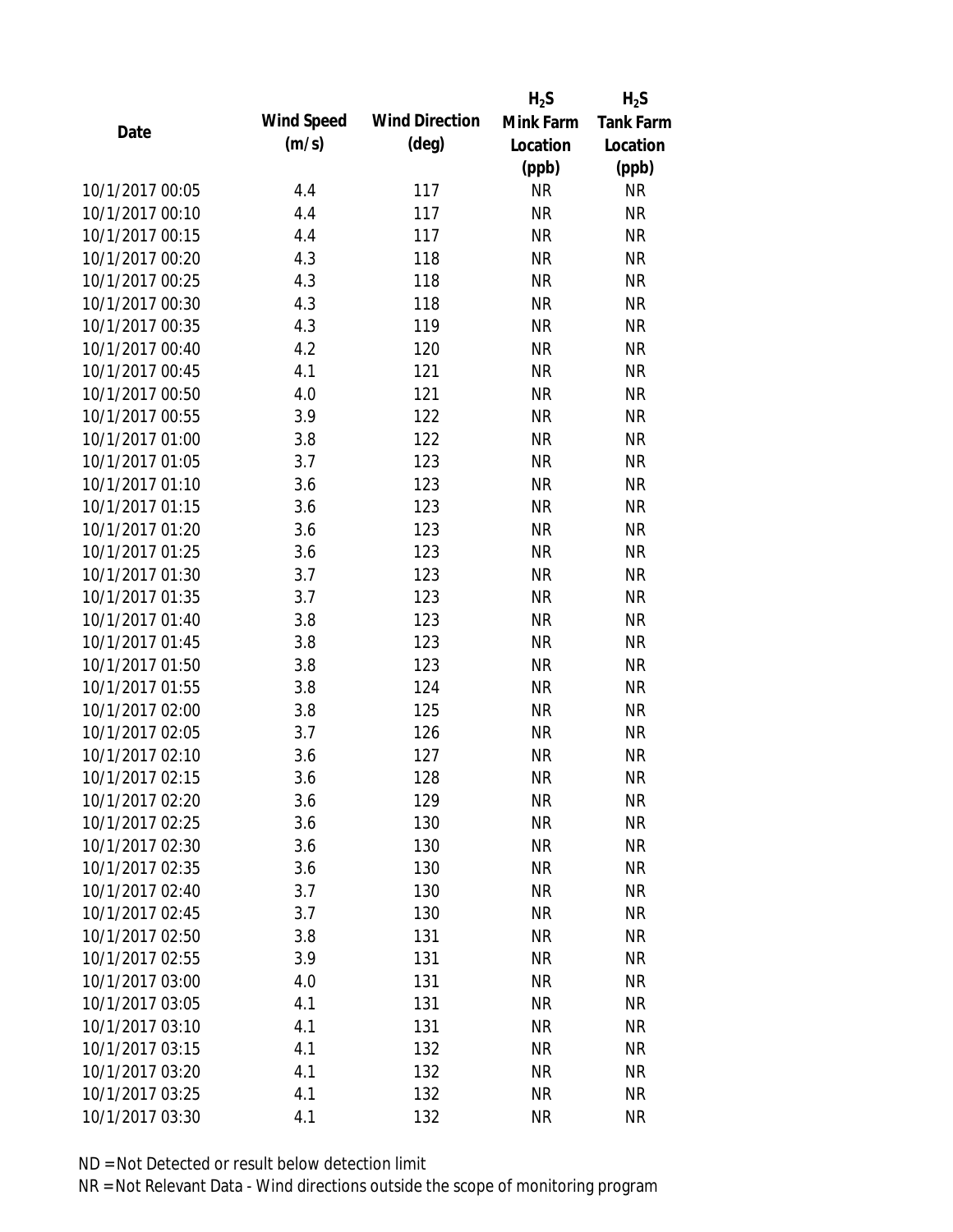| Date | Wind Speed (m/s) | Wind Direction (deg) | $H_2S$ Mink Farm Location (ppb) | $H_2S$ Tank Farm Location (ppb) |
|---|---|---|---|---|
| 10/1/2017 00:05 | 4.4 | 117 | NR | NR |
| 10/1/2017 00:10 | 4.4 | 117 | NR | NR |
| 10/1/2017 00:15 | 4.4 | 117 | NR | NR |
| 10/1/2017 00:20 | 4.3 | 118 | NR | NR |
| 10/1/2017 00:25 | 4.3 | 118 | NR | NR |
| 10/1/2017 00:30 | 4.3 | 118 | NR | NR |
| 10/1/2017 00:35 | 4.3 | 119 | NR | NR |
| 10/1/2017 00:40 | 4.2 | 120 | NR | NR |
| 10/1/2017 00:45 | 4.1 | 121 | NR | NR |
| 10/1/2017 00:50 | 4.0 | 121 | NR | NR |
| 10/1/2017 00:55 | 3.9 | 122 | NR | NR |
| 10/1/2017 01:00 | 3.8 | 122 | NR | NR |
| 10/1/2017 01:05 | 3.7 | 123 | NR | NR |
| 10/1/2017 01:10 | 3.6 | 123 | NR | NR |
| 10/1/2017 01:15 | 3.6 | 123 | NR | NR |
| 10/1/2017 01:20 | 3.6 | 123 | NR | NR |
| 10/1/2017 01:25 | 3.6 | 123 | NR | NR |
| 10/1/2017 01:30 | 3.7 | 123 | NR | NR |
| 10/1/2017 01:35 | 3.7 | 123 | NR | NR |
| 10/1/2017 01:40 | 3.8 | 123 | NR | NR |
| 10/1/2017 01:45 | 3.8 | 123 | NR | NR |
| 10/1/2017 01:50 | 3.8 | 123 | NR | NR |
| 10/1/2017 01:55 | 3.8 | 124 | NR | NR |
| 10/1/2017 02:00 | 3.8 | 125 | NR | NR |
| 10/1/2017 02:05 | 3.7 | 126 | NR | NR |
| 10/1/2017 02:10 | 3.6 | 127 | NR | NR |
| 10/1/2017 02:15 | 3.6 | 128 | NR | NR |
| 10/1/2017 02:20 | 3.6 | 129 | NR | NR |
| 10/1/2017 02:25 | 3.6 | 130 | NR | NR |
| 10/1/2017 02:30 | 3.6 | 130 | NR | NR |
| 10/1/2017 02:35 | 3.6 | 130 | NR | NR |
| 10/1/2017 02:40 | 3.7 | 130 | NR | NR |
| 10/1/2017 02:45 | 3.7 | 130 | NR | NR |
| 10/1/2017 02:50 | 3.8 | 131 | NR | NR |
| 10/1/2017 02:55 | 3.9 | 131 | NR | NR |
| 10/1/2017 03:00 | 4.0 | 131 | NR | NR |
| 10/1/2017 03:05 | 4.1 | 131 | NR | NR |
| 10/1/2017 03:10 | 4.1 | 131 | NR | NR |
| 10/1/2017 03:15 | 4.1 | 132 | NR | NR |
| 10/1/2017 03:20 | 4.1 | 132 | NR | NR |
| 10/1/2017 03:25 | 4.1 | 132 | NR | NR |
| 10/1/2017 03:30 | 4.1 | 132 | NR | NR |

ND = Not Detected or result below detection limit

NR = Not Relevant Data - Wind directions outside the scope of monitoring program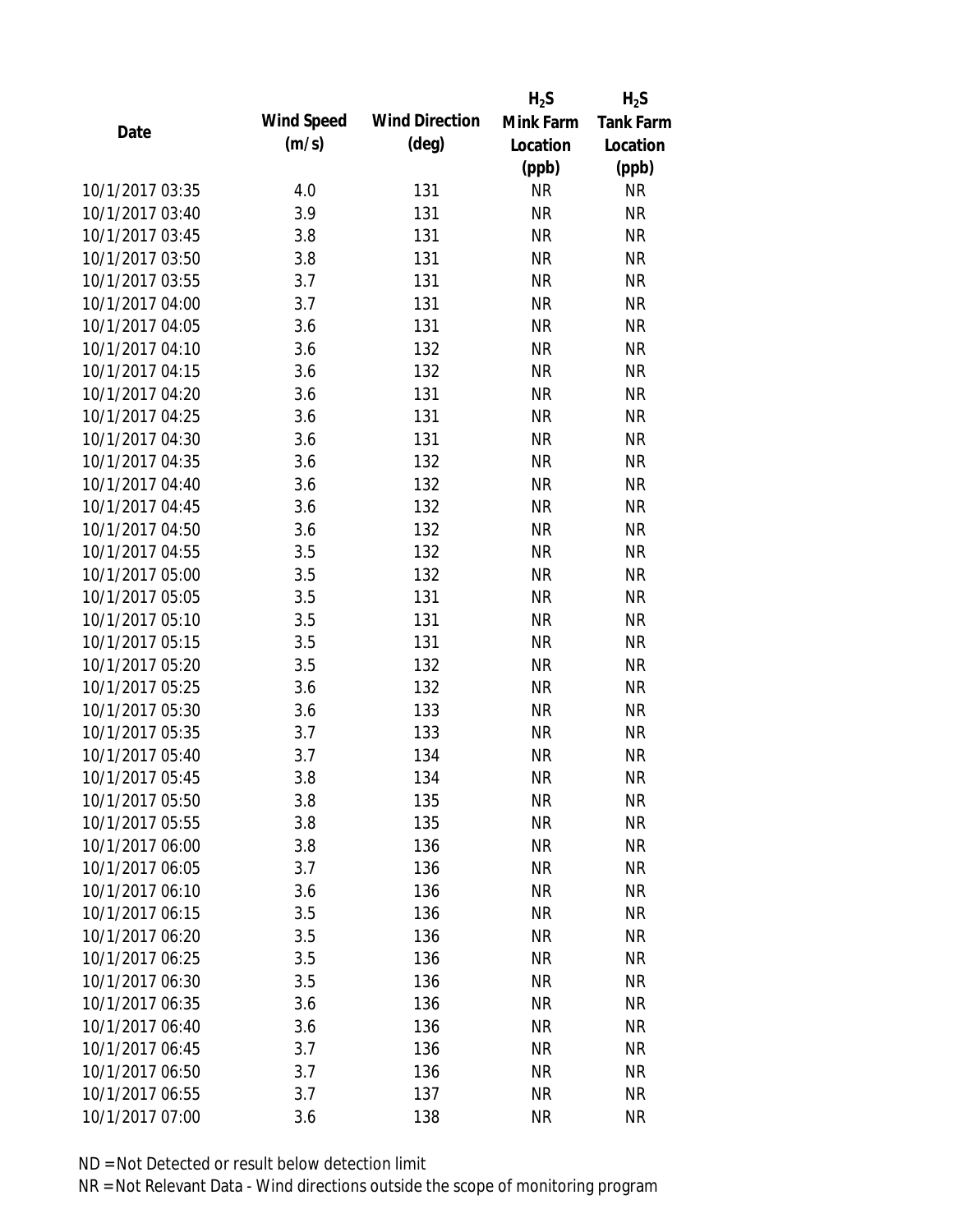| Date | Wind Speed (m/s) | Wind Direction (deg) | $H_2S$ Mink Farm Location (ppb) | $H_2S$ Tank Farm Location (ppb) |
|---|---|---|---|---|
| 10/1/2017 03:35 | 4.0 | 131 | NR | NR |
| 10/1/2017 03:40 | 3.9 | 131 | NR | NR |
| 10/1/2017 03:45 | 3.8 | 131 | NR | NR |
| 10/1/2017 03:50 | 3.8 | 131 | NR | NR |
| 10/1/2017 03:55 | 3.7 | 131 | NR | NR |
| 10/1/2017 04:00 | 3.7 | 131 | NR | NR |
| 10/1/2017 04:05 | 3.6 | 131 | NR | NR |
| 10/1/2017 04:10 | 3.6 | 132 | NR | NR |
| 10/1/2017 04:15 | 3.6 | 132 | NR | NR |
| 10/1/2017 04:20 | 3.6 | 131 | NR | NR |
| 10/1/2017 04:25 | 3.6 | 131 | NR | NR |
| 10/1/2017 04:30 | 3.6 | 131 | NR | NR |
| 10/1/2017 04:35 | 3.6 | 132 | NR | NR |
| 10/1/2017 04:40 | 3.6 | 132 | NR | NR |
| 10/1/2017 04:45 | 3.6 | 132 | NR | NR |
| 10/1/2017 04:50 | 3.6 | 132 | NR | NR |
| 10/1/2017 04:55 | 3.5 | 132 | NR | NR |
| 10/1/2017 05:00 | 3.5 | 132 | NR | NR |
| 10/1/2017 05:05 | 3.5 | 131 | NR | NR |
| 10/1/2017 05:10 | 3.5 | 131 | NR | NR |
| 10/1/2017 05:15 | 3.5 | 131 | NR | NR |
| 10/1/2017 05:20 | 3.5 | 132 | NR | NR |
| 10/1/2017 05:25 | 3.6 | 132 | NR | NR |
| 10/1/2017 05:30 | 3.6 | 133 | NR | NR |
| 10/1/2017 05:35 | 3.7 | 133 | NR | NR |
| 10/1/2017 05:40 | 3.7 | 134 | NR | NR |
| 10/1/2017 05:45 | 3.8 | 134 | NR | NR |
| 10/1/2017 05:50 | 3.8 | 135 | NR | NR |
| 10/1/2017 05:55 | 3.8 | 135 | NR | NR |
| 10/1/2017 06:00 | 3.8 | 136 | NR | NR |
| 10/1/2017 06:05 | 3.7 | 136 | NR | NR |
| 10/1/2017 06:10 | 3.6 | 136 | NR | NR |
| 10/1/2017 06:15 | 3.5 | 136 | NR | NR |
| 10/1/2017 06:20 | 3.5 | 136 | NR | NR |
| 10/1/2017 06:25 | 3.5 | 136 | NR | NR |
| 10/1/2017 06:30 | 3.5 | 136 | NR | NR |
| 10/1/2017 06:35 | 3.6 | 136 | NR | NR |
| 10/1/2017 06:40 | 3.6 | 136 | NR | NR |
| 10/1/2017 06:45 | 3.7 | 136 | NR | NR |
| 10/1/2017 06:50 | 3.7 | 136 | NR | NR |
| 10/1/2017 06:55 | 3.7 | 137 | NR | NR |
| 10/1/2017 07:00 | 3.6 | 138 | NR | NR |

ND = Not Detected or result below detection limit

NR = Not Relevant Data - Wind directions outside the scope of monitoring program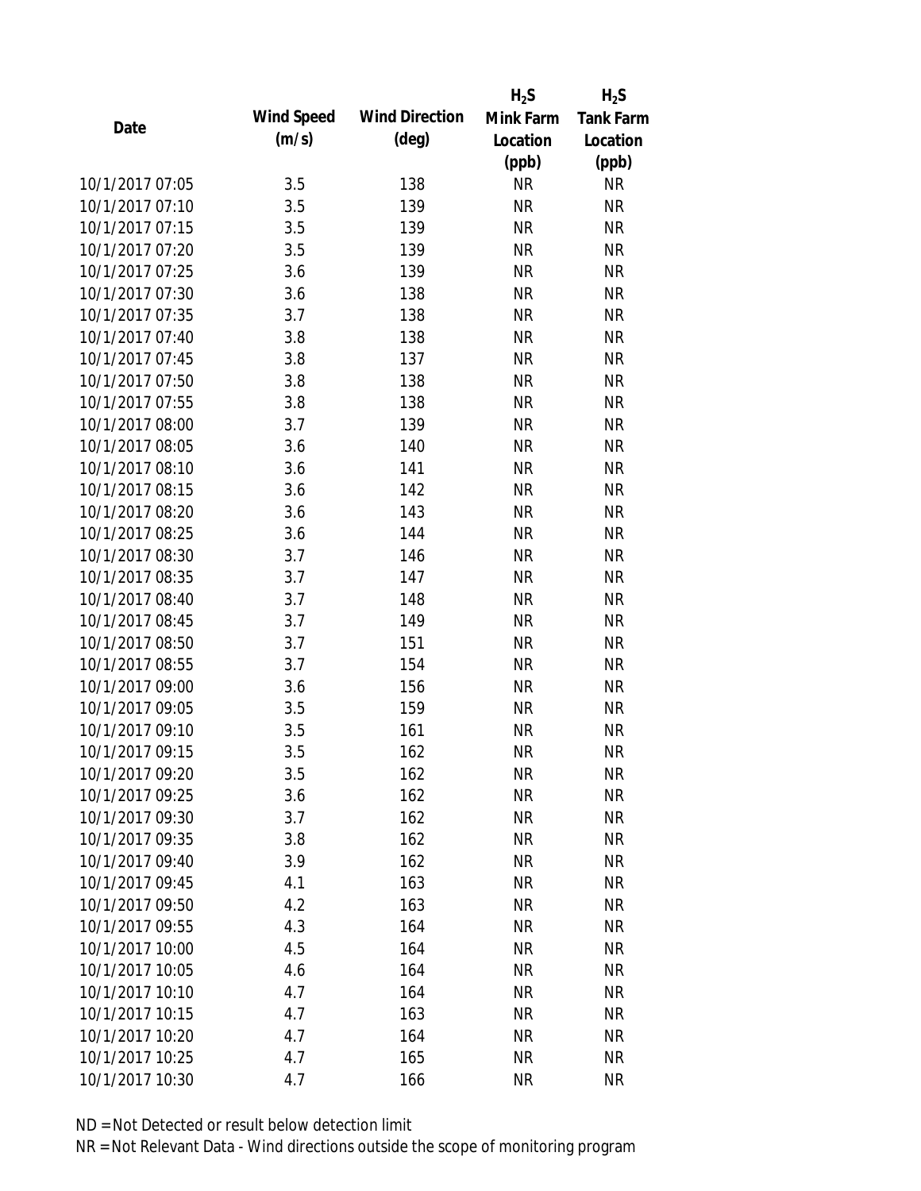| Date | Wind Speed (m/s) | Wind Direction (deg) | $H_2S$ Mink Farm Location (ppb) | $H_2S$ Tank Farm Location (ppb) |
|---|---|---|---|---|
| 10/1/2017 07:05 | 3.5 | 138 | NR | NR |
| 10/1/2017 07:10 | 3.5 | 139 | NR | NR |
| 10/1/2017 07:15 | 3.5 | 139 | NR | NR |
| 10/1/2017 07:20 | 3.5 | 139 | NR | NR |
| 10/1/2017 07:25 | 3.6 | 139 | NR | NR |
| 10/1/2017 07:30 | 3.6 | 138 | NR | NR |
| 10/1/2017 07:35 | 3.7 | 138 | NR | NR |
| 10/1/2017 07:40 | 3.8 | 138 | NR | NR |
| 10/1/2017 07:45 | 3.8 | 137 | NR | NR |
| 10/1/2017 07:50 | 3.8 | 138 | NR | NR |
| 10/1/2017 07:55 | 3.8 | 138 | NR | NR |
| 10/1/2017 08:00 | 3.7 | 139 | NR | NR |
| 10/1/2017 08:05 | 3.6 | 140 | NR | NR |
| 10/1/2017 08:10 | 3.6 | 141 | NR | NR |
| 10/1/2017 08:15 | 3.6 | 142 | NR | NR |
| 10/1/2017 08:20 | 3.6 | 143 | NR | NR |
| 10/1/2017 08:25 | 3.6 | 144 | NR | NR |
| 10/1/2017 08:30 | 3.7 | 146 | NR | NR |
| 10/1/2017 08:35 | 3.7 | 147 | NR | NR |
| 10/1/2017 08:40 | 3.7 | 148 | NR | NR |
| 10/1/2017 08:45 | 3.7 | 149 | NR | NR |
| 10/1/2017 08:50 | 3.7 | 151 | NR | NR |
| 10/1/2017 08:55 | 3.7 | 154 | NR | NR |
| 10/1/2017 09:00 | 3.6 | 156 | NR | NR |
| 10/1/2017 09:05 | 3.5 | 159 | NR | NR |
| 10/1/2017 09:10 | 3.5 | 161 | NR | NR |
| 10/1/2017 09:15 | 3.5 | 162 | NR | NR |
| 10/1/2017 09:20 | 3.5 | 162 | NR | NR |
| 10/1/2017 09:25 | 3.6 | 162 | NR | NR |
| 10/1/2017 09:30 | 3.7 | 162 | NR | NR |
| 10/1/2017 09:35 | 3.8 | 162 | NR | NR |
| 10/1/2017 09:40 | 3.9 | 162 | NR | NR |
| 10/1/2017 09:45 | 4.1 | 163 | NR | NR |
| 10/1/2017 09:50 | 4.2 | 163 | NR | NR |
| 10/1/2017 09:55 | 4.3 | 164 | NR | NR |
| 10/1/2017 10:00 | 4.5 | 164 | NR | NR |
| 10/1/2017 10:05 | 4.6 | 164 | NR | NR |
| 10/1/2017 10:10 | 4.7 | 164 | NR | NR |
| 10/1/2017 10:15 | 4.7 | 163 | NR | NR |
| 10/1/2017 10:20 | 4.7 | 164 | NR | NR |
| 10/1/2017 10:25 | 4.7 | 165 | NR | NR |
| 10/1/2017 10:30 | 4.7 | 166 | NR | NR |

ND = Not Detected or result below detection limit

NR = Not Relevant Data - Wind directions outside the scope of monitoring program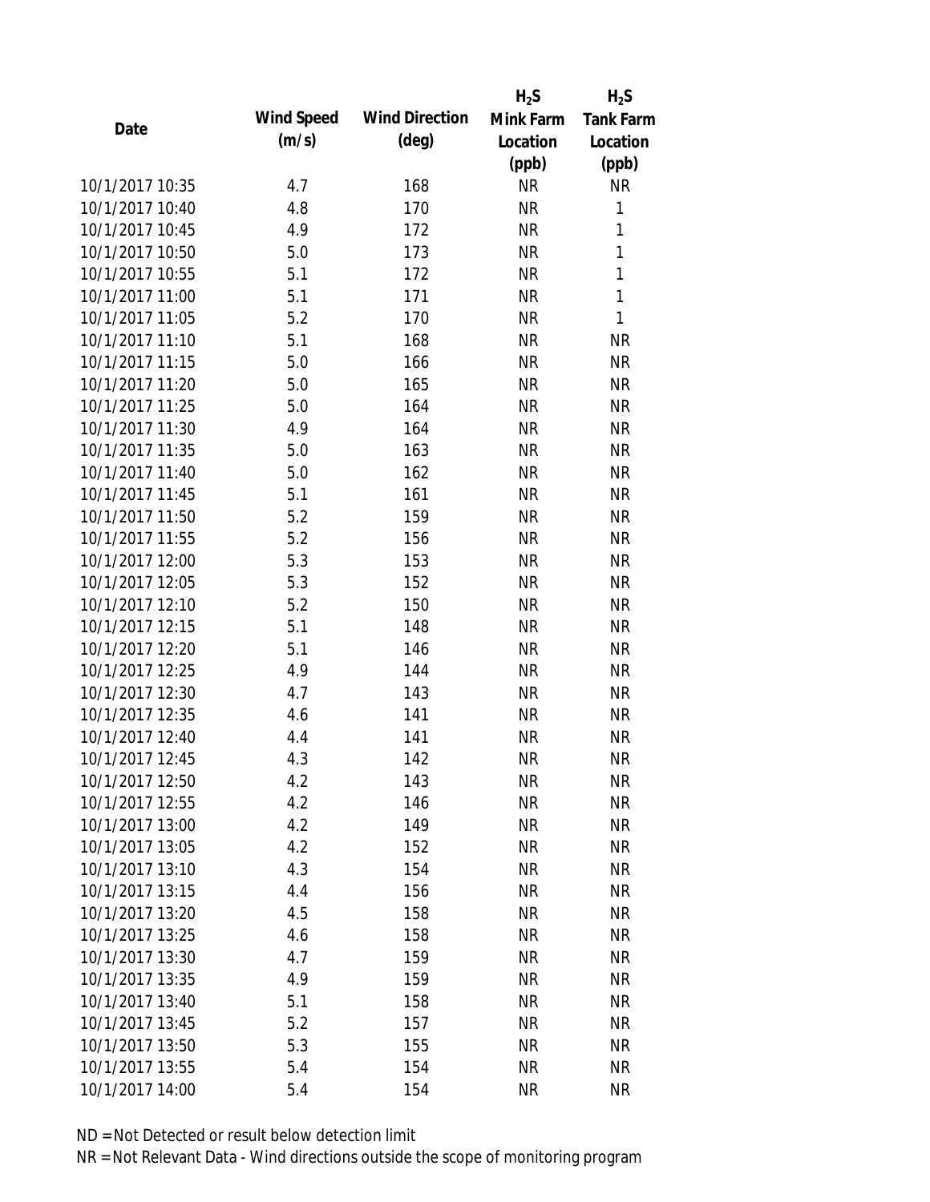| Date | Wind Speed (m/s) | Wind Direction (deg) | $H_2S$ Mink Farm Location (ppb) | $H_2S$ Tank Farm Location (ppb) |
|---|---|---|---|---|
| 10/1/2017 10:35 | 4.7 | 168 | NR | NR |
| 10/1/2017 10:40 | 4.8 | 170 | NR | 1 |
| 10/1/2017 10:45 | 4.9 | 172 | NR | 1 |
| 10/1/2017 10:50 | 5.0 | 173 | NR | 1 |
| 10/1/2017 10:55 | 5.1 | 172 | NR | 1 |
| 10/1/2017 11:00 | 5.1 | 171 | NR | 1 |
| 10/1/2017 11:05 | 5.2 | 170 | NR | 1 |
| 10/1/2017 11:10 | 5.1 | 168 | NR | NR |
| 10/1/2017 11:15 | 5.0 | 166 | NR | NR |
| 10/1/2017 11:20 | 5.0 | 165 | NR | NR |
| 10/1/2017 11:25 | 5.0 | 164 | NR | NR |
| 10/1/2017 11:30 | 4.9 | 164 | NR | NR |
| 10/1/2017 11:35 | 5.0 | 163 | NR | NR |
| 10/1/2017 11:40 | 5.0 | 162 | NR | NR |
| 10/1/2017 11:45 | 5.1 | 161 | NR | NR |
| 10/1/2017 11:50 | 5.2 | 159 | NR | NR |
| 10/1/2017 11:55 | 5.2 | 156 | NR | NR |
| 10/1/2017 12:00 | 5.3 | 153 | NR | NR |
| 10/1/2017 12:05 | 5.3 | 152 | NR | NR |
| 10/1/2017 12:10 | 5.2 | 150 | NR | NR |
| 10/1/2017 12:15 | 5.1 | 148 | NR | NR |
| 10/1/2017 12:20 | 5.1 | 146 | NR | NR |
| 10/1/2017 12:25 | 4.9 | 144 | NR | NR |
| 10/1/2017 12:30 | 4.7 | 143 | NR | NR |
| 10/1/2017 12:35 | 4.6 | 141 | NR | NR |
| 10/1/2017 12:40 | 4.4 | 141 | NR | NR |
| 10/1/2017 12:45 | 4.3 | 142 | NR | NR |
| 10/1/2017 12:50 | 4.2 | 143 | NR | NR |
| 10/1/2017 12:55 | 4.2 | 146 | NR | NR |
| 10/1/2017 13:00 | 4.2 | 149 | NR | NR |
| 10/1/2017 13:05 | 4.2 | 152 | NR | NR |
| 10/1/2017 13:10 | 4.3 | 154 | NR | NR |
| 10/1/2017 13:15 | 4.4 | 156 | NR | NR |
| 10/1/2017 13:20 | 4.5 | 158 | NR | NR |
| 10/1/2017 13:25 | 4.6 | 158 | NR | NR |
| 10/1/2017 13:30 | 4.7 | 159 | NR | NR |
| 10/1/2017 13:35 | 4.9 | 159 | NR | NR |
| 10/1/2017 13:40 | 5.1 | 158 | NR | NR |
| 10/1/2017 13:45 | 5.2 | 157 | NR | NR |
| 10/1/2017 13:50 | 5.3 | 155 | NR | NR |
| 10/1/2017 13:55 | 5.4 | 154 | NR | NR |
| 10/1/2017 14:00 | 5.4 | 154 | NR | NR |

ND = Not Detected or result below detection limit

NR = Not Relevant Data - Wind directions outside the scope of monitoring program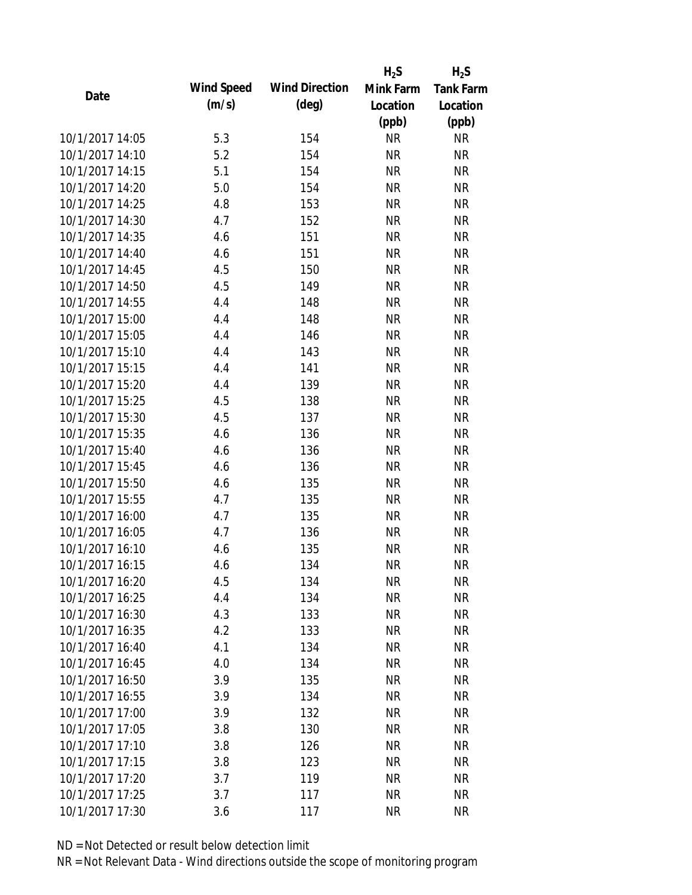| Date | Wind Speed (m/s) | Wind Direction (deg) | $H_2S$ Mink Farm Location (ppb) | $H_2S$ Tank Farm Location (ppb) |
|---|---|---|---|---|
| 10/1/2017 14:05 | 5.3 | 154 | NR | NR |
| 10/1/2017 14:10 | 5.2 | 154 | NR | NR |
| 10/1/2017 14:15 | 5.1 | 154 | NR | NR |
| 10/1/2017 14:20 | 5.0 | 154 | NR | NR |
| 10/1/2017 14:25 | 4.8 | 153 | NR | NR |
| 10/1/2017 14:30 | 4.7 | 152 | NR | NR |
| 10/1/2017 14:35 | 4.6 | 151 | NR | NR |
| 10/1/2017 14:40 | 4.6 | 151 | NR | NR |
| 10/1/2017 14:45 | 4.5 | 150 | NR | NR |
| 10/1/2017 14:50 | 4.5 | 149 | NR | NR |
| 10/1/2017 14:55 | 4.4 | 148 | NR | NR |
| 10/1/2017 15:00 | 4.4 | 148 | NR | NR |
| 10/1/2017 15:05 | 4.4 | 146 | NR | NR |
| 10/1/2017 15:10 | 4.4 | 143 | NR | NR |
| 10/1/2017 15:15 | 4.4 | 141 | NR | NR |
| 10/1/2017 15:20 | 4.4 | 139 | NR | NR |
| 10/1/2017 15:25 | 4.5 | 138 | NR | NR |
| 10/1/2017 15:30 | 4.5 | 137 | NR | NR |
| 10/1/2017 15:35 | 4.6 | 136 | NR | NR |
| 10/1/2017 15:40 | 4.6 | 136 | NR | NR |
| 10/1/2017 15:45 | 4.6 | 136 | NR | NR |
| 10/1/2017 15:50 | 4.6 | 135 | NR | NR |
| 10/1/2017 15:55 | 4.7 | 135 | NR | NR |
| 10/1/2017 16:00 | 4.7 | 135 | NR | NR |
| 10/1/2017 16:05 | 4.7 | 136 | NR | NR |
| 10/1/2017 16:10 | 4.6 | 135 | NR | NR |
| 10/1/2017 16:15 | 4.6 | 134 | NR | NR |
| 10/1/2017 16:20 | 4.5 | 134 | NR | NR |
| 10/1/2017 16:25 | 4.4 | 134 | NR | NR |
| 10/1/2017 16:30 | 4.3 | 133 | NR | NR |
| 10/1/2017 16:35 | 4.2 | 133 | NR | NR |
| 10/1/2017 16:40 | 4.1 | 134 | NR | NR |
| 10/1/2017 16:45 | 4.0 | 134 | NR | NR |
| 10/1/2017 16:50 | 3.9 | 135 | NR | NR |
| 10/1/2017 16:55 | 3.9 | 134 | NR | NR |
| 10/1/2017 17:00 | 3.9 | 132 | NR | NR |
| 10/1/2017 17:05 | 3.8 | 130 | NR | NR |
| 10/1/2017 17:10 | 3.8 | 126 | NR | NR |
| 10/1/2017 17:15 | 3.8 | 123 | NR | NR |
| 10/1/2017 17:20 | 3.7 | 119 | NR | NR |
| 10/1/2017 17:25 | 3.7 | 117 | NR | NR |
| 10/1/2017 17:30 | 3.6 | 117 | NR | NR |

ND = Not Detected or result below detection limit

NR = Not Relevant Data - Wind directions outside the scope of monitoring program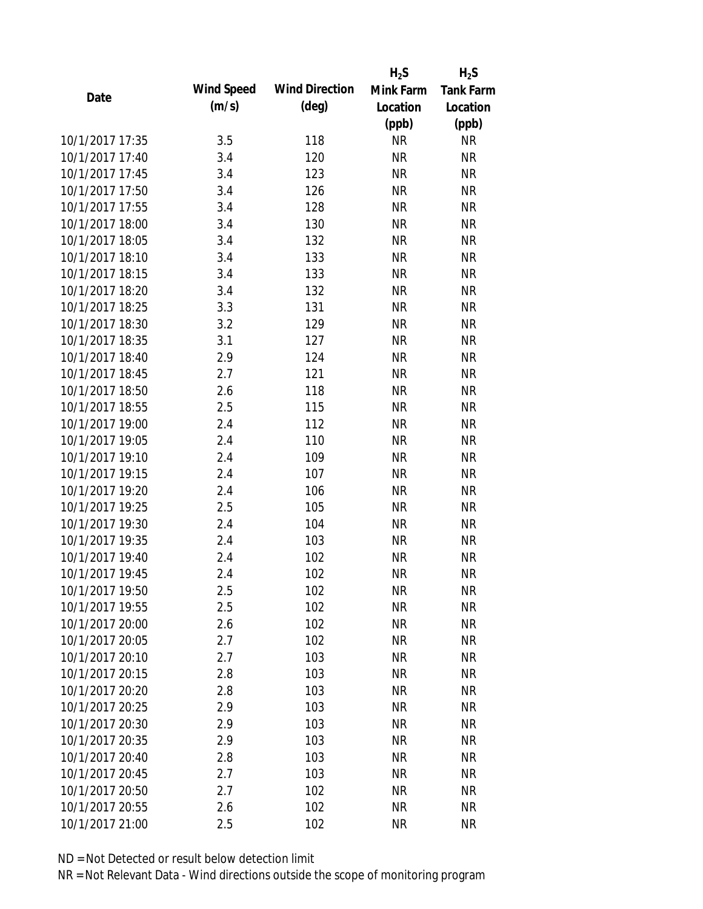| Date | Wind Speed (m/s) | Wind Direction (deg) | $H_2S$ Mink Farm Location (ppb) | $H_2S$ Tank Farm Location (ppb) |
|---|---|---|---|---|
| 10/1/2017 17:35 | 3.5 | 118 | NR | NR |
| 10/1/2017 17:40 | 3.4 | 120 | NR | NR |
| 10/1/2017 17:45 | 3.4 | 123 | NR | NR |
| 10/1/2017 17:50 | 3.4 | 126 | NR | NR |
| 10/1/2017 17:55 | 3.4 | 128 | NR | NR |
| 10/1/2017 18:00 | 3.4 | 130 | NR | NR |
| 10/1/2017 18:05 | 3.4 | 132 | NR | NR |
| 10/1/2017 18:10 | 3.4 | 133 | NR | NR |
| 10/1/2017 18:15 | 3.4 | 133 | NR | NR |
| 10/1/2017 18:20 | 3.4 | 132 | NR | NR |
| 10/1/2017 18:25 | 3.3 | 131 | NR | NR |
| 10/1/2017 18:30 | 3.2 | 129 | NR | NR |
| 10/1/2017 18:35 | 3.1 | 127 | NR | NR |
| 10/1/2017 18:40 | 2.9 | 124 | NR | NR |
| 10/1/2017 18:45 | 2.7 | 121 | NR | NR |
| 10/1/2017 18:50 | 2.6 | 118 | NR | NR |
| 10/1/2017 18:55 | 2.5 | 115 | NR | NR |
| 10/1/2017 19:00 | 2.4 | 112 | NR | NR |
| 10/1/2017 19:05 | 2.4 | 110 | NR | NR |
| 10/1/2017 19:10 | 2.4 | 109 | NR | NR |
| 10/1/2017 19:15 | 2.4 | 107 | NR | NR |
| 10/1/2017 19:20 | 2.4 | 106 | NR | NR |
| 10/1/2017 19:25 | 2.5 | 105 | NR | NR |
| 10/1/2017 19:30 | 2.4 | 104 | NR | NR |
| 10/1/2017 19:35 | 2.4 | 103 | NR | NR |
| 10/1/2017 19:40 | 2.4 | 102 | NR | NR |
| 10/1/2017 19:45 | 2.4 | 102 | NR | NR |
| 10/1/2017 19:50 | 2.5 | 102 | NR | NR |
| 10/1/2017 19:55 | 2.5 | 102 | NR | NR |
| 10/1/2017 20:00 | 2.6 | 102 | NR | NR |
| 10/1/2017 20:05 | 2.7 | 102 | NR | NR |
| 10/1/2017 20:10 | 2.7 | 103 | NR | NR |
| 10/1/2017 20:15 | 2.8 | 103 | NR | NR |
| 10/1/2017 20:20 | 2.8 | 103 | NR | NR |
| 10/1/2017 20:25 | 2.9 | 103 | NR | NR |
| 10/1/2017 20:30 | 2.9 | 103 | NR | NR |
| 10/1/2017 20:35 | 2.9 | 103 | NR | NR |
| 10/1/2017 20:40 | 2.8 | 103 | NR | NR |
| 10/1/2017 20:45 | 2.7 | 103 | NR | NR |
| 10/1/2017 20:50 | 2.7 | 102 | NR | NR |
| 10/1/2017 20:55 | 2.6 | 102 | NR | NR |
| 10/1/2017 21:00 | 2.5 | 102 | NR | NR |

ND = Not Detected or result below detection limit

NR = Not Relevant Data - Wind directions outside the scope of monitoring program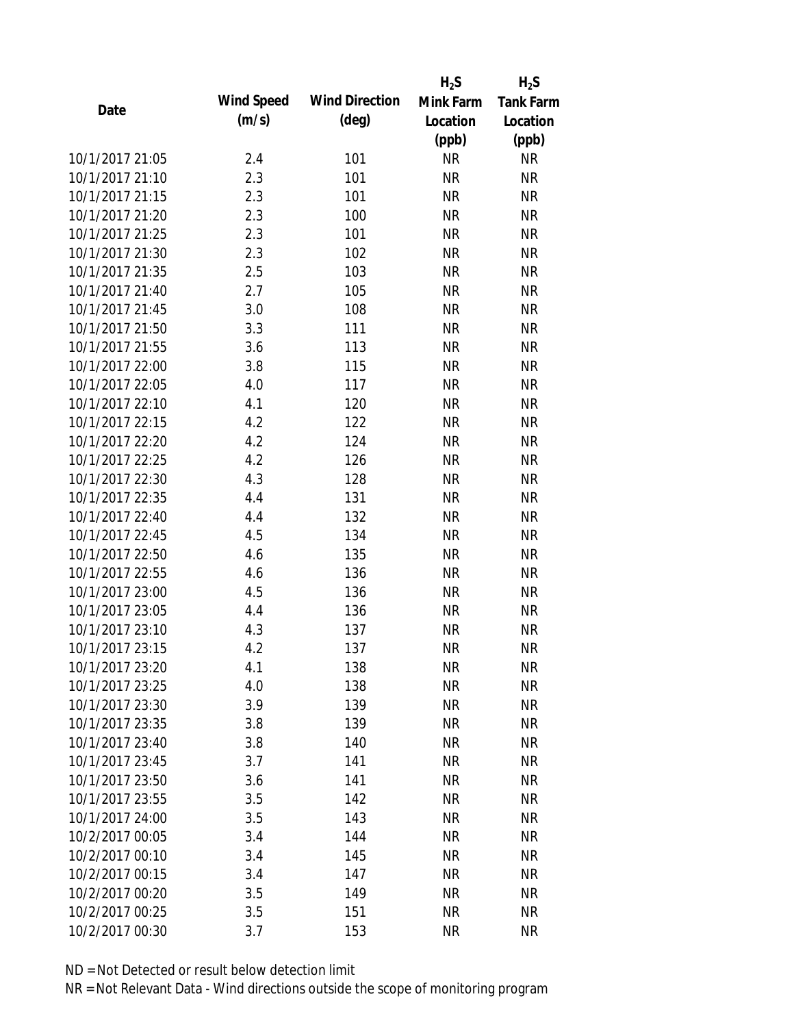| Date | Wind Speed (m/s) | Wind Direction (deg) | $H_2S$ Mink Farm Location (ppb) | $H_2S$ Tank Farm Location (ppb) |
|---|---|---|---|---|
| 10/1/2017 21:05 | 2.4 | 101 | NR | NR |
| 10/1/2017 21:10 | 2.3 | 101 | NR | NR |
| 10/1/2017 21:15 | 2.3 | 101 | NR | NR |
| 10/1/2017 21:20 | 2.3 | 100 | NR | NR |
| 10/1/2017 21:25 | 2.3 | 101 | NR | NR |
| 10/1/2017 21:30 | 2.3 | 102 | NR | NR |
| 10/1/2017 21:35 | 2.5 | 103 | NR | NR |
| 10/1/2017 21:40 | 2.7 | 105 | NR | NR |
| 10/1/2017 21:45 | 3.0 | 108 | NR | NR |
| 10/1/2017 21:50 | 3.3 | 111 | NR | NR |
| 10/1/2017 21:55 | 3.6 | 113 | NR | NR |
| 10/1/2017 22:00 | 3.8 | 115 | NR | NR |
| 10/1/2017 22:05 | 4.0 | 117 | NR | NR |
| 10/1/2017 22:10 | 4.1 | 120 | NR | NR |
| 10/1/2017 22:15 | 4.2 | 122 | NR | NR |
| 10/1/2017 22:20 | 4.2 | 124 | NR | NR |
| 10/1/2017 22:25 | 4.2 | 126 | NR | NR |
| 10/1/2017 22:30 | 4.3 | 128 | NR | NR |
| 10/1/2017 22:35 | 4.4 | 131 | NR | NR |
| 10/1/2017 22:40 | 4.4 | 132 | NR | NR |
| 10/1/2017 22:45 | 4.5 | 134 | NR | NR |
| 10/1/2017 22:50 | 4.6 | 135 | NR | NR |
| 10/1/2017 22:55 | 4.6 | 136 | NR | NR |
| 10/1/2017 23:00 | 4.5 | 136 | NR | NR |
| 10/1/2017 23:05 | 4.4 | 136 | NR | NR |
| 10/1/2017 23:10 | 4.3 | 137 | NR | NR |
| 10/1/2017 23:15 | 4.2 | 137 | NR | NR |
| 10/1/2017 23:20 | 4.1 | 138 | NR | NR |
| 10/1/2017 23:25 | 4.0 | 138 | NR | NR |
| 10/1/2017 23:30 | 3.9 | 139 | NR | NR |
| 10/1/2017 23:35 | 3.8 | 139 | NR | NR |
| 10/1/2017 23:40 | 3.8 | 140 | NR | NR |
| 10/1/2017 23:45 | 3.7 | 141 | NR | NR |
| 10/1/2017 23:50 | 3.6 | 141 | NR | NR |
| 10/1/2017 23:55 | 3.5 | 142 | NR | NR |
| 10/1/2017 24:00 | 3.5 | 143 | NR | NR |
| 10/2/2017 00:05 | 3.4 | 144 | NR | NR |
| 10/2/2017 00:10 | 3.4 | 145 | NR | NR |
| 10/2/2017 00:15 | 3.4 | 147 | NR | NR |
| 10/2/2017 00:20 | 3.5 | 149 | NR | NR |
| 10/2/2017 00:25 | 3.5 | 151 | NR | NR |
| 10/2/2017 00:30 | 3.7 | 153 | NR | NR |

ND = Not Detected or result below detection limit

NR = Not Relevant Data - Wind directions outside the scope of monitoring program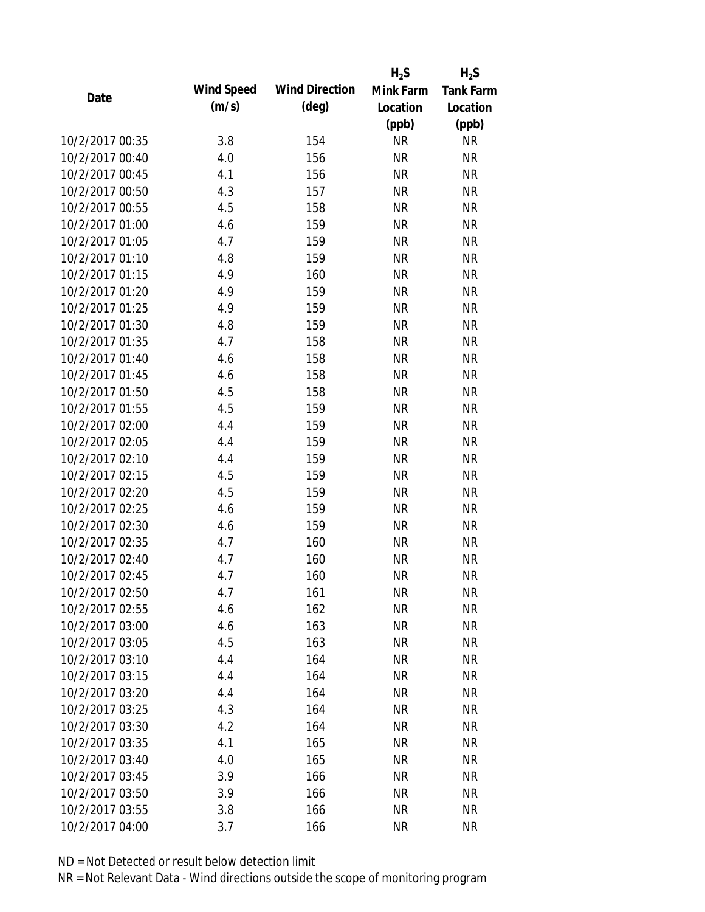| Date | Wind Speed (m/s) | Wind Direction (deg) | $H_2S$ Mink Farm Location (ppb) | $H_2S$ Tank Farm Location (ppb) |
|---|---|---|---|---|
| 10/2/2017 00:35 | 3.8 | 154 | NR | NR |
| 10/2/2017 00:40 | 4.0 | 156 | NR | NR |
| 10/2/2017 00:45 | 4.1 | 156 | NR | NR |
| 10/2/2017 00:50 | 4.3 | 157 | NR | NR |
| 10/2/2017 00:55 | 4.5 | 158 | NR | NR |
| 10/2/2017 01:00 | 4.6 | 159 | NR | NR |
| 10/2/2017 01:05 | 4.7 | 159 | NR | NR |
| 10/2/2017 01:10 | 4.8 | 159 | NR | NR |
| 10/2/2017 01:15 | 4.9 | 160 | NR | NR |
| 10/2/2017 01:20 | 4.9 | 159 | NR | NR |
| 10/2/2017 01:25 | 4.9 | 159 | NR | NR |
| 10/2/2017 01:30 | 4.8 | 159 | NR | NR |
| 10/2/2017 01:35 | 4.7 | 158 | NR | NR |
| 10/2/2017 01:40 | 4.6 | 158 | NR | NR |
| 10/2/2017 01:45 | 4.6 | 158 | NR | NR |
| 10/2/2017 01:50 | 4.5 | 158 | NR | NR |
| 10/2/2017 01:55 | 4.5 | 159 | NR | NR |
| 10/2/2017 02:00 | 4.4 | 159 | NR | NR |
| 10/2/2017 02:05 | 4.4 | 159 | NR | NR |
| 10/2/2017 02:10 | 4.4 | 159 | NR | NR |
| 10/2/2017 02:15 | 4.5 | 159 | NR | NR |
| 10/2/2017 02:20 | 4.5 | 159 | NR | NR |
| 10/2/2017 02:25 | 4.6 | 159 | NR | NR |
| 10/2/2017 02:30 | 4.6 | 159 | NR | NR |
| 10/2/2017 02:35 | 4.7 | 160 | NR | NR |
| 10/2/2017 02:40 | 4.7 | 160 | NR | NR |
| 10/2/2017 02:45 | 4.7 | 160 | NR | NR |
| 10/2/2017 02:50 | 4.7 | 161 | NR | NR |
| 10/2/2017 02:55 | 4.6 | 162 | NR | NR |
| 10/2/2017 03:00 | 4.6 | 163 | NR | NR |
| 10/2/2017 03:05 | 4.5 | 163 | NR | NR |
| 10/2/2017 03:10 | 4.4 | 164 | NR | NR |
| 10/2/2017 03:15 | 4.4 | 164 | NR | NR |
| 10/2/2017 03:20 | 4.4 | 164 | NR | NR |
| 10/2/2017 03:25 | 4.3 | 164 | NR | NR |
| 10/2/2017 03:30 | 4.2 | 164 | NR | NR |
| 10/2/2017 03:35 | 4.1 | 165 | NR | NR |
| 10/2/2017 03:40 | 4.0 | 165 | NR | NR |
| 10/2/2017 03:45 | 3.9 | 166 | NR | NR |
| 10/2/2017 03:50 | 3.9 | 166 | NR | NR |
| 10/2/2017 03:55 | 3.8 | 166 | NR | NR |
| 10/2/2017 04:00 | 3.7 | 166 | NR | NR |

ND = Not Detected or result below detection limit

NR = Not Relevant Data - Wind directions outside the scope of monitoring program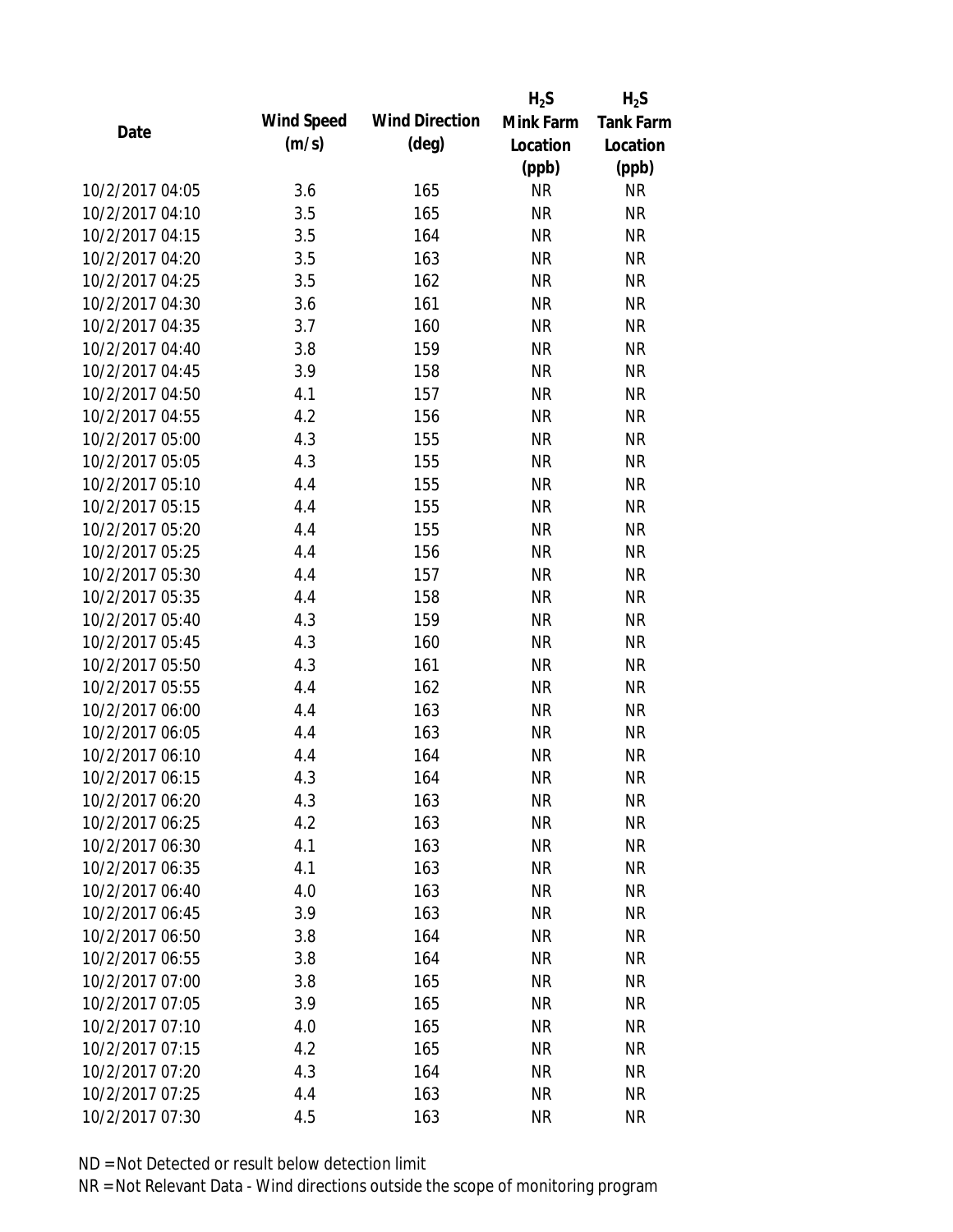| Date | Wind Speed (m/s) | Wind Direction (deg) | $H_2S$ Mink Farm Location (ppb) | $H_2S$ Tank Farm Location (ppb) |
|---|---|---|---|---|
| 10/2/2017 04:05 | 3.6 | 165 | NR | NR |
| 10/2/2017 04:10 | 3.5 | 165 | NR | NR |
| 10/2/2017 04:15 | 3.5 | 164 | NR | NR |
| 10/2/2017 04:20 | 3.5 | 163 | NR | NR |
| 10/2/2017 04:25 | 3.5 | 162 | NR | NR |
| 10/2/2017 04:30 | 3.6 | 161 | NR | NR |
| 10/2/2017 04:35 | 3.7 | 160 | NR | NR |
| 10/2/2017 04:40 | 3.8 | 159 | NR | NR |
| 10/2/2017 04:45 | 3.9 | 158 | NR | NR |
| 10/2/2017 04:50 | 4.1 | 157 | NR | NR |
| 10/2/2017 04:55 | 4.2 | 156 | NR | NR |
| 10/2/2017 05:00 | 4.3 | 155 | NR | NR |
| 10/2/2017 05:05 | 4.3 | 155 | NR | NR |
| 10/2/2017 05:10 | 4.4 | 155 | NR | NR |
| 10/2/2017 05:15 | 4.4 | 155 | NR | NR |
| 10/2/2017 05:20 | 4.4 | 155 | NR | NR |
| 10/2/2017 05:25 | 4.4 | 156 | NR | NR |
| 10/2/2017 05:30 | 4.4 | 157 | NR | NR |
| 10/2/2017 05:35 | 4.4 | 158 | NR | NR |
| 10/2/2017 05:40 | 4.3 | 159 | NR | NR |
| 10/2/2017 05:45 | 4.3 | 160 | NR | NR |
| 10/2/2017 05:50 | 4.3 | 161 | NR | NR |
| 10/2/2017 05:55 | 4.4 | 162 | NR | NR |
| 10/2/2017 06:00 | 4.4 | 163 | NR | NR |
| 10/2/2017 06:05 | 4.4 | 163 | NR | NR |
| 10/2/2017 06:10 | 4.4 | 164 | NR | NR |
| 10/2/2017 06:15 | 4.3 | 164 | NR | NR |
| 10/2/2017 06:20 | 4.3 | 163 | NR | NR |
| 10/2/2017 06:25 | 4.2 | 163 | NR | NR |
| 10/2/2017 06:30 | 4.1 | 163 | NR | NR |
| 10/2/2017 06:35 | 4.1 | 163 | NR | NR |
| 10/2/2017 06:40 | 4.0 | 163 | NR | NR |
| 10/2/2017 06:45 | 3.9 | 163 | NR | NR |
| 10/2/2017 06:50 | 3.8 | 164 | NR | NR |
| 10/2/2017 06:55 | 3.8 | 164 | NR | NR |
| 10/2/2017 07:00 | 3.8 | 165 | NR | NR |
| 10/2/2017 07:05 | 3.9 | 165 | NR | NR |
| 10/2/2017 07:10 | 4.0 | 165 | NR | NR |
| 10/2/2017 07:15 | 4.2 | 165 | NR | NR |
| 10/2/2017 07:20 | 4.3 | 164 | NR | NR |
| 10/2/2017 07:25 | 4.4 | 163 | NR | NR |
| 10/2/2017 07:30 | 4.5 | 163 | NR | NR |

ND = Not Detected or result below detection limit

NR = Not Relevant Data - Wind directions outside the scope of monitoring program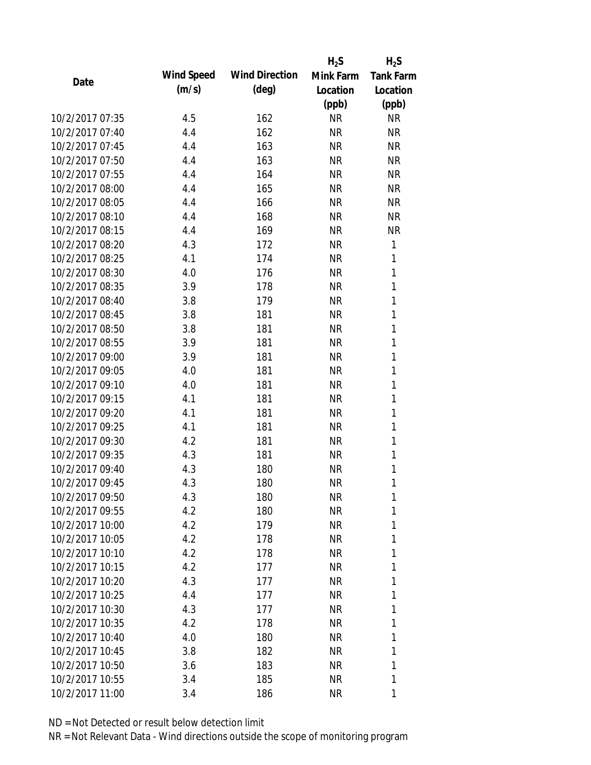| Date | Wind Speed (m/s) | Wind Direction (deg) | $H_2S$ Mink Farm Location (ppb) | $H_2S$ Tank Farm Location (ppb) |
|---|---|---|---|---|
| 10/2/2017 07:35 | 4.5 | 162 | NR | NR |
| 10/2/2017 07:40 | 4.4 | 162 | NR | NR |
| 10/2/2017 07:45 | 4.4 | 163 | NR | NR |
| 10/2/2017 07:50 | 4.4 | 163 | NR | NR |
| 10/2/2017 07:55 | 4.4 | 164 | NR | NR |
| 10/2/2017 08:00 | 4.4 | 165 | NR | NR |
| 10/2/2017 08:05 | 4.4 | 166 | NR | NR |
| 10/2/2017 08:10 | 4.4 | 168 | NR | NR |
| 10/2/2017 08:15 | 4.4 | 169 | NR | NR |
| 10/2/2017 08:20 | 4.3 | 172 | NR | 1 |
| 10/2/2017 08:25 | 4.1 | 174 | NR | 1 |
| 10/2/2017 08:30 | 4.0 | 176 | NR | 1 |
| 10/2/2017 08:35 | 3.9 | 178 | NR | 1 |
| 10/2/2017 08:40 | 3.8 | 179 | NR | 1 |
| 10/2/2017 08:45 | 3.8 | 181 | NR | 1 |
| 10/2/2017 08:50 | 3.8 | 181 | NR | 1 |
| 10/2/2017 08:55 | 3.9 | 181 | NR | 1 |
| 10/2/2017 09:00 | 3.9 | 181 | NR | 1 |
| 10/2/2017 09:05 | 4.0 | 181 | NR | 1 |
| 10/2/2017 09:10 | 4.0 | 181 | NR | 1 |
| 10/2/2017 09:15 | 4.1 | 181 | NR | 1 |
| 10/2/2017 09:20 | 4.1 | 181 | NR | 1 |
| 10/2/2017 09:25 | 4.1 | 181 | NR | 1 |
| 10/2/2017 09:30 | 4.2 | 181 | NR | 1 |
| 10/2/2017 09:35 | 4.3 | 181 | NR | 1 |
| 10/2/2017 09:40 | 4.3 | 180 | NR | 1 |
| 10/2/2017 09:45 | 4.3 | 180 | NR | 1 |
| 10/2/2017 09:50 | 4.3 | 180 | NR | 1 |
| 10/2/2017 09:55 | 4.2 | 180 | NR | 1 |
| 10/2/2017 10:00 | 4.2 | 179 | NR | 1 |
| 10/2/2017 10:05 | 4.2 | 178 | NR | 1 |
| 10/2/2017 10:10 | 4.2 | 178 | NR | 1 |
| 10/2/2017 10:15 | 4.2 | 177 | NR | 1 |
| 10/2/2017 10:20 | 4.3 | 177 | NR | 1 |
| 10/2/2017 10:25 | 4.4 | 177 | NR | 1 |
| 10/2/2017 10:30 | 4.3 | 177 | NR | 1 |
| 10/2/2017 10:35 | 4.2 | 178 | NR | 1 |
| 10/2/2017 10:40 | 4.0 | 180 | NR | 1 |
| 10/2/2017 10:45 | 3.8 | 182 | NR | 1 |
| 10/2/2017 10:50 | 3.6 | 183 | NR | 1 |
| 10/2/2017 10:55 | 3.4 | 185 | NR | 1 |
| 10/2/2017 11:00 | 3.4 | 186 | NR | 1 |

ND = Not Detected or result below detection limit

NR = Not Relevant Data - Wind directions outside the scope of monitoring program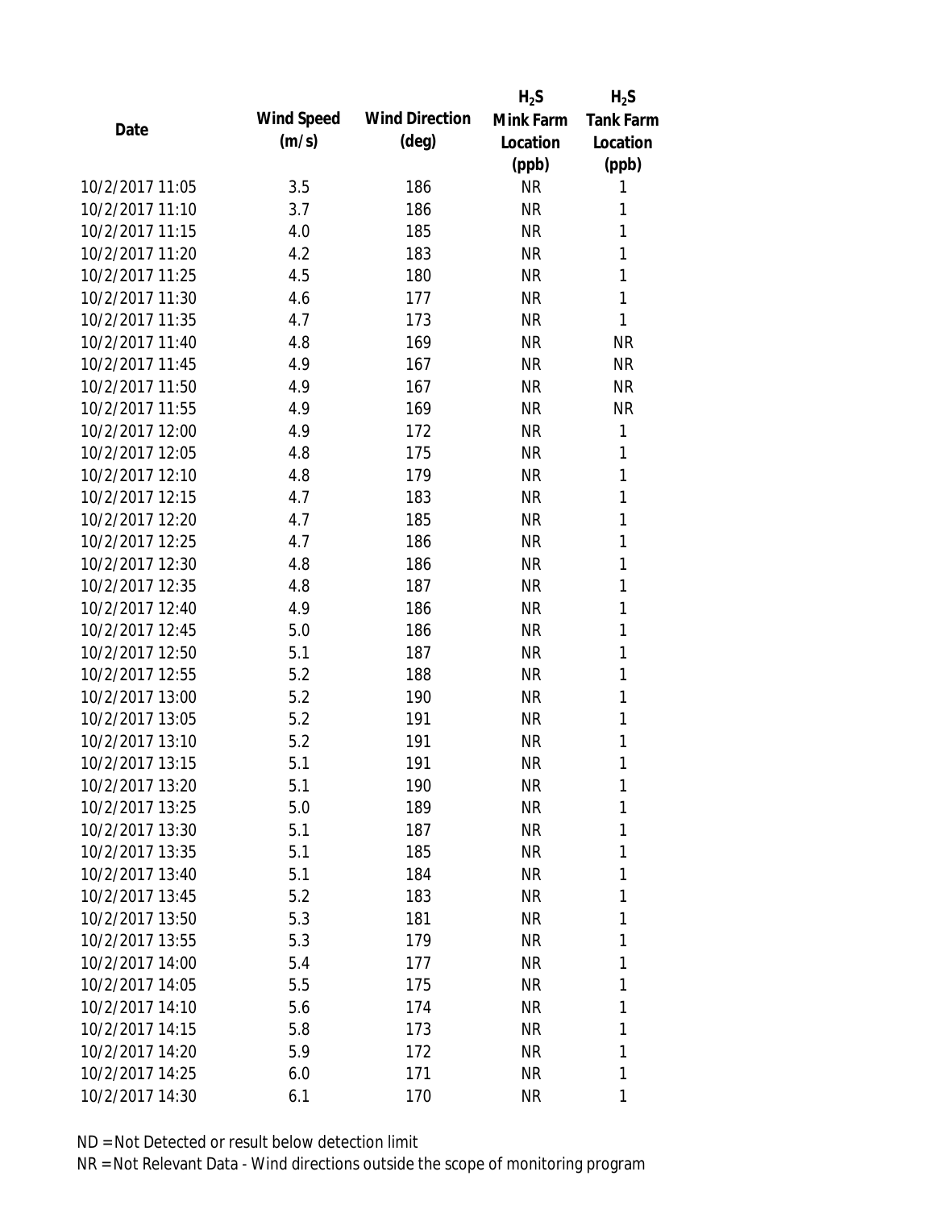| Date | Wind Speed (m/s) | Wind Direction (deg) | $H_2S$ Mink Farm Location (ppb) | $H_2S$ Tank Farm Location (ppb) |
|---|---|---|---|---|
| 10/2/2017 11:05 | 3.5 | 186 | NR | 1 |
| 10/2/2017 11:10 | 3.7 | 186 | NR | 1 |
| 10/2/2017 11:15 | 4.0 | 185 | NR | 1 |
| 10/2/2017 11:20 | 4.2 | 183 | NR | 1 |
| 10/2/2017 11:25 | 4.5 | 180 | NR | 1 |
| 10/2/2017 11:30 | 4.6 | 177 | NR | 1 |
| 10/2/2017 11:35 | 4.7 | 173 | NR | 1 |
| 10/2/2017 11:40 | 4.8 | 169 | NR | NR |
| 10/2/2017 11:45 | 4.9 | 167 | NR | NR |
| 10/2/2017 11:50 | 4.9 | 167 | NR | NR |
| 10/2/2017 11:55 | 4.9 | 169 | NR | NR |
| 10/2/2017 12:00 | 4.9 | 172 | NR | 1 |
| 10/2/2017 12:05 | 4.8 | 175 | NR | 1 |
| 10/2/2017 12:10 | 4.8 | 179 | NR | 1 |
| 10/2/2017 12:15 | 4.7 | 183 | NR | 1 |
| 10/2/2017 12:20 | 4.7 | 185 | NR | 1 |
| 10/2/2017 12:25 | 4.7 | 186 | NR | 1 |
| 10/2/2017 12:30 | 4.8 | 186 | NR | 1 |
| 10/2/2017 12:35 | 4.8 | 187 | NR | 1 |
| 10/2/2017 12:40 | 4.9 | 186 | NR | 1 |
| 10/2/2017 12:45 | 5.0 | 186 | NR | 1 |
| 10/2/2017 12:50 | 5.1 | 187 | NR | 1 |
| 10/2/2017 12:55 | 5.2 | 188 | NR | 1 |
| 10/2/2017 13:00 | 5.2 | 190 | NR | 1 |
| 10/2/2017 13:05 | 5.2 | 191 | NR | 1 |
| 10/2/2017 13:10 | 5.2 | 191 | NR | 1 |
| 10/2/2017 13:15 | 5.1 | 191 | NR | 1 |
| 10/2/2017 13:20 | 5.1 | 190 | NR | 1 |
| 10/2/2017 13:25 | 5.0 | 189 | NR | 1 |
| 10/2/2017 13:30 | 5.1 | 187 | NR | 1 |
| 10/2/2017 13:35 | 5.1 | 185 | NR | 1 |
| 10/2/2017 13:40 | 5.1 | 184 | NR | 1 |
| 10/2/2017 13:45 | 5.2 | 183 | NR | 1 |
| 10/2/2017 13:50 | 5.3 | 181 | NR | 1 |
| 10/2/2017 13:55 | 5.3 | 179 | NR | 1 |
| 10/2/2017 14:00 | 5.4 | 177 | NR | 1 |
| 10/2/2017 14:05 | 5.5 | 175 | NR | 1 |
| 10/2/2017 14:10 | 5.6 | 174 | NR | 1 |
| 10/2/2017 14:15 | 5.8 | 173 | NR | 1 |
| 10/2/2017 14:20 | 5.9 | 172 | NR | 1 |
| 10/2/2017 14:25 | 6.0 | 171 | NR | 1 |
| 10/2/2017 14:30 | 6.1 | 170 | NR | 1 |

ND = Not Detected or result below detection limit

NR = Not Relevant Data - Wind directions outside the scope of monitoring program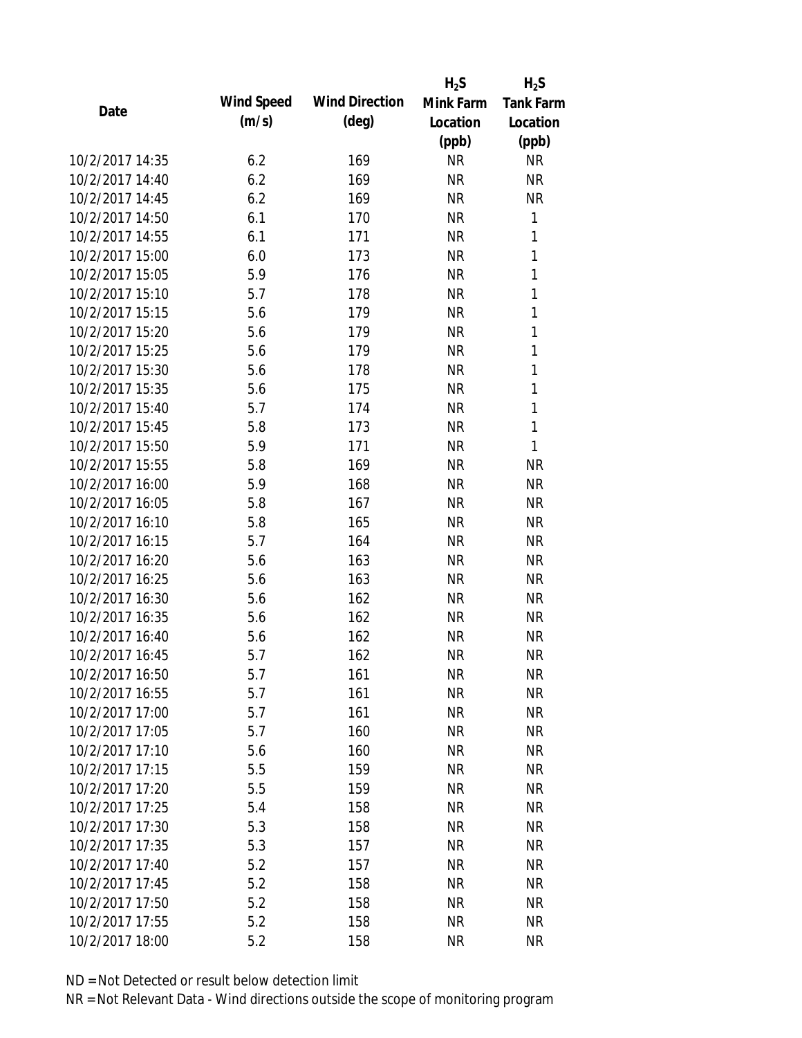| Date | Wind Speed (m/s) | Wind Direction (deg) | $H_2S$ Mink Farm Location (ppb) | $H_2S$ Tank Farm Location (ppb) |
|---|---|---|---|---|
| 10/2/2017 14:35 | 6.2 | 169 | NR | NR |
| 10/2/2017 14:40 | 6.2 | 169 | NR | NR |
| 10/2/2017 14:45 | 6.2 | 169 | NR | NR |
| 10/2/2017 14:50 | 6.1 | 170 | NR | 1 |
| 10/2/2017 14:55 | 6.1 | 171 | NR | 1 |
| 10/2/2017 15:00 | 6.0 | 173 | NR | 1 |
| 10/2/2017 15:05 | 5.9 | 176 | NR | 1 |
| 10/2/2017 15:10 | 5.7 | 178 | NR | 1 |
| 10/2/2017 15:15 | 5.6 | 179 | NR | 1 |
| 10/2/2017 15:20 | 5.6 | 179 | NR | 1 |
| 10/2/2017 15:25 | 5.6 | 179 | NR | 1 |
| 10/2/2017 15:30 | 5.6 | 178 | NR | 1 |
| 10/2/2017 15:35 | 5.6 | 175 | NR | 1 |
| 10/2/2017 15:40 | 5.7 | 174 | NR | 1 |
| 10/2/2017 15:45 | 5.8 | 173 | NR | 1 |
| 10/2/2017 15:50 | 5.9 | 171 | NR | 1 |
| 10/2/2017 15:55 | 5.8 | 169 | NR | NR |
| 10/2/2017 16:00 | 5.9 | 168 | NR | NR |
| 10/2/2017 16:05 | 5.8 | 167 | NR | NR |
| 10/2/2017 16:10 | 5.8 | 165 | NR | NR |
| 10/2/2017 16:15 | 5.7 | 164 | NR | NR |
| 10/2/2017 16:20 | 5.6 | 163 | NR | NR |
| 10/2/2017 16:25 | 5.6 | 163 | NR | NR |
| 10/2/2017 16:30 | 5.6 | 162 | NR | NR |
| 10/2/2017 16:35 | 5.6 | 162 | NR | NR |
| 10/2/2017 16:40 | 5.6 | 162 | NR | NR |
| 10/2/2017 16:45 | 5.7 | 162 | NR | NR |
| 10/2/2017 16:50 | 5.7 | 161 | NR | NR |
| 10/2/2017 16:55 | 5.7 | 161 | NR | NR |
| 10/2/2017 17:00 | 5.7 | 161 | NR | NR |
| 10/2/2017 17:05 | 5.7 | 160 | NR | NR |
| 10/2/2017 17:10 | 5.6 | 160 | NR | NR |
| 10/2/2017 17:15 | 5.5 | 159 | NR | NR |
| 10/2/2017 17:20 | 5.5 | 159 | NR | NR |
| 10/2/2017 17:25 | 5.4 | 158 | NR | NR |
| 10/2/2017 17:30 | 5.3 | 158 | NR | NR |
| 10/2/2017 17:35 | 5.3 | 157 | NR | NR |
| 10/2/2017 17:40 | 5.2 | 157 | NR | NR |
| 10/2/2017 17:45 | 5.2 | 158 | NR | NR |
| 10/2/2017 17:50 | 5.2 | 158 | NR | NR |
| 10/2/2017 17:55 | 5.2 | 158 | NR | NR |
| 10/2/2017 18:00 | 5.2 | 158 | NR | NR |

ND = Not Detected or result below detection limit

NR = Not Relevant Data - Wind directions outside the scope of monitoring program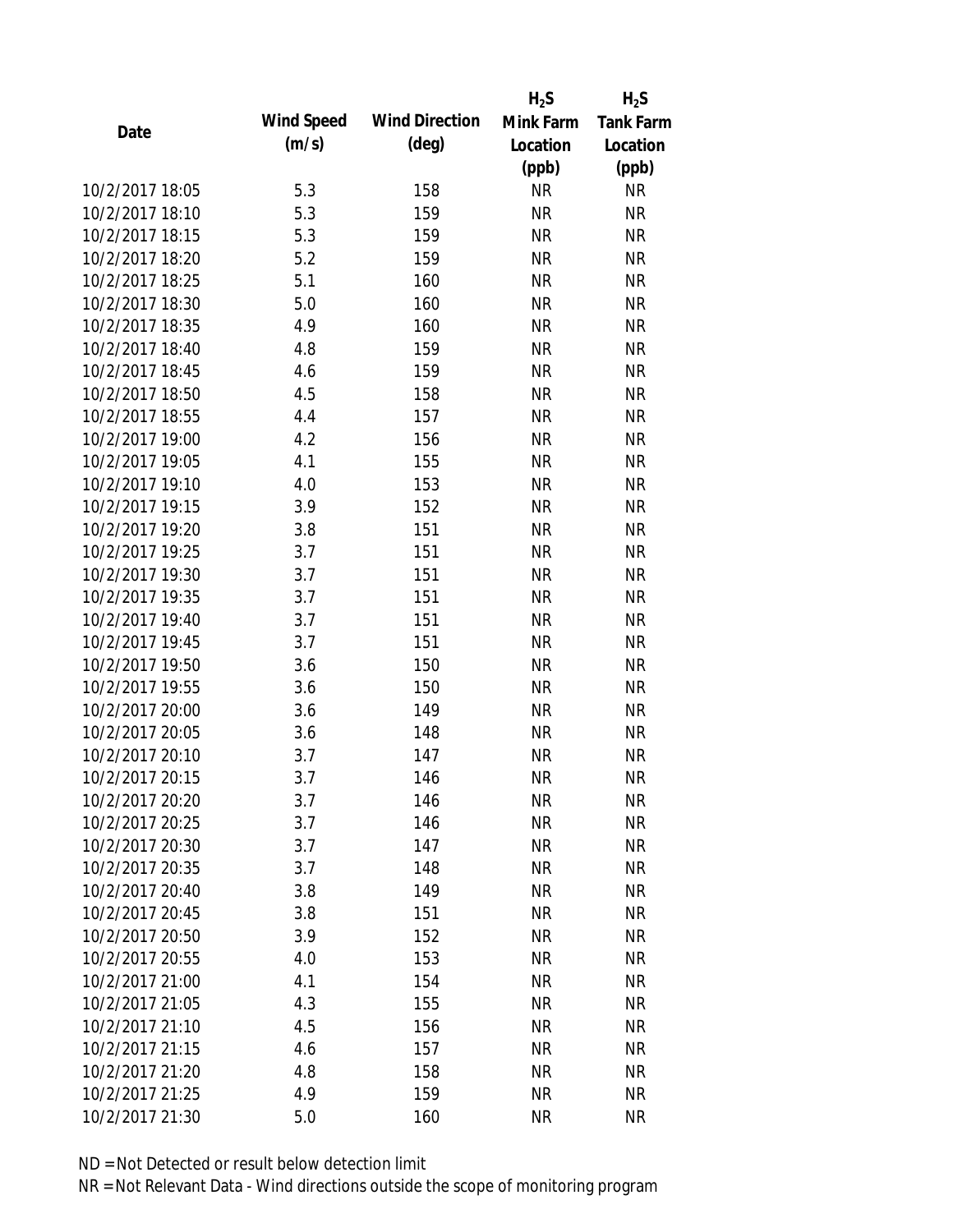| Date | Wind Speed (m/s) | Wind Direction (deg) | $H_2S$ Mink Farm Location (ppb) | $H_2S$ Tank Farm Location (ppb) |
|---|---|---|---|---|
| 10/2/2017 18:05 | 5.3 | 158 | NR | NR |
| 10/2/2017 18:10 | 5.3 | 159 | NR | NR |
| 10/2/2017 18:15 | 5.3 | 159 | NR | NR |
| 10/2/2017 18:20 | 5.2 | 159 | NR | NR |
| 10/2/2017 18:25 | 5.1 | 160 | NR | NR |
| 10/2/2017 18:30 | 5.0 | 160 | NR | NR |
| 10/2/2017 18:35 | 4.9 | 160 | NR | NR |
| 10/2/2017 18:40 | 4.8 | 159 | NR | NR |
| 10/2/2017 18:45 | 4.6 | 159 | NR | NR |
| 10/2/2017 18:50 | 4.5 | 158 | NR | NR |
| 10/2/2017 18:55 | 4.4 | 157 | NR | NR |
| 10/2/2017 19:00 | 4.2 | 156 | NR | NR |
| 10/2/2017 19:05 | 4.1 | 155 | NR | NR |
| 10/2/2017 19:10 | 4.0 | 153 | NR | NR |
| 10/2/2017 19:15 | 3.9 | 152 | NR | NR |
| 10/2/2017 19:20 | 3.8 | 151 | NR | NR |
| 10/2/2017 19:25 | 3.7 | 151 | NR | NR |
| 10/2/2017 19:30 | 3.7 | 151 | NR | NR |
| 10/2/2017 19:35 | 3.7 | 151 | NR | NR |
| 10/2/2017 19:40 | 3.7 | 151 | NR | NR |
| 10/2/2017 19:45 | 3.7 | 151 | NR | NR |
| 10/2/2017 19:50 | 3.6 | 150 | NR | NR |
| 10/2/2017 19:55 | 3.6 | 150 | NR | NR |
| 10/2/2017 20:00 | 3.6 | 149 | NR | NR |
| 10/2/2017 20:05 | 3.6 | 148 | NR | NR |
| 10/2/2017 20:10 | 3.7 | 147 | NR | NR |
| 10/2/2017 20:15 | 3.7 | 146 | NR | NR |
| 10/2/2017 20:20 | 3.7 | 146 | NR | NR |
| 10/2/2017 20:25 | 3.7 | 146 | NR | NR |
| 10/2/2017 20:30 | 3.7 | 147 | NR | NR |
| 10/2/2017 20:35 | 3.7 | 148 | NR | NR |
| 10/2/2017 20:40 | 3.8 | 149 | NR | NR |
| 10/2/2017 20:45 | 3.8 | 151 | NR | NR |
| 10/2/2017 20:50 | 3.9 | 152 | NR | NR |
| 10/2/2017 20:55 | 4.0 | 153 | NR | NR |
| 10/2/2017 21:00 | 4.1 | 154 | NR | NR |
| 10/2/2017 21:05 | 4.3 | 155 | NR | NR |
| 10/2/2017 21:10 | 4.5 | 156 | NR | NR |
| 10/2/2017 21:15 | 4.6 | 157 | NR | NR |
| 10/2/2017 21:20 | 4.8 | 158 | NR | NR |
| 10/2/2017 21:25 | 4.9 | 159 | NR | NR |
| 10/2/2017 21:30 | 5.0 | 160 | NR | NR |

ND = Not Detected or result below detection limit

NR = Not Relevant Data - Wind directions outside the scope of monitoring program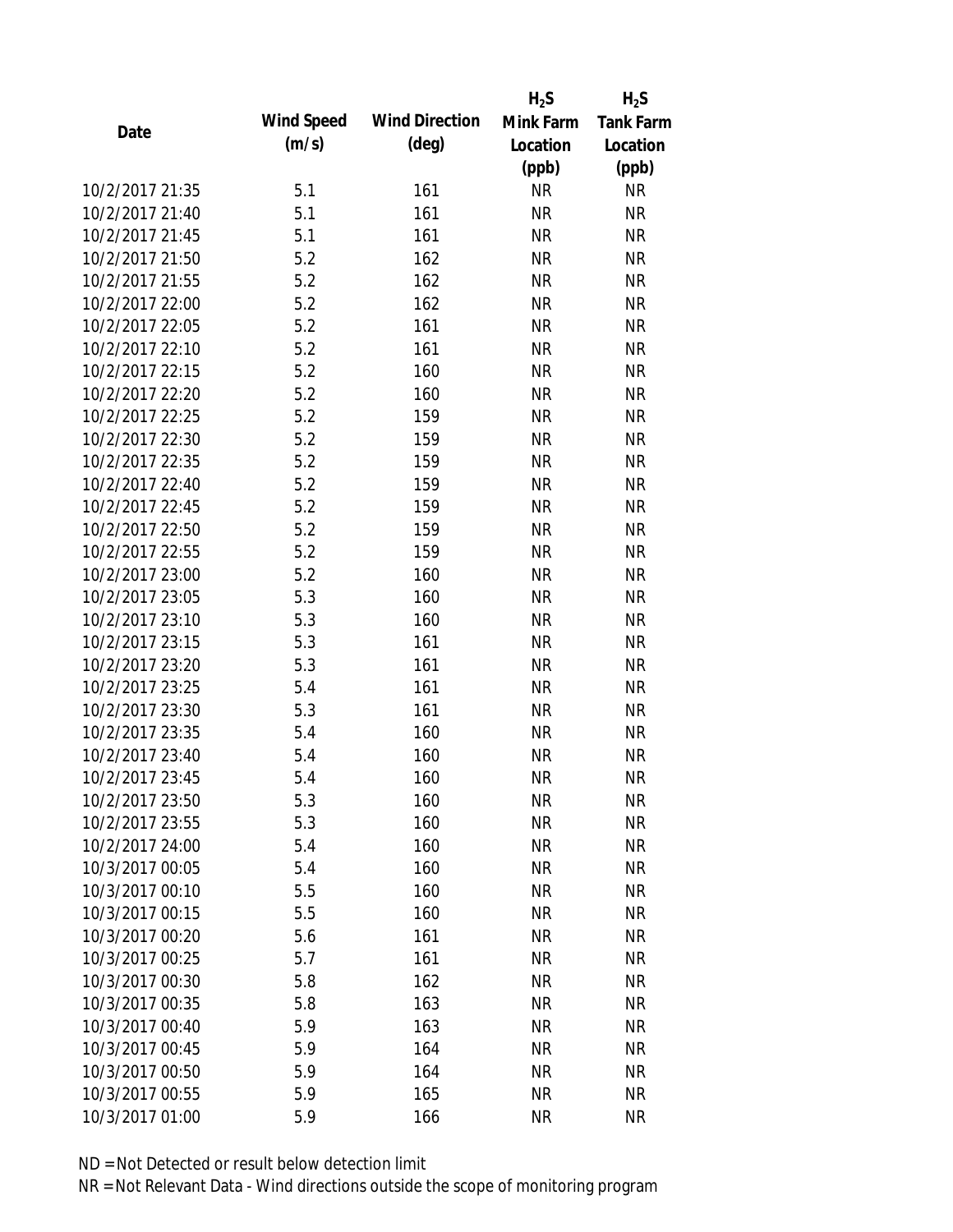| Date | Wind Speed (m/s) | Wind Direction (deg) | $H_2S$ Mink Farm Location (ppb) | $H_2S$ Tank Farm Location (ppb) |
|---|---|---|---|---|
| 10/2/2017 21:35 | 5.1 | 161 | NR | NR |
| 10/2/2017 21:40 | 5.1 | 161 | NR | NR |
| 10/2/2017 21:45 | 5.1 | 161 | NR | NR |
| 10/2/2017 21:50 | 5.2 | 162 | NR | NR |
| 10/2/2017 21:55 | 5.2 | 162 | NR | NR |
| 10/2/2017 22:00 | 5.2 | 162 | NR | NR |
| 10/2/2017 22:05 | 5.2 | 161 | NR | NR |
| 10/2/2017 22:10 | 5.2 | 161 | NR | NR |
| 10/2/2017 22:15 | 5.2 | 160 | NR | NR |
| 10/2/2017 22:20 | 5.2 | 160 | NR | NR |
| 10/2/2017 22:25 | 5.2 | 159 | NR | NR |
| 10/2/2017 22:30 | 5.2 | 159 | NR | NR |
| 10/2/2017 22:35 | 5.2 | 159 | NR | NR |
| 10/2/2017 22:40 | 5.2 | 159 | NR | NR |
| 10/2/2017 22:45 | 5.2 | 159 | NR | NR |
| 10/2/2017 22:50 | 5.2 | 159 | NR | NR |
| 10/2/2017 22:55 | 5.2 | 159 | NR | NR |
| 10/2/2017 23:00 | 5.2 | 160 | NR | NR |
| 10/2/2017 23:05 | 5.3 | 160 | NR | NR |
| 10/2/2017 23:10 | 5.3 | 160 | NR | NR |
| 10/2/2017 23:15 | 5.3 | 161 | NR | NR |
| 10/2/2017 23:20 | 5.3 | 161 | NR | NR |
| 10/2/2017 23:25 | 5.4 | 161 | NR | NR |
| 10/2/2017 23:30 | 5.3 | 161 | NR | NR |
| 10/2/2017 23:35 | 5.4 | 160 | NR | NR |
| 10/2/2017 23:40 | 5.4 | 160 | NR | NR |
| 10/2/2017 23:45 | 5.4 | 160 | NR | NR |
| 10/2/2017 23:50 | 5.3 | 160 | NR | NR |
| 10/2/2017 23:55 | 5.3 | 160 | NR | NR |
| 10/2/2017 24:00 | 5.4 | 160 | NR | NR |
| 10/3/2017 00:05 | 5.4 | 160 | NR | NR |
| 10/3/2017 00:10 | 5.5 | 160 | NR | NR |
| 10/3/2017 00:15 | 5.5 | 160 | NR | NR |
| 10/3/2017 00:20 | 5.6 | 161 | NR | NR |
| 10/3/2017 00:25 | 5.7 | 161 | NR | NR |
| 10/3/2017 00:30 | 5.8 | 162 | NR | NR |
| 10/3/2017 00:35 | 5.8 | 163 | NR | NR |
| 10/3/2017 00:40 | 5.9 | 163 | NR | NR |
| 10/3/2017 00:45 | 5.9 | 164 | NR | NR |
| 10/3/2017 00:50 | 5.9 | 164 | NR | NR |
| 10/3/2017 00:55 | 5.9 | 165 | NR | NR |
| 10/3/2017 01:00 | 5.9 | 166 | NR | NR |

ND = Not Detected or result below detection limit

NR = Not Relevant Data - Wind directions outside the scope of monitoring program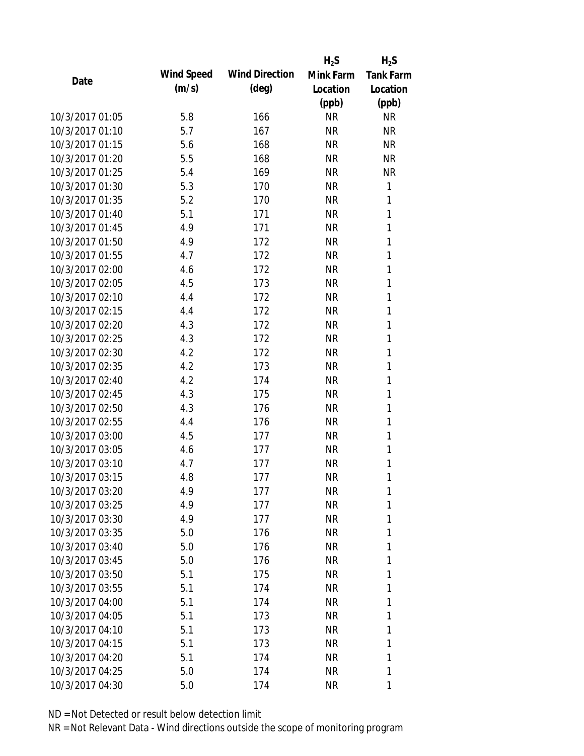| Date | Wind Speed (m/s) | Wind Direction (deg) | $H_2S$ Mink Farm Location (ppb) | $H_2S$ Tank Farm Location (ppb) |
|---|---|---|---|---|
| 10/3/2017 01:05 | 5.8 | 166 | NR | NR |
| 10/3/2017 01:10 | 5.7 | 167 | NR | NR |
| 10/3/2017 01:15 | 5.6 | 168 | NR | NR |
| 10/3/2017 01:20 | 5.5 | 168 | NR | NR |
| 10/3/2017 01:25 | 5.4 | 169 | NR | NR |
| 10/3/2017 01:30 | 5.3 | 170 | NR | 1 |
| 10/3/2017 01:35 | 5.2 | 170 | NR | 1 |
| 10/3/2017 01:40 | 5.1 | 171 | NR | 1 |
| 10/3/2017 01:45 | 4.9 | 171 | NR | 1 |
| 10/3/2017 01:50 | 4.9 | 172 | NR | 1 |
| 10/3/2017 01:55 | 4.7 | 172 | NR | 1 |
| 10/3/2017 02:00 | 4.6 | 172 | NR | 1 |
| 10/3/2017 02:05 | 4.5 | 173 | NR | 1 |
| 10/3/2017 02:10 | 4.4 | 172 | NR | 1 |
| 10/3/2017 02:15 | 4.4 | 172 | NR | 1 |
| 10/3/2017 02:20 | 4.3 | 172 | NR | 1 |
| 10/3/2017 02:25 | 4.3 | 172 | NR | 1 |
| 10/3/2017 02:30 | 4.2 | 172 | NR | 1 |
| 10/3/2017 02:35 | 4.2 | 173 | NR | 1 |
| 10/3/2017 02:40 | 4.2 | 174 | NR | 1 |
| 10/3/2017 02:45 | 4.3 | 175 | NR | 1 |
| 10/3/2017 02:50 | 4.3 | 176 | NR | 1 |
| 10/3/2017 02:55 | 4.4 | 176 | NR | 1 |
| 10/3/2017 03:00 | 4.5 | 177 | NR | 1 |
| 10/3/2017 03:05 | 4.6 | 177 | NR | 1 |
| 10/3/2017 03:10 | 4.7 | 177 | NR | 1 |
| 10/3/2017 03:15 | 4.8 | 177 | NR | 1 |
| 10/3/2017 03:20 | 4.9 | 177 | NR | 1 |
| 10/3/2017 03:25 | 4.9 | 177 | NR | 1 |
| 10/3/2017 03:30 | 4.9 | 177 | NR | 1 |
| 10/3/2017 03:35 | 5.0 | 176 | NR | 1 |
| 10/3/2017 03:40 | 5.0 | 176 | NR | 1 |
| 10/3/2017 03:45 | 5.0 | 176 | NR | 1 |
| 10/3/2017 03:50 | 5.1 | 175 | NR | 1 |
| 10/3/2017 03:55 | 5.1 | 174 | NR | 1 |
| 10/3/2017 04:00 | 5.1 | 174 | NR | 1 |
| 10/3/2017 04:05 | 5.1 | 173 | NR | 1 |
| 10/3/2017 04:10 | 5.1 | 173 | NR | 1 |
| 10/3/2017 04:15 | 5.1 | 173 | NR | 1 |
| 10/3/2017 04:20 | 5.1 | 174 | NR | 1 |
| 10/3/2017 04:25 | 5.0 | 174 | NR | 1 |
| 10/3/2017 04:30 | 5.0 | 174 | NR | 1 |

ND = Not Detected or result below detection limit

NR = Not Relevant Data - Wind directions outside the scope of monitoring program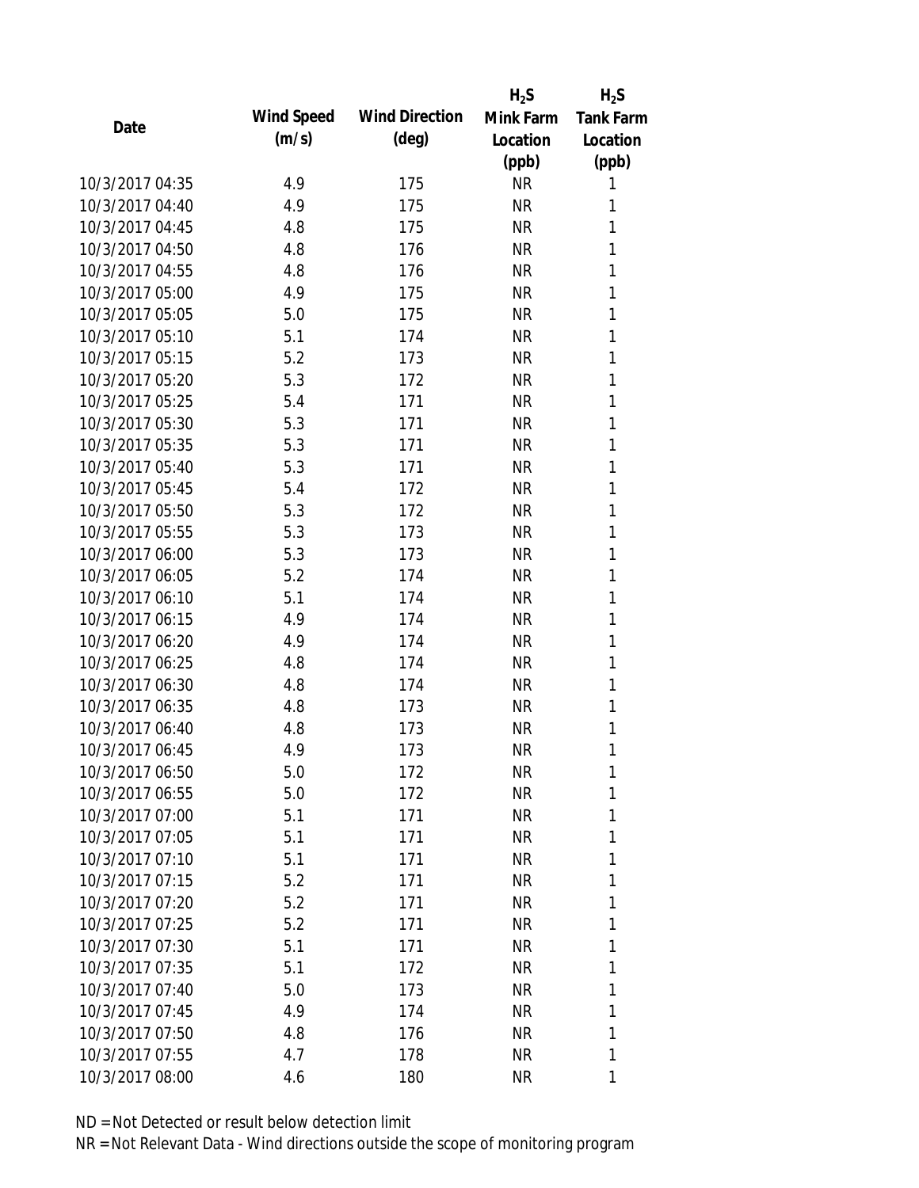| Date | Wind Speed (m/s) | Wind Direction (deg) | $H_2S$ Mink Farm Location (ppb) | $H_2S$ Tank Farm Location (ppb) |
|---|---|---|---|---|
| 10/3/2017 04:35 | 4.9 | 175 | NR | 1 |
| 10/3/2017 04:40 | 4.9 | 175 | NR | 1 |
| 10/3/2017 04:45 | 4.8 | 175 | NR | 1 |
| 10/3/2017 04:50 | 4.8 | 176 | NR | 1 |
| 10/3/2017 04:55 | 4.8 | 176 | NR | 1 |
| 10/3/2017 05:00 | 4.9 | 175 | NR | 1 |
| 10/3/2017 05:05 | 5.0 | 175 | NR | 1 |
| 10/3/2017 05:10 | 5.1 | 174 | NR | 1 |
| 10/3/2017 05:15 | 5.2 | 173 | NR | 1 |
| 10/3/2017 05:20 | 5.3 | 172 | NR | 1 |
| 10/3/2017 05:25 | 5.4 | 171 | NR | 1 |
| 10/3/2017 05:30 | 5.3 | 171 | NR | 1 |
| 10/3/2017 05:35 | 5.3 | 171 | NR | 1 |
| 10/3/2017 05:40 | 5.3 | 171 | NR | 1 |
| 10/3/2017 05:45 | 5.4 | 172 | NR | 1 |
| 10/3/2017 05:50 | 5.3 | 172 | NR | 1 |
| 10/3/2017 05:55 | 5.3 | 173 | NR | 1 |
| 10/3/2017 06:00 | 5.3 | 173 | NR | 1 |
| 10/3/2017 06:05 | 5.2 | 174 | NR | 1 |
| 10/3/2017 06:10 | 5.1 | 174 | NR | 1 |
| 10/3/2017 06:15 | 4.9 | 174 | NR | 1 |
| 10/3/2017 06:20 | 4.9 | 174 | NR | 1 |
| 10/3/2017 06:25 | 4.8 | 174 | NR | 1 |
| 10/3/2017 06:30 | 4.8 | 174 | NR | 1 |
| 10/3/2017 06:35 | 4.8 | 173 | NR | 1 |
| 10/3/2017 06:40 | 4.8 | 173 | NR | 1 |
| 10/3/2017 06:45 | 4.9 | 173 | NR | 1 |
| 10/3/2017 06:50 | 5.0 | 172 | NR | 1 |
| 10/3/2017 06:55 | 5.0 | 172 | NR | 1 |
| 10/3/2017 07:00 | 5.1 | 171 | NR | 1 |
| 10/3/2017 07:05 | 5.1 | 171 | NR | 1 |
| 10/3/2017 07:10 | 5.1 | 171 | NR | 1 |
| 10/3/2017 07:15 | 5.2 | 171 | NR | 1 |
| 10/3/2017 07:20 | 5.2 | 171 | NR | 1 |
| 10/3/2017 07:25 | 5.2 | 171 | NR | 1 |
| 10/3/2017 07:30 | 5.1 | 171 | NR | 1 |
| 10/3/2017 07:35 | 5.1 | 172 | NR | 1 |
| 10/3/2017 07:40 | 5.0 | 173 | NR | 1 |
| 10/3/2017 07:45 | 4.9 | 174 | NR | 1 |
| 10/3/2017 07:50 | 4.8 | 176 | NR | 1 |
| 10/3/2017 07:55 | 4.7 | 178 | NR | 1 |
| 10/3/2017 08:00 | 4.6 | 180 | NR | 1 |

ND = Not Detected or result below detection limit

NR = Not Relevant Data - Wind directions outside the scope of monitoring program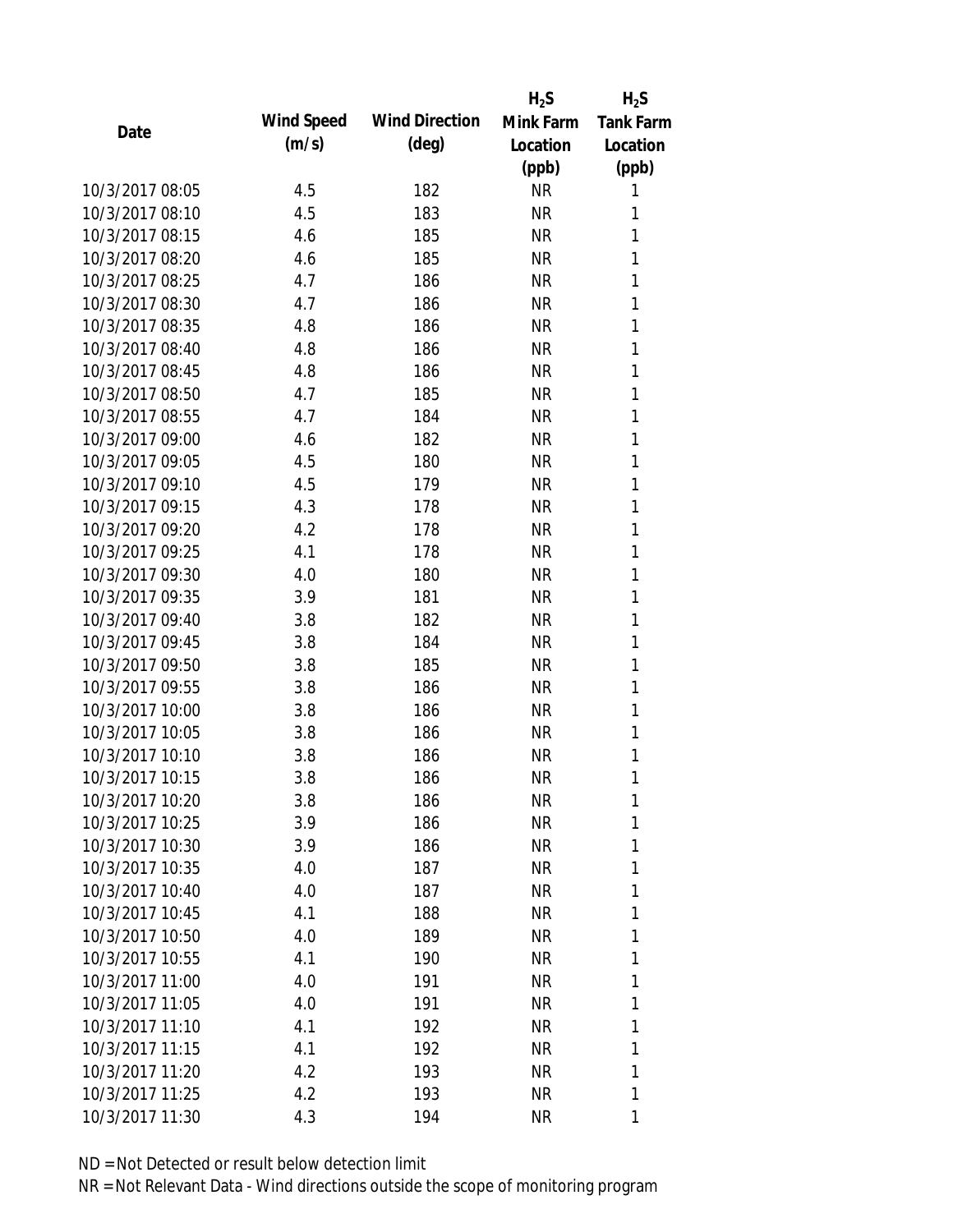| Date | Wind Speed (m/s) | Wind Direction (deg) | $H_2S$ Mink Farm Location (ppb) | $H_2S$ Tank Farm Location (ppb) |
|---|---|---|---|---|
| 10/3/2017 08:05 | 4.5 | 182 | NR | 1 |
| 10/3/2017 08:10 | 4.5 | 183 | NR | 1 |
| 10/3/2017 08:15 | 4.6 | 185 | NR | 1 |
| 10/3/2017 08:20 | 4.6 | 185 | NR | 1 |
| 10/3/2017 08:25 | 4.7 | 186 | NR | 1 |
| 10/3/2017 08:30 | 4.7 | 186 | NR | 1 |
| 10/3/2017 08:35 | 4.8 | 186 | NR | 1 |
| 10/3/2017 08:40 | 4.8 | 186 | NR | 1 |
| 10/3/2017 08:45 | 4.8 | 186 | NR | 1 |
| 10/3/2017 08:50 | 4.7 | 185 | NR | 1 |
| 10/3/2017 08:55 | 4.7 | 184 | NR | 1 |
| 10/3/2017 09:00 | 4.6 | 182 | NR | 1 |
| 10/3/2017 09:05 | 4.5 | 180 | NR | 1 |
| 10/3/2017 09:10 | 4.5 | 179 | NR | 1 |
| 10/3/2017 09:15 | 4.3 | 178 | NR | 1 |
| 10/3/2017 09:20 | 4.2 | 178 | NR | 1 |
| 10/3/2017 09:25 | 4.1 | 178 | NR | 1 |
| 10/3/2017 09:30 | 4.0 | 180 | NR | 1 |
| 10/3/2017 09:35 | 3.9 | 181 | NR | 1 |
| 10/3/2017 09:40 | 3.8 | 182 | NR | 1 |
| 10/3/2017 09:45 | 3.8 | 184 | NR | 1 |
| 10/3/2017 09:50 | 3.8 | 185 | NR | 1 |
| 10/3/2017 09:55 | 3.8 | 186 | NR | 1 |
| 10/3/2017 10:00 | 3.8 | 186 | NR | 1 |
| 10/3/2017 10:05 | 3.8 | 186 | NR | 1 |
| 10/3/2017 10:10 | 3.8 | 186 | NR | 1 |
| 10/3/2017 10:15 | 3.8 | 186 | NR | 1 |
| 10/3/2017 10:20 | 3.8 | 186 | NR | 1 |
| 10/3/2017 10:25 | 3.9 | 186 | NR | 1 |
| 10/3/2017 10:30 | 3.9 | 186 | NR | 1 |
| 10/3/2017 10:35 | 4.0 | 187 | NR | 1 |
| 10/3/2017 10:40 | 4.0 | 187 | NR | 1 |
| 10/3/2017 10:45 | 4.1 | 188 | NR | 1 |
| 10/3/2017 10:50 | 4.0 | 189 | NR | 1 |
| 10/3/2017 10:55 | 4.1 | 190 | NR | 1 |
| 10/3/2017 11:00 | 4.0 | 191 | NR | 1 |
| 10/3/2017 11:05 | 4.0 | 191 | NR | 1 |
| 10/3/2017 11:10 | 4.1 | 192 | NR | 1 |
| 10/3/2017 11:15 | 4.1 | 192 | NR | 1 |
| 10/3/2017 11:20 | 4.2 | 193 | NR | 1 |
| 10/3/2017 11:25 | 4.2 | 193 | NR | 1 |
| 10/3/2017 11:30 | 4.3 | 194 | NR | 1 |

ND = Not Detected or result below detection limit

NR = Not Relevant Data - Wind directions outside the scope of monitoring program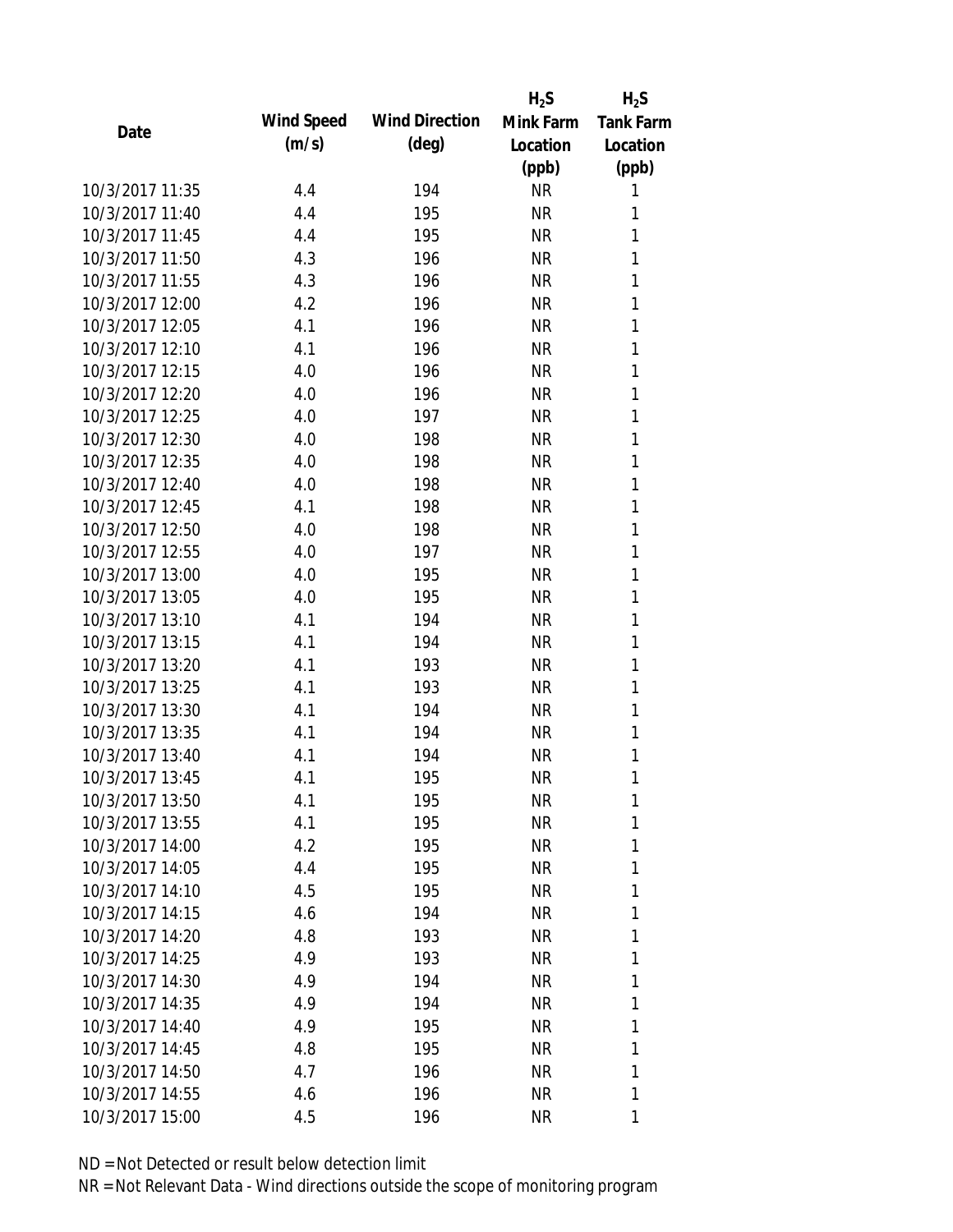| Date | Wind Speed (m/s) | Wind Direction (deg) | $H_2S$ Mink Farm Location (ppb) | $H_2S$ Tank Farm Location (ppb) |
| --- | --- | --- | --- | --- |
| 10/3/2017 11:35 | 4.4 | 194 | NR | 1 |
| 10/3/2017 11:40 | 4.4 | 195 | NR | 1 |
| 10/3/2017 11:45 | 4.4 | 195 | NR | 1 |
| 10/3/2017 11:50 | 4.3 | 196 | NR | 1 |
| 10/3/2017 11:55 | 4.3 | 196 | NR | 1 |
| 10/3/2017 12:00 | 4.2 | 196 | NR | 1 |
| 10/3/2017 12:05 | 4.1 | 196 | NR | 1 |
| 10/3/2017 12:10 | 4.1 | 196 | NR | 1 |
| 10/3/2017 12:15 | 4.0 | 196 | NR | 1 |
| 10/3/2017 12:20 | 4.0 | 196 | NR | 1 |
| 10/3/2017 12:25 | 4.0 | 197 | NR | 1 |
| 10/3/2017 12:30 | 4.0 | 198 | NR | 1 |
| 10/3/2017 12:35 | 4.0 | 198 | NR | 1 |
| 10/3/2017 12:40 | 4.0 | 198 | NR | 1 |
| 10/3/2017 12:45 | 4.1 | 198 | NR | 1 |
| 10/3/2017 12:50 | 4.0 | 198 | NR | 1 |
| 10/3/2017 12:55 | 4.0 | 197 | NR | 1 |
| 10/3/2017 13:00 | 4.0 | 195 | NR | 1 |
| 10/3/2017 13:05 | 4.0 | 195 | NR | 1 |
| 10/3/2017 13:10 | 4.1 | 194 | NR | 1 |
| 10/3/2017 13:15 | 4.1 | 194 | NR | 1 |
| 10/3/2017 13:20 | 4.1 | 193 | NR | 1 |
| 10/3/2017 13:25 | 4.1 | 193 | NR | 1 |
| 10/3/2017 13:30 | 4.1 | 194 | NR | 1 |
| 10/3/2017 13:35 | 4.1 | 194 | NR | 1 |
| 10/3/2017 13:40 | 4.1 | 194 | NR | 1 |
| 10/3/2017 13:45 | 4.1 | 195 | NR | 1 |
| 10/3/2017 13:50 | 4.1 | 195 | NR | 1 |
| 10/3/2017 13:55 | 4.1 | 195 | NR | 1 |
| 10/3/2017 14:00 | 4.2 | 195 | NR | 1 |
| 10/3/2017 14:05 | 4.4 | 195 | NR | 1 |
| 10/3/2017 14:10 | 4.5 | 195 | NR | 1 |
| 10/3/2017 14:15 | 4.6 | 194 | NR | 1 |
| 10/3/2017 14:20 | 4.8 | 193 | NR | 1 |
| 10/3/2017 14:25 | 4.9 | 193 | NR | 1 |
| 10/3/2017 14:30 | 4.9 | 194 | NR | 1 |
| 10/3/2017 14:35 | 4.9 | 194 | NR | 1 |
| 10/3/2017 14:40 | 4.9 | 195 | NR | 1 |
| 10/3/2017 14:45 | 4.8 | 195 | NR | 1 |
| 10/3/2017 14:50 | 4.7 | 196 | NR | 1 |
| 10/3/2017 14:55 | 4.6 | 196 | NR | 1 |
| 10/3/2017 15:00 | 4.5 | 196 | NR | 1 |

ND = Not Detected or result below detection limit

NR = Not Relevant Data - Wind directions outside the scope of monitoring program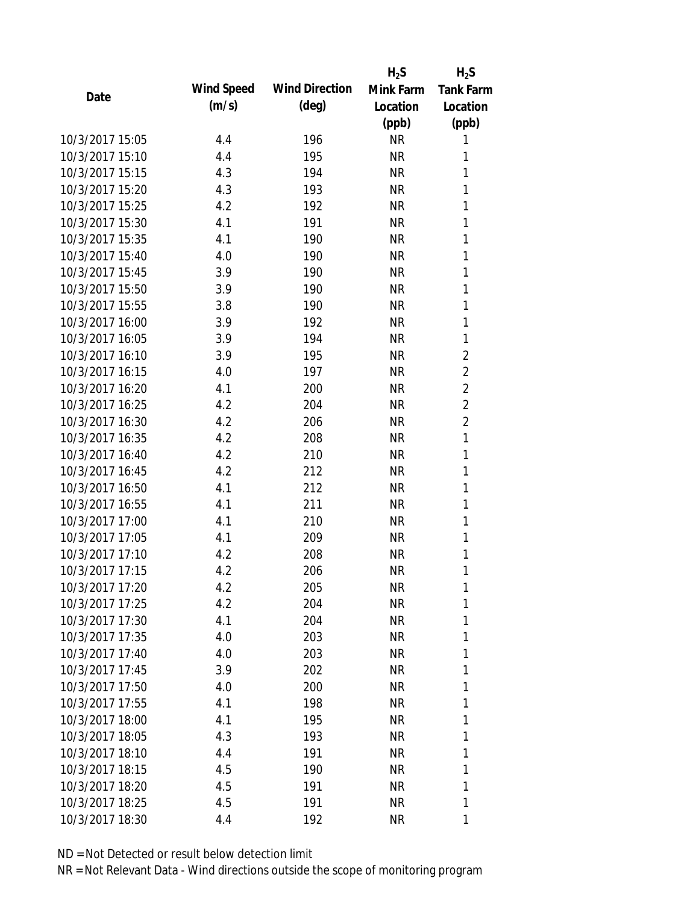| Date | Wind Speed (m/s) | Wind Direction (deg) | $H_2S$ Mink Farm Location (ppb) | $H_2S$ Tank Farm Location (ppb) |
| --- | --- | --- | --- | --- |
| 10/3/2017 15:05 | 4.4 | 196 | NR | 1 |
| 10/3/2017 15:10 | 4.4 | 195 | NR | 1 |
| 10/3/2017 15:15 | 4.3 | 194 | NR | 1 |
| 10/3/2017 15:20 | 4.3 | 193 | NR | 1 |
| 10/3/2017 15:25 | 4.2 | 192 | NR | 1 |
| 10/3/2017 15:30 | 4.1 | 191 | NR | 1 |
| 10/3/2017 15:35 | 4.1 | 190 | NR | 1 |
| 10/3/2017 15:40 | 4.0 | 190 | NR | 1 |
| 10/3/2017 15:45 | 3.9 | 190 | NR | 1 |
| 10/3/2017 15:50 | 3.9 | 190 | NR | 1 |
| 10/3/2017 15:55 | 3.8 | 190 | NR | 1 |
| 10/3/2017 16:00 | 3.9 | 192 | NR | 1 |
| 10/3/2017 16:05 | 3.9 | 194 | NR | 1 |
| 10/3/2017 16:10 | 3.9 | 195 | NR | 2 |
| 10/3/2017 16:15 | 4.0 | 197 | NR | 2 |
| 10/3/2017 16:20 | 4.1 | 200 | NR | 2 |
| 10/3/2017 16:25 | 4.2 | 204 | NR | 2 |
| 10/3/2017 16:30 | 4.2 | 206 | NR | 2 |
| 10/3/2017 16:35 | 4.2 | 208 | NR | 1 |
| 10/3/2017 16:40 | 4.2 | 210 | NR | 1 |
| 10/3/2017 16:45 | 4.2 | 212 | NR | 1 |
| 10/3/2017 16:50 | 4.1 | 212 | NR | 1 |
| 10/3/2017 16:55 | 4.1 | 211 | NR | 1 |
| 10/3/2017 17:00 | 4.1 | 210 | NR | 1 |
| 10/3/2017 17:05 | 4.1 | 209 | NR | 1 |
| 10/3/2017 17:10 | 4.2 | 208 | NR | 1 |
| 10/3/2017 17:15 | 4.2 | 206 | NR | 1 |
| 10/3/2017 17:20 | 4.2 | 205 | NR | 1 |
| 10/3/2017 17:25 | 4.2 | 204 | NR | 1 |
| 10/3/2017 17:30 | 4.1 | 204 | NR | 1 |
| 10/3/2017 17:35 | 4.0 | 203 | NR | 1 |
| 10/3/2017 17:40 | 4.0 | 203 | NR | 1 |
| 10/3/2017 17:45 | 3.9 | 202 | NR | 1 |
| 10/3/2017 17:50 | 4.0 | 200 | NR | 1 |
| 10/3/2017 17:55 | 4.1 | 198 | NR | 1 |
| 10/3/2017 18:00 | 4.1 | 195 | NR | 1 |
| 10/3/2017 18:05 | 4.3 | 193 | NR | 1 |
| 10/3/2017 18:10 | 4.4 | 191 | NR | 1 |
| 10/3/2017 18:15 | 4.5 | 190 | NR | 1 |
| 10/3/2017 18:20 | 4.5 | 191 | NR | 1 |
| 10/3/2017 18:25 | 4.5 | 191 | NR | 1 |
| 10/3/2017 18:30 | 4.4 | 192 | NR | 1 |

ND = Not Detected or result below detection limit

NR = Not Relevant Data - Wind directions outside the scope of monitoring program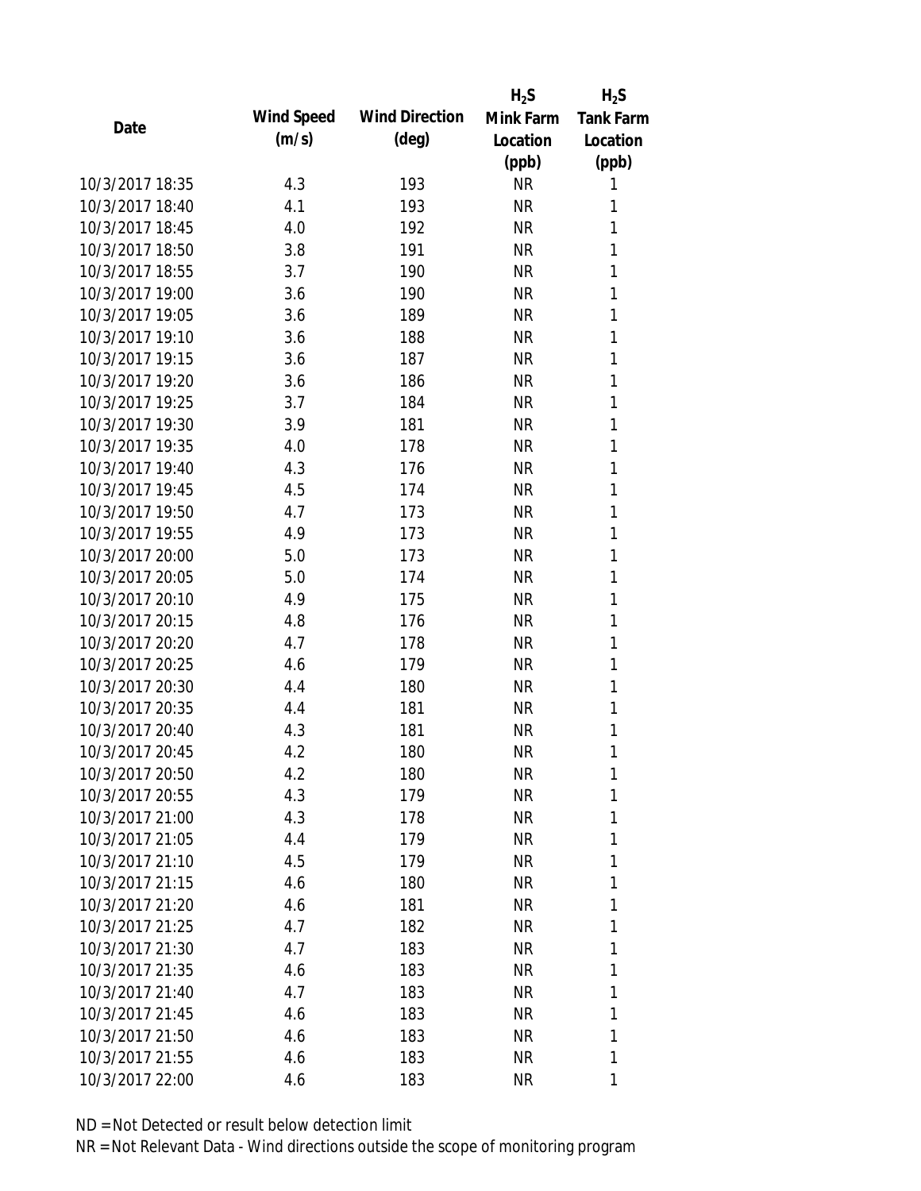| Date | Wind Speed (m/s) | Wind Direction (deg) | $H_2S$ Mink Farm Location (ppb) | $H_2S$ Tank Farm Location (ppb) |
|---|---|---|---|---|
| 10/3/2017 18:35 | 4.3 | 193 | NR | 1 |
| 10/3/2017 18:40 | 4.1 | 193 | NR | 1 |
| 10/3/2017 18:45 | 4.0 | 192 | NR | 1 |
| 10/3/2017 18:50 | 3.8 | 191 | NR | 1 |
| 10/3/2017 18:55 | 3.7 | 190 | NR | 1 |
| 10/3/2017 19:00 | 3.6 | 190 | NR | 1 |
| 10/3/2017 19:05 | 3.6 | 189 | NR | 1 |
| 10/3/2017 19:10 | 3.6 | 188 | NR | 1 |
| 10/3/2017 19:15 | 3.6 | 187 | NR | 1 |
| 10/3/2017 19:20 | 3.6 | 186 | NR | 1 |
| 10/3/2017 19:25 | 3.7 | 184 | NR | 1 |
| 10/3/2017 19:30 | 3.9 | 181 | NR | 1 |
| 10/3/2017 19:35 | 4.0 | 178 | NR | 1 |
| 10/3/2017 19:40 | 4.3 | 176 | NR | 1 |
| 10/3/2017 19:45 | 4.5 | 174 | NR | 1 |
| 10/3/2017 19:50 | 4.7 | 173 | NR | 1 |
| 10/3/2017 19:55 | 4.9 | 173 | NR | 1 |
| 10/3/2017 20:00 | 5.0 | 173 | NR | 1 |
| 10/3/2017 20:05 | 5.0 | 174 | NR | 1 |
| 10/3/2017 20:10 | 4.9 | 175 | NR | 1 |
| 10/3/2017 20:15 | 4.8 | 176 | NR | 1 |
| 10/3/2017 20:20 | 4.7 | 178 | NR | 1 |
| 10/3/2017 20:25 | 4.6 | 179 | NR | 1 |
| 10/3/2017 20:30 | 4.4 | 180 | NR | 1 |
| 10/3/2017 20:35 | 4.4 | 181 | NR | 1 |
| 10/3/2017 20:40 | 4.3 | 181 | NR | 1 |
| 10/3/2017 20:45 | 4.2 | 180 | NR | 1 |
| 10/3/2017 20:50 | 4.2 | 180 | NR | 1 |
| 10/3/2017 20:55 | 4.3 | 179 | NR | 1 |
| 10/3/2017 21:00 | 4.3 | 178 | NR | 1 |
| 10/3/2017 21:05 | 4.4 | 179 | NR | 1 |
| 10/3/2017 21:10 | 4.5 | 179 | NR | 1 |
| 10/3/2017 21:15 | 4.6 | 180 | NR | 1 |
| 10/3/2017 21:20 | 4.6 | 181 | NR | 1 |
| 10/3/2017 21:25 | 4.7 | 182 | NR | 1 |
| 10/3/2017 21:30 | 4.7 | 183 | NR | 1 |
| 10/3/2017 21:35 | 4.6 | 183 | NR | 1 |
| 10/3/2017 21:40 | 4.7 | 183 | NR | 1 |
| 10/3/2017 21:45 | 4.6 | 183 | NR | 1 |
| 10/3/2017 21:50 | 4.6 | 183 | NR | 1 |
| 10/3/2017 21:55 | 4.6 | 183 | NR | 1 |
| 10/3/2017 22:00 | 4.6 | 183 | NR | 1 |

ND = Not Detected or result below detection limit

NR = Not Relevant Data - Wind directions outside the scope of monitoring program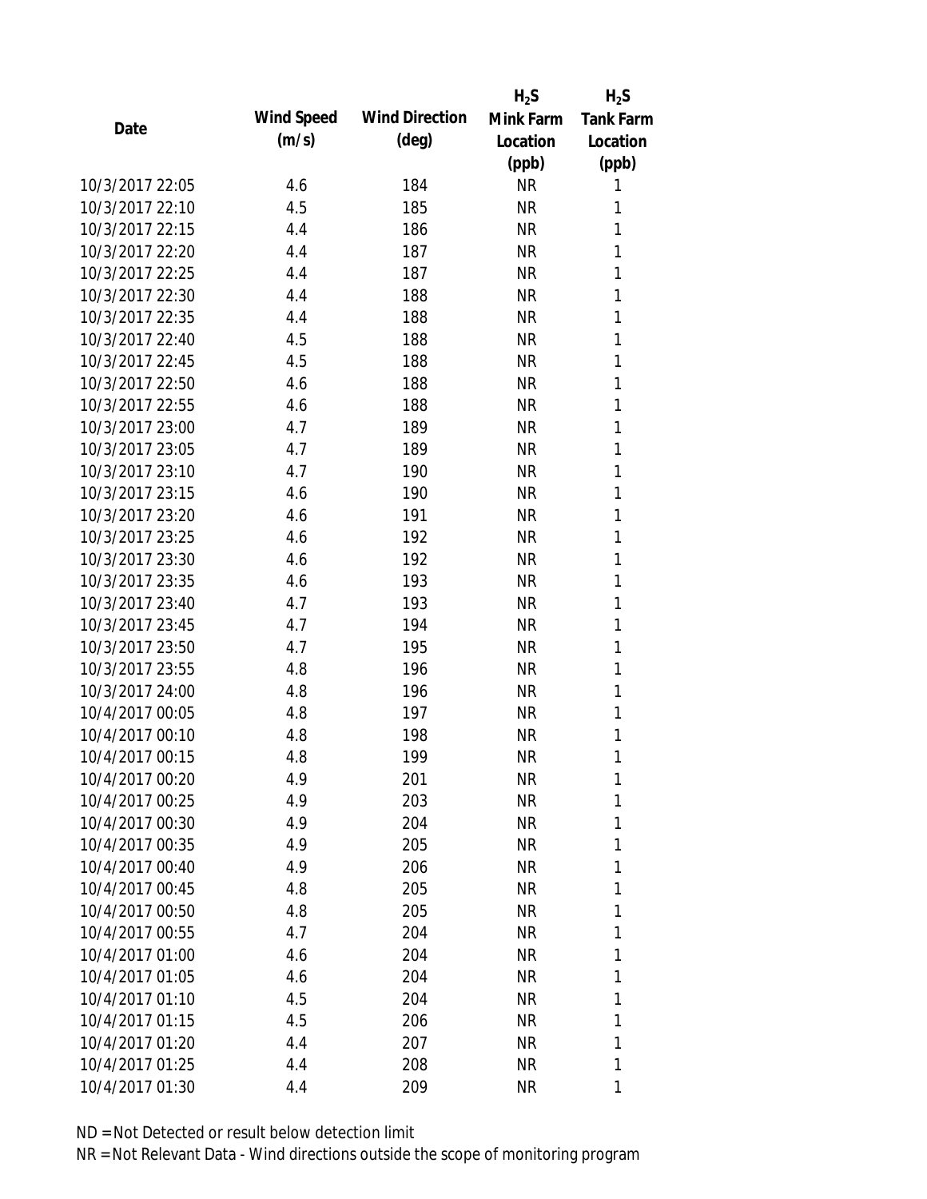| Date | Wind Speed (m/s) | Wind Direction (deg) | $H_2S$ Mink Farm Location (ppb) | $H_2S$ Tank Farm Location (ppb) |
|---|---|---|---|---|
| 10/3/2017 22:05 | 4.6 | 184 | NR | 1 |
| 10/3/2017 22:10 | 4.5 | 185 | NR | 1 |
| 10/3/2017 22:15 | 4.4 | 186 | NR | 1 |
| 10/3/2017 22:20 | 4.4 | 187 | NR | 1 |
| 10/3/2017 22:25 | 4.4 | 187 | NR | 1 |
| 10/3/2017 22:30 | 4.4 | 188 | NR | 1 |
| 10/3/2017 22:35 | 4.4 | 188 | NR | 1 |
| 10/3/2017 22:40 | 4.5 | 188 | NR | 1 |
| 10/3/2017 22:45 | 4.5 | 188 | NR | 1 |
| 10/3/2017 22:50 | 4.6 | 188 | NR | 1 |
| 10/3/2017 22:55 | 4.6 | 188 | NR | 1 |
| 10/3/2017 23:00 | 4.7 | 189 | NR | 1 |
| 10/3/2017 23:05 | 4.7 | 189 | NR | 1 |
| 10/3/2017 23:10 | 4.7 | 190 | NR | 1 |
| 10/3/2017 23:15 | 4.6 | 190 | NR | 1 |
| 10/3/2017 23:20 | 4.6 | 191 | NR | 1 |
| 10/3/2017 23:25 | 4.6 | 192 | NR | 1 |
| 10/3/2017 23:30 | 4.6 | 192 | NR | 1 |
| 10/3/2017 23:35 | 4.6 | 193 | NR | 1 |
| 10/3/2017 23:40 | 4.7 | 193 | NR | 1 |
| 10/3/2017 23:45 | 4.7 | 194 | NR | 1 |
| 10/3/2017 23:50 | 4.7 | 195 | NR | 1 |
| 10/3/2017 23:55 | 4.8 | 196 | NR | 1 |
| 10/3/2017 24:00 | 4.8 | 196 | NR | 1 |
| 10/4/2017 00:05 | 4.8 | 197 | NR | 1 |
| 10/4/2017 00:10 | 4.8 | 198 | NR | 1 |
| 10/4/2017 00:15 | 4.8 | 199 | NR | 1 |
| 10/4/2017 00:20 | 4.9 | 201 | NR | 1 |
| 10/4/2017 00:25 | 4.9 | 203 | NR | 1 |
| 10/4/2017 00:30 | 4.9 | 204 | NR | 1 |
| 10/4/2017 00:35 | 4.9 | 205 | NR | 1 |
| 10/4/2017 00:40 | 4.9 | 206 | NR | 1 |
| 10/4/2017 00:45 | 4.8 | 205 | NR | 1 |
| 10/4/2017 00:50 | 4.8 | 205 | NR | 1 |
| 10/4/2017 00:55 | 4.7 | 204 | NR | 1 |
| 10/4/2017 01:00 | 4.6 | 204 | NR | 1 |
| 10/4/2017 01:05 | 4.6 | 204 | NR | 1 |
| 10/4/2017 01:10 | 4.5 | 204 | NR | 1 |
| 10/4/2017 01:15 | 4.5 | 206 | NR | 1 |
| 10/4/2017 01:20 | 4.4 | 207 | NR | 1 |
| 10/4/2017 01:25 | 4.4 | 208 | NR | 1 |
| 10/4/2017 01:30 | 4.4 | 209 | NR | 1 |

ND = Not Detected or result below detection limit

NR = Not Relevant Data - Wind directions outside the scope of monitoring program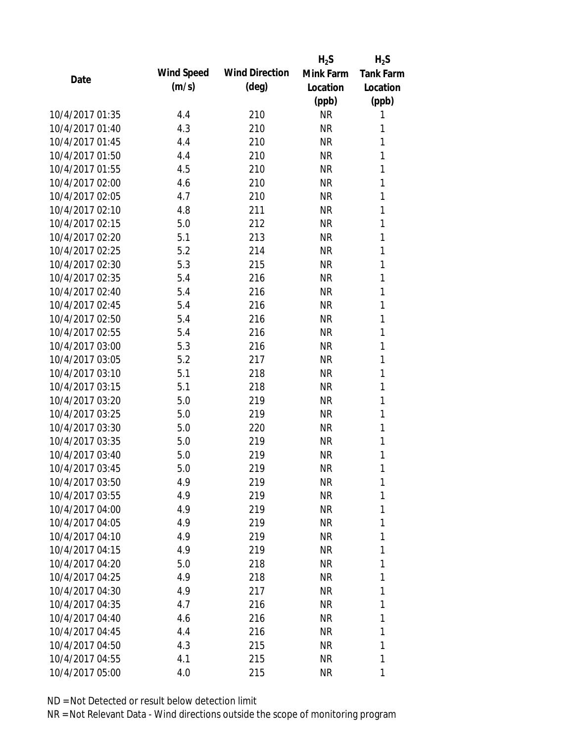| Date | Wind Speed (m/s) | Wind Direction (deg) | $H_2S$ Mink Farm Location (ppb) | $H_2S$ Tank Farm Location (ppb) |
|---|---|---|---|---|
| 10/4/2017 01:35 | 4.4 | 210 | NR | 1 |
| 10/4/2017 01:40 | 4.3 | 210 | NR | 1 |
| 10/4/2017 01:45 | 4.4 | 210 | NR | 1 |
| 10/4/2017 01:50 | 4.4 | 210 | NR | 1 |
| 10/4/2017 01:55 | 4.5 | 210 | NR | 1 |
| 10/4/2017 02:00 | 4.6 | 210 | NR | 1 |
| 10/4/2017 02:05 | 4.7 | 210 | NR | 1 |
| 10/4/2017 02:10 | 4.8 | 211 | NR | 1 |
| 10/4/2017 02:15 | 5.0 | 212 | NR | 1 |
| 10/4/2017 02:20 | 5.1 | 213 | NR | 1 |
| 10/4/2017 02:25 | 5.2 | 214 | NR | 1 |
| 10/4/2017 02:30 | 5.3 | 215 | NR | 1 |
| 10/4/2017 02:35 | 5.4 | 216 | NR | 1 |
| 10/4/2017 02:40 | 5.4 | 216 | NR | 1 |
| 10/4/2017 02:45 | 5.4 | 216 | NR | 1 |
| 10/4/2017 02:50 | 5.4 | 216 | NR | 1 |
| 10/4/2017 02:55 | 5.4 | 216 | NR | 1 |
| 10/4/2017 03:00 | 5.3 | 216 | NR | 1 |
| 10/4/2017 03:05 | 5.2 | 217 | NR | 1 |
| 10/4/2017 03:10 | 5.1 | 218 | NR | 1 |
| 10/4/2017 03:15 | 5.1 | 218 | NR | 1 |
| 10/4/2017 03:20 | 5.0 | 219 | NR | 1 |
| 10/4/2017 03:25 | 5.0 | 219 | NR | 1 |
| 10/4/2017 03:30 | 5.0 | 220 | NR | 1 |
| 10/4/2017 03:35 | 5.0 | 219 | NR | 1 |
| 10/4/2017 03:40 | 5.0 | 219 | NR | 1 |
| 10/4/2017 03:45 | 5.0 | 219 | NR | 1 |
| 10/4/2017 03:50 | 4.9 | 219 | NR | 1 |
| 10/4/2017 03:55 | 4.9 | 219 | NR | 1 |
| 10/4/2017 04:00 | 4.9 | 219 | NR | 1 |
| 10/4/2017 04:05 | 4.9 | 219 | NR | 1 |
| 10/4/2017 04:10 | 4.9 | 219 | NR | 1 |
| 10/4/2017 04:15 | 4.9 | 219 | NR | 1 |
| 10/4/2017 04:20 | 5.0 | 218 | NR | 1 |
| 10/4/2017 04:25 | 4.9 | 218 | NR | 1 |
| 10/4/2017 04:30 | 4.9 | 217 | NR | 1 |
| 10/4/2017 04:35 | 4.7 | 216 | NR | 1 |
| 10/4/2017 04:40 | 4.6 | 216 | NR | 1 |
| 10/4/2017 04:45 | 4.4 | 216 | NR | 1 |
| 10/4/2017 04:50 | 4.3 | 215 | NR | 1 |
| 10/4/2017 04:55 | 4.1 | 215 | NR | 1 |
| 10/4/2017 05:00 | 4.0 | 215 | NR | 1 |

ND = Not Detected or result below detection limit

NR = Not Relevant Data - Wind directions outside the scope of monitoring program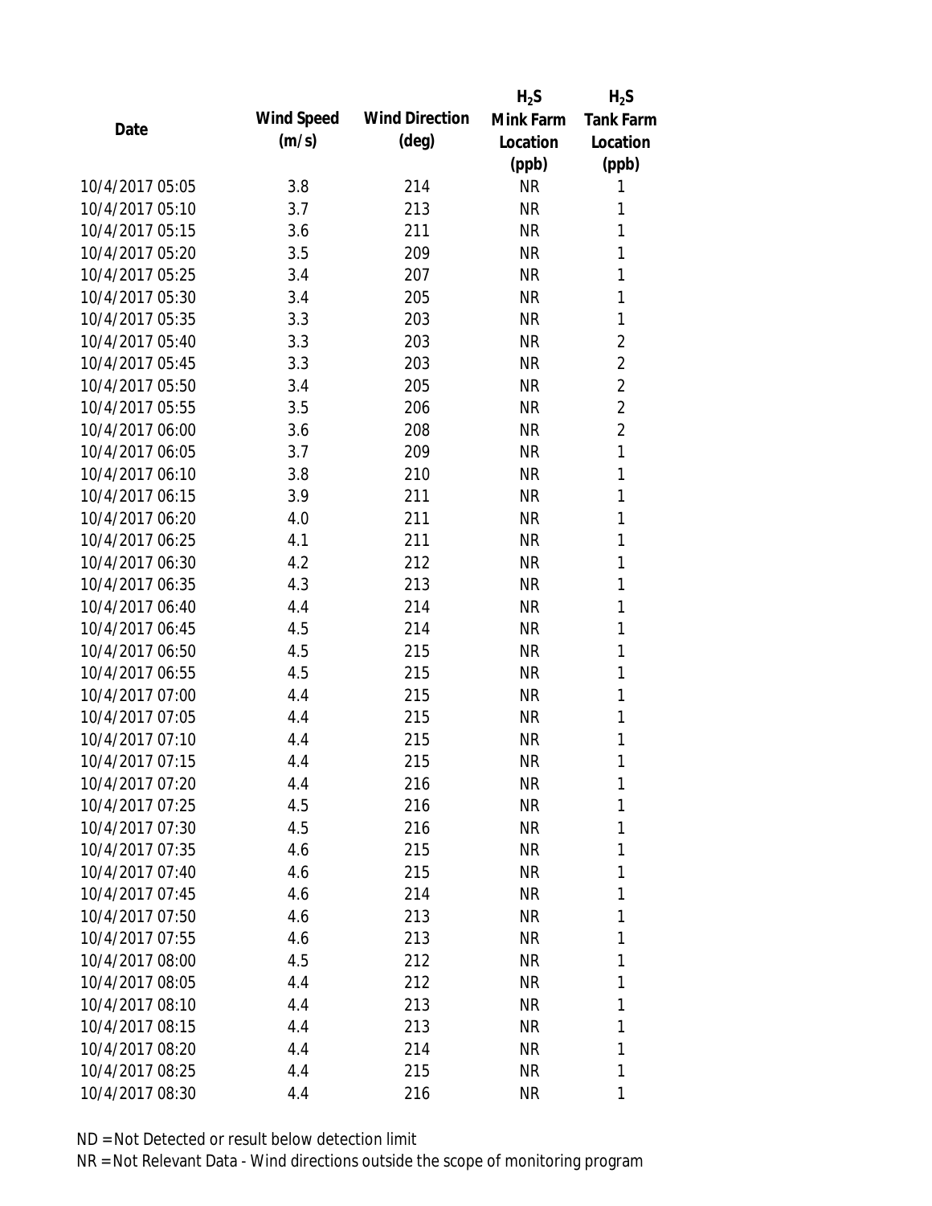| Date | Wind Speed (m/s) | Wind Direction (deg) | $H_2S$ Mink Farm Location (ppb) | $H_2S$ Tank Farm Location (ppb) |
|---|---|---|---|---|
| 10/4/2017 05:05 | 3.8 | 214 | NR | 1 |
| 10/4/2017 05:10 | 3.7 | 213 | NR | 1 |
| 10/4/2017 05:15 | 3.6 | 211 | NR | 1 |
| 10/4/2017 05:20 | 3.5 | 209 | NR | 1 |
| 10/4/2017 05:25 | 3.4 | 207 | NR | 1 |
| 10/4/2017 05:30 | 3.4 | 205 | NR | 1 |
| 10/4/2017 05:35 | 3.3 | 203 | NR | 1 |
| 10/4/2017 05:40 | 3.3 | 203 | NR | 2 |
| 10/4/2017 05:45 | 3.3 | 203 | NR | 2 |
| 10/4/2017 05:50 | 3.4 | 205 | NR | 2 |
| 10/4/2017 05:55 | 3.5 | 206 | NR | 2 |
| 10/4/2017 06:00 | 3.6 | 208 | NR | 2 |
| 10/4/2017 06:05 | 3.7 | 209 | NR | 1 |
| 10/4/2017 06:10 | 3.8 | 210 | NR | 1 |
| 10/4/2017 06:15 | 3.9 | 211 | NR | 1 |
| 10/4/2017 06:20 | 4.0 | 211 | NR | 1 |
| 10/4/2017 06:25 | 4.1 | 211 | NR | 1 |
| 10/4/2017 06:30 | 4.2 | 212 | NR | 1 |
| 10/4/2017 06:35 | 4.3 | 213 | NR | 1 |
| 10/4/2017 06:40 | 4.4 | 214 | NR | 1 |
| 10/4/2017 06:45 | 4.5 | 214 | NR | 1 |
| 10/4/2017 06:50 | 4.5 | 215 | NR | 1 |
| 10/4/2017 06:55 | 4.5 | 215 | NR | 1 |
| 10/4/2017 07:00 | 4.4 | 215 | NR | 1 |
| 10/4/2017 07:05 | 4.4 | 215 | NR | 1 |
| 10/4/2017 07:10 | 4.4 | 215 | NR | 1 |
| 10/4/2017 07:15 | 4.4 | 215 | NR | 1 |
| 10/4/2017 07:20 | 4.4 | 216 | NR | 1 |
| 10/4/2017 07:25 | 4.5 | 216 | NR | 1 |
| 10/4/2017 07:30 | 4.5 | 216 | NR | 1 |
| 10/4/2017 07:35 | 4.6 | 215 | NR | 1 |
| 10/4/2017 07:40 | 4.6 | 215 | NR | 1 |
| 10/4/2017 07:45 | 4.6 | 214 | NR | 1 |
| 10/4/2017 07:50 | 4.6 | 213 | NR | 1 |
| 10/4/2017 07:55 | 4.6 | 213 | NR | 1 |
| 10/4/2017 08:00 | 4.5 | 212 | NR | 1 |
| 10/4/2017 08:05 | 4.4 | 212 | NR | 1 |
| 10/4/2017 08:10 | 4.4 | 213 | NR | 1 |
| 10/4/2017 08:15 | 4.4 | 213 | NR | 1 |
| 10/4/2017 08:20 | 4.4 | 214 | NR | 1 |
| 10/4/2017 08:25 | 4.4 | 215 | NR | 1 |
| 10/4/2017 08:30 | 4.4 | 216 | NR | 1 |

ND = Not Detected or result below detection limit

NR = Not Relevant Data - Wind directions outside the scope of monitoring program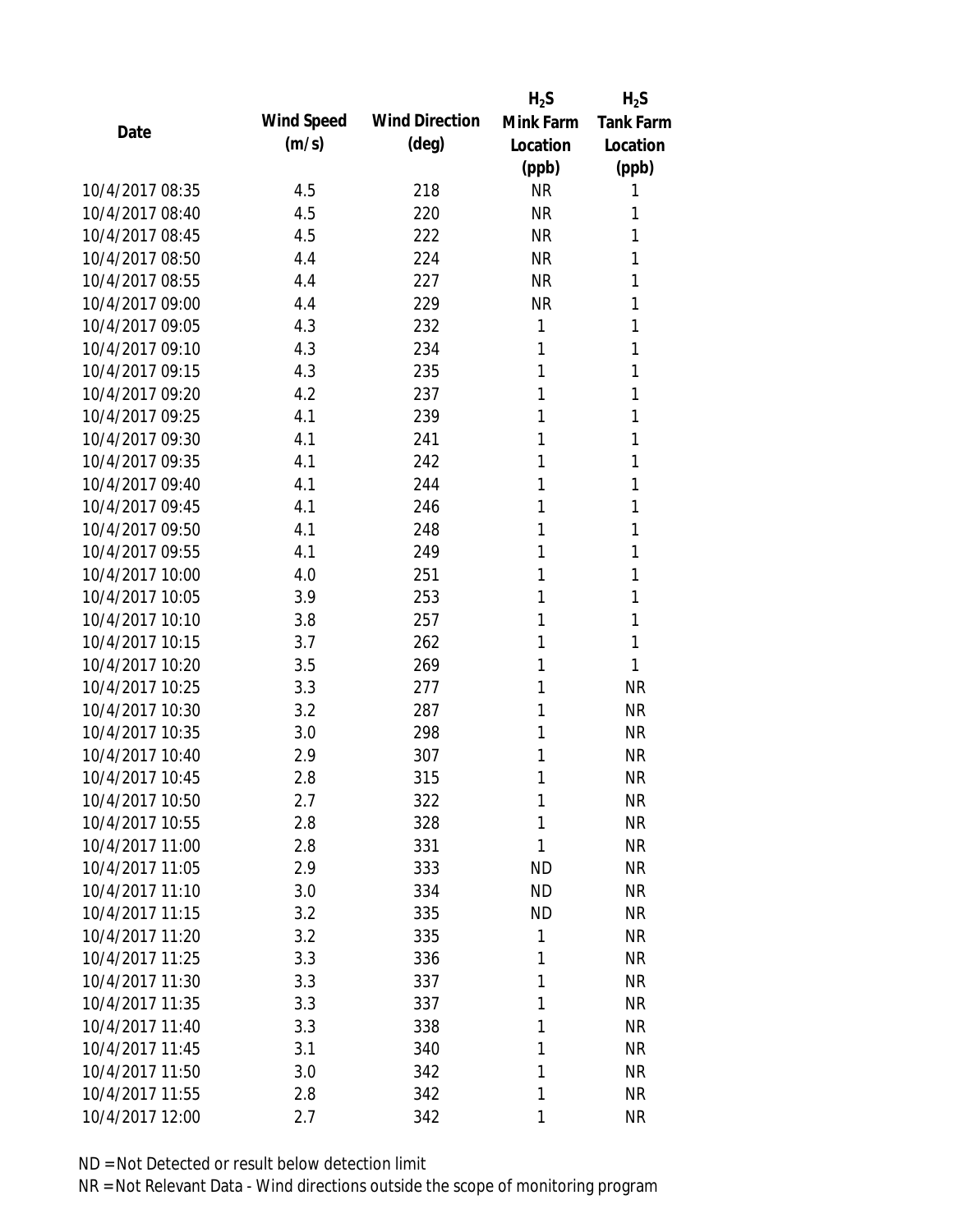| Date | Wind Speed (m/s) | Wind Direction (deg) | $H_2S$ Mink Farm Location (ppb) | $H_2S$ Tank Farm Location (ppb) |
|---|---|---|---|---|
| 10/4/2017 08:35 | 4.5 | 218 | NR | 1 |
| 10/4/2017 08:40 | 4.5 | 220 | NR | 1 |
| 10/4/2017 08:45 | 4.5 | 222 | NR | 1 |
| 10/4/2017 08:50 | 4.4 | 224 | NR | 1 |
| 10/4/2017 08:55 | 4.4 | 227 | NR | 1 |
| 10/4/2017 09:00 | 4.4 | 229 | NR | 1 |
| 10/4/2017 09:05 | 4.3 | 232 | 1 | 1 |
| 10/4/2017 09:10 | 4.3 | 234 | 1 | 1 |
| 10/4/2017 09:15 | 4.3 | 235 | 1 | 1 |
| 10/4/2017 09:20 | 4.2 | 237 | 1 | 1 |
| 10/4/2017 09:25 | 4.1 | 239 | 1 | 1 |
| 10/4/2017 09:30 | 4.1 | 241 | 1 | 1 |
| 10/4/2017 09:35 | 4.1 | 242 | 1 | 1 |
| 10/4/2017 09:40 | 4.1 | 244 | 1 | 1 |
| 10/4/2017 09:45 | 4.1 | 246 | 1 | 1 |
| 10/4/2017 09:50 | 4.1 | 248 | 1 | 1 |
| 10/4/2017 09:55 | 4.1 | 249 | 1 | 1 |
| 10/4/2017 10:00 | 4.0 | 251 | 1 | 1 |
| 10/4/2017 10:05 | 3.9 | 253 | 1 | 1 |
| 10/4/2017 10:10 | 3.8 | 257 | 1 | 1 |
| 10/4/2017 10:15 | 3.7 | 262 | 1 | 1 |
| 10/4/2017 10:20 | 3.5 | 269 | 1 | 1 |
| 10/4/2017 10:25 | 3.3 | 277 | 1 | NR |
| 10/4/2017 10:30 | 3.2 | 287 | 1 | NR |
| 10/4/2017 10:35 | 3.0 | 298 | 1 | NR |
| 10/4/2017 10:40 | 2.9 | 307 | 1 | NR |
| 10/4/2017 10:45 | 2.8 | 315 | 1 | NR |
| 10/4/2017 10:50 | 2.7 | 322 | 1 | NR |
| 10/4/2017 10:55 | 2.8 | 328 | 1 | NR |
| 10/4/2017 11:00 | 2.8 | 331 | 1 | NR |
| 10/4/2017 11:05 | 2.9 | 333 | ND | NR |
| 10/4/2017 11:10 | 3.0 | 334 | ND | NR |
| 10/4/2017 11:15 | 3.2 | 335 | ND | NR |
| 10/4/2017 11:20 | 3.2 | 335 | 1 | NR |
| 10/4/2017 11:25 | 3.3 | 336 | 1 | NR |
| 10/4/2017 11:30 | 3.3 | 337 | 1 | NR |
| 10/4/2017 11:35 | 3.3 | 337 | 1 | NR |
| 10/4/2017 11:40 | 3.3 | 338 | 1 | NR |
| 10/4/2017 11:45 | 3.1 | 340 | 1 | NR |
| 10/4/2017 11:50 | 3.0 | 342 | 1 | NR |
| 10/4/2017 11:55 | 2.8 | 342 | 1 | NR |
| 10/4/2017 12:00 | 2.7 | 342 | 1 | NR |

ND = Not Detected or result below detection limit

NR = Not Relevant Data - Wind directions outside the scope of monitoring program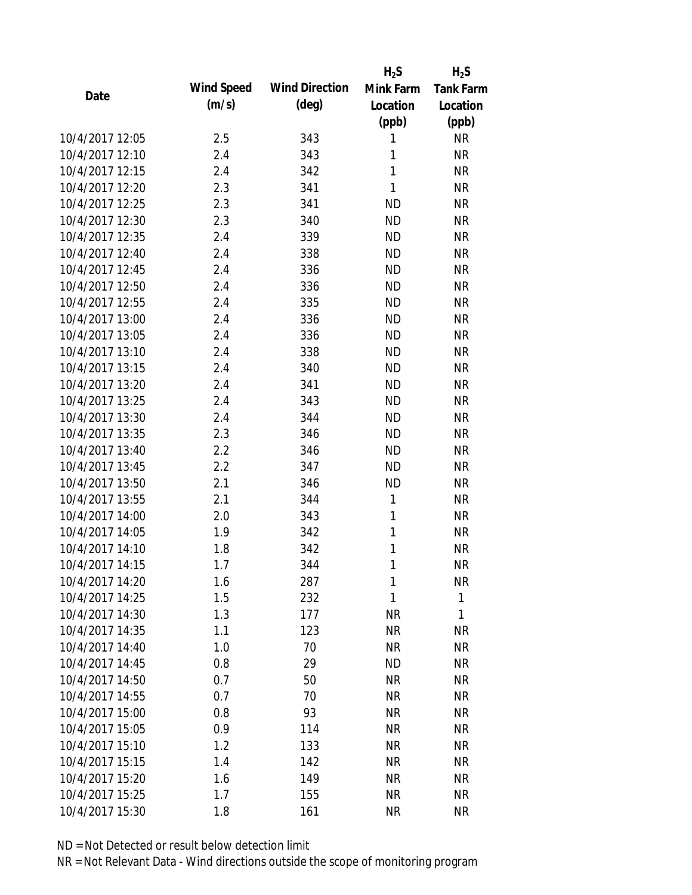| Date | Wind Speed (m/s) | Wind Direction (deg) | $H_2S$ Mink Farm Location (ppb) | $H_2S$ Tank Farm Location (ppb) |
|---|---|---|---|---|
| 10/4/2017 12:05 | 2.5 | 343 | 1 | NR |
| 10/4/2017 12:10 | 2.4 | 343 | 1 | NR |
| 10/4/2017 12:15 | 2.4 | 342 | 1 | NR |
| 10/4/2017 12:20 | 2.3 | 341 | 1 | NR |
| 10/4/2017 12:25 | 2.3 | 341 | ND | NR |
| 10/4/2017 12:30 | 2.3 | 340 | ND | NR |
| 10/4/2017 12:35 | 2.4 | 339 | ND | NR |
| 10/4/2017 12:40 | 2.4 | 338 | ND | NR |
| 10/4/2017 12:45 | 2.4 | 336 | ND | NR |
| 10/4/2017 12:50 | 2.4 | 336 | ND | NR |
| 10/4/2017 12:55 | 2.4 | 335 | ND | NR |
| 10/4/2017 13:00 | 2.4 | 336 | ND | NR |
| 10/4/2017 13:05 | 2.4 | 336 | ND | NR |
| 10/4/2017 13:10 | 2.4 | 338 | ND | NR |
| 10/4/2017 13:15 | 2.4 | 340 | ND | NR |
| 10/4/2017 13:20 | 2.4 | 341 | ND | NR |
| 10/4/2017 13:25 | 2.4 | 343 | ND | NR |
| 10/4/2017 13:30 | 2.4 | 344 | ND | NR |
| 10/4/2017 13:35 | 2.3 | 346 | ND | NR |
| 10/4/2017 13:40 | 2.2 | 346 | ND | NR |
| 10/4/2017 13:45 | 2.2 | 347 | ND | NR |
| 10/4/2017 13:50 | 2.1 | 346 | ND | NR |
| 10/4/2017 13:55 | 2.1 | 344 | 1 | NR |
| 10/4/2017 14:00 | 2.0 | 343 | 1 | NR |
| 10/4/2017 14:05 | 1.9 | 342 | 1 | NR |
| 10/4/2017 14:10 | 1.8 | 342 | 1 | NR |
| 10/4/2017 14:15 | 1.7 | 344 | 1 | NR |
| 10/4/2017 14:20 | 1.6 | 287 | 1 | NR |
| 10/4/2017 14:25 | 1.5 | 232 | 1 | 1 |
| 10/4/2017 14:30 | 1.3 | 177 | NR | 1 |
| 10/4/2017 14:35 | 1.1 | 123 | NR | NR |
| 10/4/2017 14:40 | 1.0 | 70 | NR | NR |
| 10/4/2017 14:45 | 0.8 | 29 | ND | NR |
| 10/4/2017 14:50 | 0.7 | 50 | NR | NR |
| 10/4/2017 14:55 | 0.7 | 70 | NR | NR |
| 10/4/2017 15:00 | 0.8 | 93 | NR | NR |
| 10/4/2017 15:05 | 0.9 | 114 | NR | NR |
| 10/4/2017 15:10 | 1.2 | 133 | NR | NR |
| 10/4/2017 15:15 | 1.4 | 142 | NR | NR |
| 10/4/2017 15:20 | 1.6 | 149 | NR | NR |
| 10/4/2017 15:25 | 1.7 | 155 | NR | NR |
| 10/4/2017 15:30 | 1.8 | 161 | NR | NR |

ND = Not Detected or result below detection limit

NR = Not Relevant Data - Wind directions outside the scope of monitoring program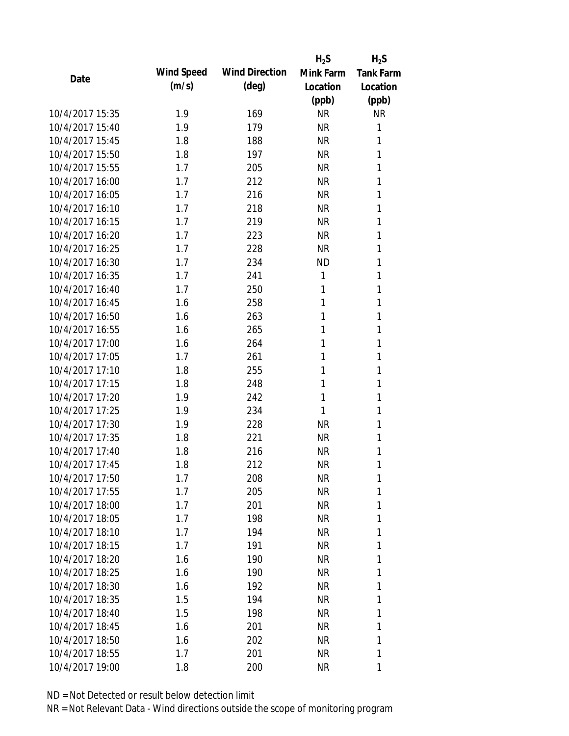| Date | Wind Speed (m/s) | Wind Direction (deg) | $H_2S$ Mink Farm Location (ppb) | $H_2S$ Tank Farm Location (ppb) |
| --- | --- | --- | --- | --- |
| 10/4/2017 15:35 | 1.9 | 169 | NR | NR |
| 10/4/2017 15:40 | 1.9 | 179 | NR | 1 |
| 10/4/2017 15:45 | 1.8 | 188 | NR | 1 |
| 10/4/2017 15:50 | 1.8 | 197 | NR | 1 |
| 10/4/2017 15:55 | 1.7 | 205 | NR | 1 |
| 10/4/2017 16:00 | 1.7 | 212 | NR | 1 |
| 10/4/2017 16:05 | 1.7 | 216 | NR | 1 |
| 10/4/2017 16:10 | 1.7 | 218 | NR | 1 |
| 10/4/2017 16:15 | 1.7 | 219 | NR | 1 |
| 10/4/2017 16:20 | 1.7 | 223 | NR | 1 |
| 10/4/2017 16:25 | 1.7 | 228 | NR | 1 |
| 10/4/2017 16:30 | 1.7 | 234 | ND | 1 |
| 10/4/2017 16:35 | 1.7 | 241 | 1 | 1 |
| 10/4/2017 16:40 | 1.7 | 250 | 1 | 1 |
| 10/4/2017 16:45 | 1.6 | 258 | 1 | 1 |
| 10/4/2017 16:50 | 1.6 | 263 | 1 | 1 |
| 10/4/2017 16:55 | 1.6 | 265 | 1 | 1 |
| 10/4/2017 17:00 | 1.6 | 264 | 1 | 1 |
| 10/4/2017 17:05 | 1.7 | 261 | 1 | 1 |
| 10/4/2017 17:10 | 1.8 | 255 | 1 | 1 |
| 10/4/2017 17:15 | 1.8 | 248 | 1 | 1 |
| 10/4/2017 17:20 | 1.9 | 242 | 1 | 1 |
| 10/4/2017 17:25 | 1.9 | 234 | 1 | 1 |
| 10/4/2017 17:30 | 1.9 | 228 | NR | 1 |
| 10/4/2017 17:35 | 1.8 | 221 | NR | 1 |
| 10/4/2017 17:40 | 1.8 | 216 | NR | 1 |
| 10/4/2017 17:45 | 1.8 | 212 | NR | 1 |
| 10/4/2017 17:50 | 1.7 | 208 | NR | 1 |
| 10/4/2017 17:55 | 1.7 | 205 | NR | 1 |
| 10/4/2017 18:00 | 1.7 | 201 | NR | 1 |
| 10/4/2017 18:05 | 1.7 | 198 | NR | 1 |
| 10/4/2017 18:10 | 1.7 | 194 | NR | 1 |
| 10/4/2017 18:15 | 1.7 | 191 | NR | 1 |
| 10/4/2017 18:20 | 1.6 | 190 | NR | 1 |
| 10/4/2017 18:25 | 1.6 | 190 | NR | 1 |
| 10/4/2017 18:30 | 1.6 | 192 | NR | 1 |
| 10/4/2017 18:35 | 1.5 | 194 | NR | 1 |
| 10/4/2017 18:40 | 1.5 | 198 | NR | 1 |
| 10/4/2017 18:45 | 1.6 | 201 | NR | 1 |
| 10/4/2017 18:50 | 1.6 | 202 | NR | 1 |
| 10/4/2017 18:55 | 1.7 | 201 | NR | 1 |
| 10/4/2017 19:00 | 1.8 | 200 | NR | 1 |

ND = Not Detected or result below detection limit

NR = Not Relevant Data - Wind directions outside the scope of monitoring program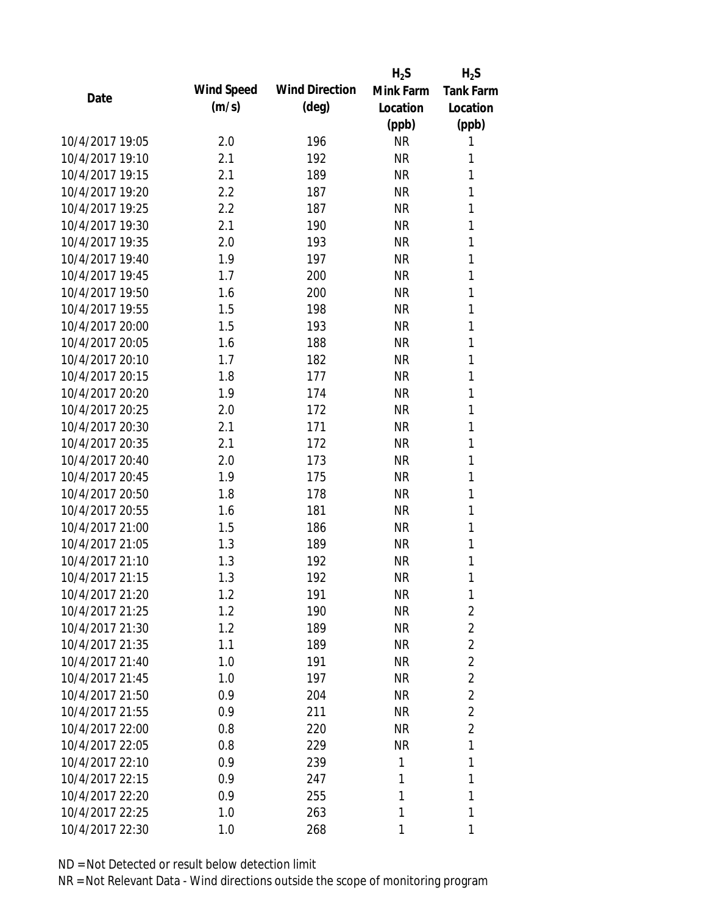| Date | Wind Speed (m/s) | Wind Direction (deg) | $H_2S$ Mink Farm Location (ppb) | $H_2S$ Tank Farm Location (ppb) |
|---|---|---|---|---|
| 10/4/2017 19:05 | 2.0 | 196 | NR | 1 |
| 10/4/2017 19:10 | 2.1 | 192 | NR | 1 |
| 10/4/2017 19:15 | 2.1 | 189 | NR | 1 |
| 10/4/2017 19:20 | 2.2 | 187 | NR | 1 |
| 10/4/2017 19:25 | 2.2 | 187 | NR | 1 |
| 10/4/2017 19:30 | 2.1 | 190 | NR | 1 |
| 10/4/2017 19:35 | 2.0 | 193 | NR | 1 |
| 10/4/2017 19:40 | 1.9 | 197 | NR | 1 |
| 10/4/2017 19:45 | 1.7 | 200 | NR | 1 |
| 10/4/2017 19:50 | 1.6 | 200 | NR | 1 |
| 10/4/2017 19:55 | 1.5 | 198 | NR | 1 |
| 10/4/2017 20:00 | 1.5 | 193 | NR | 1 |
| 10/4/2017 20:05 | 1.6 | 188 | NR | 1 |
| 10/4/2017 20:10 | 1.7 | 182 | NR | 1 |
| 10/4/2017 20:15 | 1.8 | 177 | NR | 1 |
| 10/4/2017 20:20 | 1.9 | 174 | NR | 1 |
| 10/4/2017 20:25 | 2.0 | 172 | NR | 1 |
| 10/4/2017 20:30 | 2.1 | 171 | NR | 1 |
| 10/4/2017 20:35 | 2.1 | 172 | NR | 1 |
| 10/4/2017 20:40 | 2.0 | 173 | NR | 1 |
| 10/4/2017 20:45 | 1.9 | 175 | NR | 1 |
| 10/4/2017 20:50 | 1.8 | 178 | NR | 1 |
| 10/4/2017 20:55 | 1.6 | 181 | NR | 1 |
| 10/4/2017 21:00 | 1.5 | 186 | NR | 1 |
| 10/4/2017 21:05 | 1.3 | 189 | NR | 1 |
| 10/4/2017 21:10 | 1.3 | 192 | NR | 1 |
| 10/4/2017 21:15 | 1.3 | 192 | NR | 1 |
| 10/4/2017 21:20 | 1.2 | 191 | NR | 1 |
| 10/4/2017 21:25 | 1.2 | 190 | NR | 2 |
| 10/4/2017 21:30 | 1.2 | 189 | NR | 2 |
| 10/4/2017 21:35 | 1.1 | 189 | NR | 2 |
| 10/4/2017 21:40 | 1.0 | 191 | NR | 2 |
| 10/4/2017 21:45 | 1.0 | 197 | NR | 2 |
| 10/4/2017 21:50 | 0.9 | 204 | NR | 2 |
| 10/4/2017 21:55 | 0.9 | 211 | NR | 2 |
| 10/4/2017 22:00 | 0.8 | 220 | NR | 2 |
| 10/4/2017 22:05 | 0.8 | 229 | NR | 1 |
| 10/4/2017 22:10 | 0.9 | 239 | 1 | 1 |
| 10/4/2017 22:15 | 0.9 | 247 | 1 | 1 |
| 10/4/2017 22:20 | 0.9 | 255 | 1 | 1 |
| 10/4/2017 22:25 | 1.0 | 263 | 1 | 1 |
| 10/4/2017 22:30 | 1.0 | 268 | 1 | 1 |

ND = Not Detected or result below detection limit

NR = Not Relevant Data - Wind directions outside the scope of monitoring program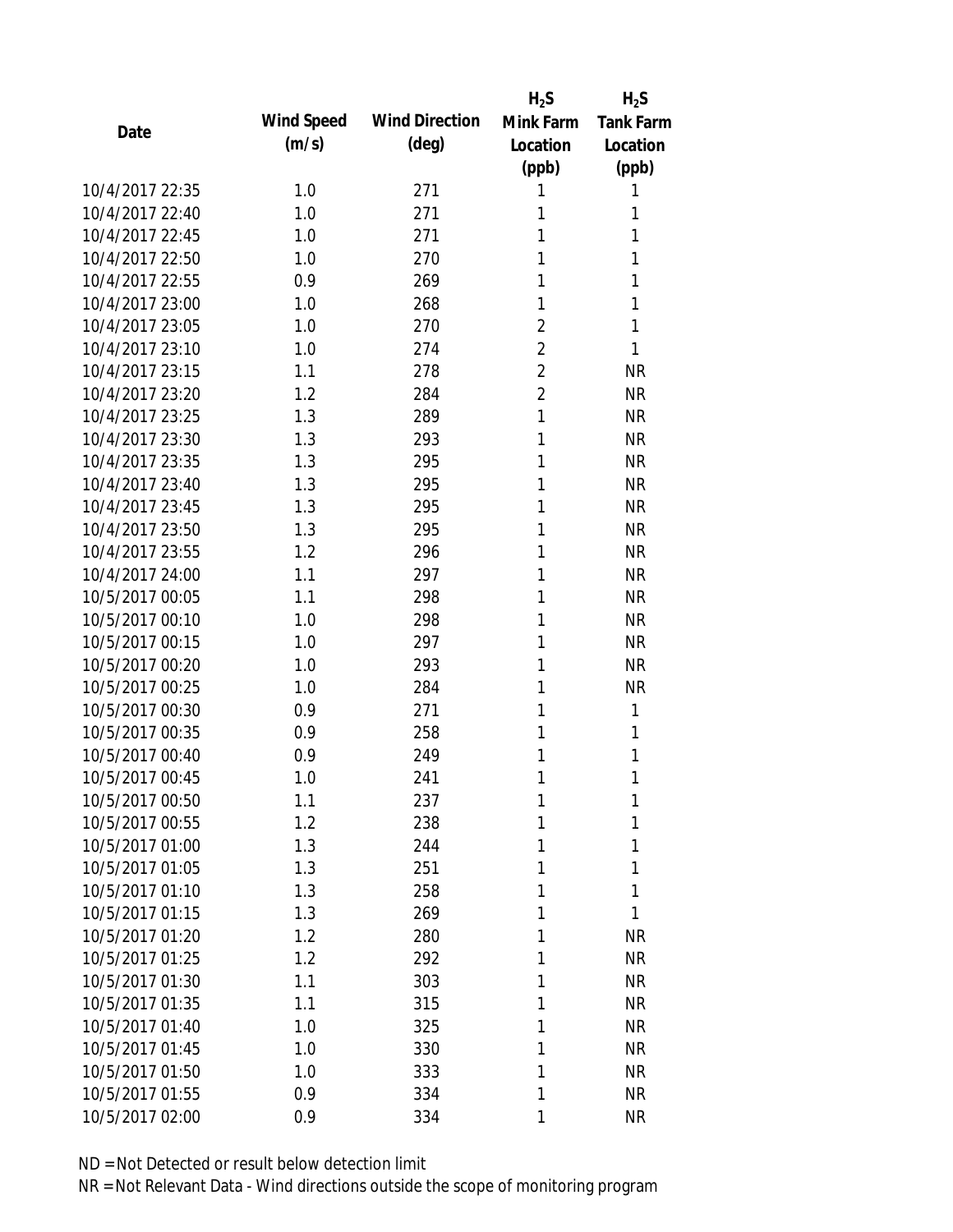| Date | Wind Speed (m/s) | Wind Direction (deg) | $H_2S$ Mink Farm Location (ppb) | $H_2S$ Tank Farm Location (ppb) |
|---|---|---|---|---|
| 10/4/2017 22:35 | 1.0 | 271 | 1 | 1 |
| 10/4/2017 22:40 | 1.0 | 271 | 1 | 1 |
| 10/4/2017 22:45 | 1.0 | 271 | 1 | 1 |
| 10/4/2017 22:50 | 1.0 | 270 | 1 | 1 |
| 10/4/2017 22:55 | 0.9 | 269 | 1 | 1 |
| 10/4/2017 23:00 | 1.0 | 268 | 1 | 1 |
| 10/4/2017 23:05 | 1.0 | 270 | 2 | 1 |
| 10/4/2017 23:10 | 1.0 | 274 | 2 | 1 |
| 10/4/2017 23:15 | 1.1 | 278 | 2 | NR |
| 10/4/2017 23:20 | 1.2 | 284 | 2 | NR |
| 10/4/2017 23:25 | 1.3 | 289 | 1 | NR |
| 10/4/2017 23:30 | 1.3 | 293 | 1 | NR |
| 10/4/2017 23:35 | 1.3 | 295 | 1 | NR |
| 10/4/2017 23:40 | 1.3 | 295 | 1 | NR |
| 10/4/2017 23:45 | 1.3 | 295 | 1 | NR |
| 10/4/2017 23:50 | 1.3 | 295 | 1 | NR |
| 10/4/2017 23:55 | 1.2 | 296 | 1 | NR |
| 10/4/2017 24:00 | 1.1 | 297 | 1 | NR |
| 10/5/2017 00:05 | 1.1 | 298 | 1 | NR |
| 10/5/2017 00:10 | 1.0 | 298 | 1 | NR |
| 10/5/2017 00:15 | 1.0 | 297 | 1 | NR |
| 10/5/2017 00:20 | 1.0 | 293 | 1 | NR |
| 10/5/2017 00:25 | 1.0 | 284 | 1 | NR |
| 10/5/2017 00:30 | 0.9 | 271 | 1 | 1 |
| 10/5/2017 00:35 | 0.9 | 258 | 1 | 1 |
| 10/5/2017 00:40 | 0.9 | 249 | 1 | 1 |
| 10/5/2017 00:45 | 1.0 | 241 | 1 | 1 |
| 10/5/2017 00:50 | 1.1 | 237 | 1 | 1 |
| 10/5/2017 00:55 | 1.2 | 238 | 1 | 1 |
| 10/5/2017 01:00 | 1.3 | 244 | 1 | 1 |
| 10/5/2017 01:05 | 1.3 | 251 | 1 | 1 |
| 10/5/2017 01:10 | 1.3 | 258 | 1 | 1 |
| 10/5/2017 01:15 | 1.3 | 269 | 1 | 1 |
| 10/5/2017 01:20 | 1.2 | 280 | 1 | NR |
| 10/5/2017 01:25 | 1.2 | 292 | 1 | NR |
| 10/5/2017 01:30 | 1.1 | 303 | 1 | NR |
| 10/5/2017 01:35 | 1.1 | 315 | 1 | NR |
| 10/5/2017 01:40 | 1.0 | 325 | 1 | NR |
| 10/5/2017 01:45 | 1.0 | 330 | 1 | NR |
| 10/5/2017 01:50 | 1.0 | 333 | 1 | NR |
| 10/5/2017 01:55 | 0.9 | 334 | 1 | NR |
| 10/5/2017 02:00 | 0.9 | 334 | 1 | NR |

ND = Not Detected or result below detection limit

NR = Not Relevant Data - Wind directions outside the scope of monitoring program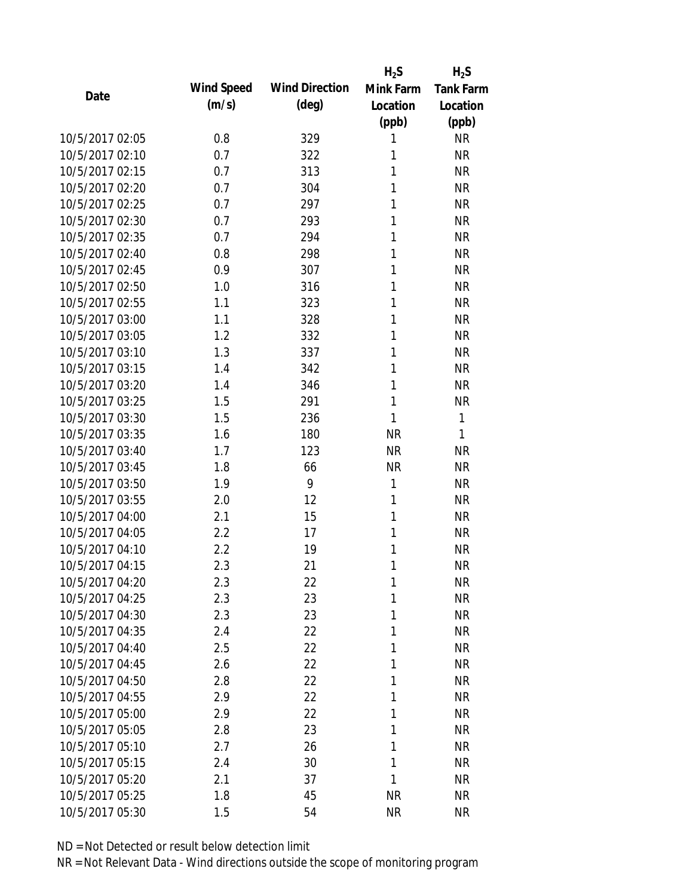| Date | Wind Speed (m/s) | Wind Direction (deg) | $H_2S$ Mink Farm Location (ppb) | $H_2S$ Tank Farm Location (ppb) |
|---|---|---|---|---|
| 10/5/2017 02:05 | 0.8 | 329 | 1 | NR |
| 10/5/2017 02:10 | 0.7 | 322 | 1 | NR |
| 10/5/2017 02:15 | 0.7 | 313 | 1 | NR |
| 10/5/2017 02:20 | 0.7 | 304 | 1 | NR |
| 10/5/2017 02:25 | 0.7 | 297 | 1 | NR |
| 10/5/2017 02:30 | 0.7 | 293 | 1 | NR |
| 10/5/2017 02:35 | 0.7 | 294 | 1 | NR |
| 10/5/2017 02:40 | 0.8 | 298 | 1 | NR |
| 10/5/2017 02:45 | 0.9 | 307 | 1 | NR |
| 10/5/2017 02:50 | 1.0 | 316 | 1 | NR |
| 10/5/2017 02:55 | 1.1 | 323 | 1 | NR |
| 10/5/2017 03:00 | 1.1 | 328 | 1 | NR |
| 10/5/2017 03:05 | 1.2 | 332 | 1 | NR |
| 10/5/2017 03:10 | 1.3 | 337 | 1 | NR |
| 10/5/2017 03:15 | 1.4 | 342 | 1 | NR |
| 10/5/2017 03:20 | 1.4 | 346 | 1 | NR |
| 10/5/2017 03:25 | 1.5 | 291 | 1 | NR |
| 10/5/2017 03:30 | 1.5 | 236 | 1 | 1 |
| 10/5/2017 03:35 | 1.6 | 180 | NR | 1 |
| 10/5/2017 03:40 | 1.7 | 123 | NR | NR |
| 10/5/2017 03:45 | 1.8 | 66 | NR | NR |
| 10/5/2017 03:50 | 1.9 | 9 | 1 | NR |
| 10/5/2017 03:55 | 2.0 | 12 | 1 | NR |
| 10/5/2017 04:00 | 2.1 | 15 | 1 | NR |
| 10/5/2017 04:05 | 2.2 | 17 | 1 | NR |
| 10/5/2017 04:10 | 2.2 | 19 | 1 | NR |
| 10/5/2017 04:15 | 2.3 | 21 | 1 | NR |
| 10/5/2017 04:20 | 2.3 | 22 | 1 | NR |
| 10/5/2017 04:25 | 2.3 | 23 | 1 | NR |
| 10/5/2017 04:30 | 2.3 | 23 | 1 | NR |
| 10/5/2017 04:35 | 2.4 | 22 | 1 | NR |
| 10/5/2017 04:40 | 2.5 | 22 | 1 | NR |
| 10/5/2017 04:45 | 2.6 | 22 | 1 | NR |
| 10/5/2017 04:50 | 2.8 | 22 | 1 | NR |
| 10/5/2017 04:55 | 2.9 | 22 | 1 | NR |
| 10/5/2017 05:00 | 2.9 | 22 | 1 | NR |
| 10/5/2017 05:05 | 2.8 | 23 | 1 | NR |
| 10/5/2017 05:10 | 2.7 | 26 | 1 | NR |
| 10/5/2017 05:15 | 2.4 | 30 | 1 | NR |
| 10/5/2017 05:20 | 2.1 | 37 | 1 | NR |
| 10/5/2017 05:25 | 1.8 | 45 | NR | NR |
| 10/5/2017 05:30 | 1.5 | 54 | NR | NR |

ND = Not Detected or result below detection limit

NR = Not Relevant Data - Wind directions outside the scope of monitoring program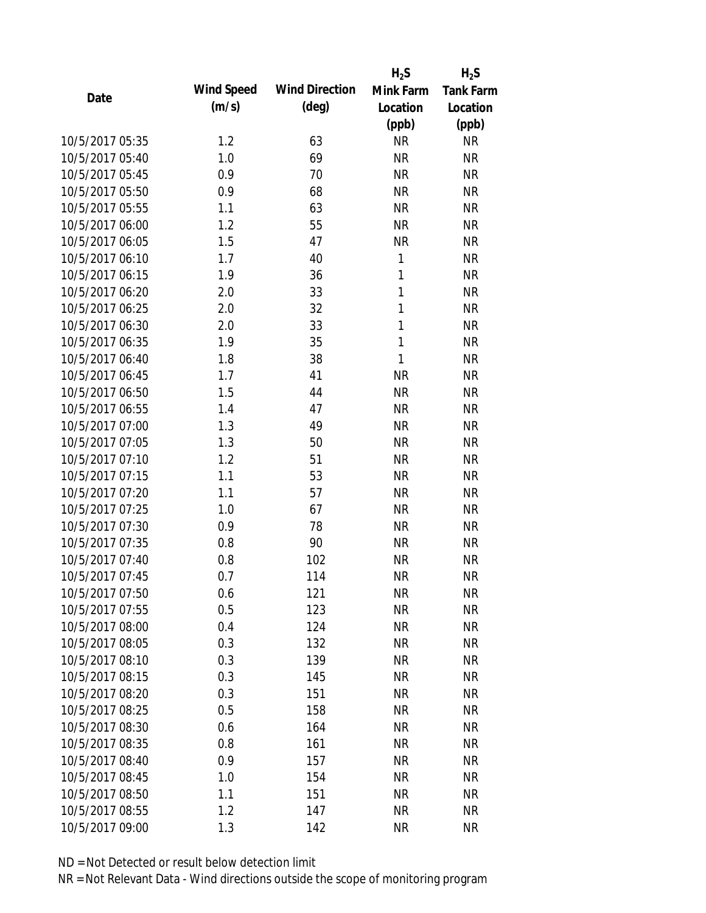| Date | Wind Speed (m/s) | Wind Direction (deg) | $H_2S$ Mink Farm Location (ppb) | $H_2S$ Tank Farm Location (ppb) |
|---|---|---|---|---|
| 10/5/2017 05:35 | 1.2 | 63 | NR | NR |
| 10/5/2017 05:40 | 1.0 | 69 | NR | NR |
| 10/5/2017 05:45 | 0.9 | 70 | NR | NR |
| 10/5/2017 05:50 | 0.9 | 68 | NR | NR |
| 10/5/2017 05:55 | 1.1 | 63 | NR | NR |
| 10/5/2017 06:00 | 1.2 | 55 | NR | NR |
| 10/5/2017 06:05 | 1.5 | 47 | NR | NR |
| 10/5/2017 06:10 | 1.7 | 40 | 1 | NR |
| 10/5/2017 06:15 | 1.9 | 36 | 1 | NR |
| 10/5/2017 06:20 | 2.0 | 33 | 1 | NR |
| 10/5/2017 06:25 | 2.0 | 32 | 1 | NR |
| 10/5/2017 06:30 | 2.0 | 33 | 1 | NR |
| 10/5/2017 06:35 | 1.9 | 35 | 1 | NR |
| 10/5/2017 06:40 | 1.8 | 38 | 1 | NR |
| 10/5/2017 06:45 | 1.7 | 41 | NR | NR |
| 10/5/2017 06:50 | 1.5 | 44 | NR | NR |
| 10/5/2017 06:55 | 1.4 | 47 | NR | NR |
| 10/5/2017 07:00 | 1.3 | 49 | NR | NR |
| 10/5/2017 07:05 | 1.3 | 50 | NR | NR |
| 10/5/2017 07:10 | 1.2 | 51 | NR | NR |
| 10/5/2017 07:15 | 1.1 | 53 | NR | NR |
| 10/5/2017 07:20 | 1.1 | 57 | NR | NR |
| 10/5/2017 07:25 | 1.0 | 67 | NR | NR |
| 10/5/2017 07:30 | 0.9 | 78 | NR | NR |
| 10/5/2017 07:35 | 0.8 | 90 | NR | NR |
| 10/5/2017 07:40 | 0.8 | 102 | NR | NR |
| 10/5/2017 07:45 | 0.7 | 114 | NR | NR |
| 10/5/2017 07:50 | 0.6 | 121 | NR | NR |
| 10/5/2017 07:55 | 0.5 | 123 | NR | NR |
| 10/5/2017 08:00 | 0.4 | 124 | NR | NR |
| 10/5/2017 08:05 | 0.3 | 132 | NR | NR |
| 10/5/2017 08:10 | 0.3 | 139 | NR | NR |
| 10/5/2017 08:15 | 0.3 | 145 | NR | NR |
| 10/5/2017 08:20 | 0.3 | 151 | NR | NR |
| 10/5/2017 08:25 | 0.5 | 158 | NR | NR |
| 10/5/2017 08:30 | 0.6 | 164 | NR | NR |
| 10/5/2017 08:35 | 0.8 | 161 | NR | NR |
| 10/5/2017 08:40 | 0.9 | 157 | NR | NR |
| 10/5/2017 08:45 | 1.0 | 154 | NR | NR |
| 10/5/2017 08:50 | 1.1 | 151 | NR | NR |
| 10/5/2017 08:55 | 1.2 | 147 | NR | NR |
| 10/5/2017 09:00 | 1.3 | 142 | NR | NR |

ND = Not Detected or result below detection limit

NR = Not Relevant Data - Wind directions outside the scope of monitoring program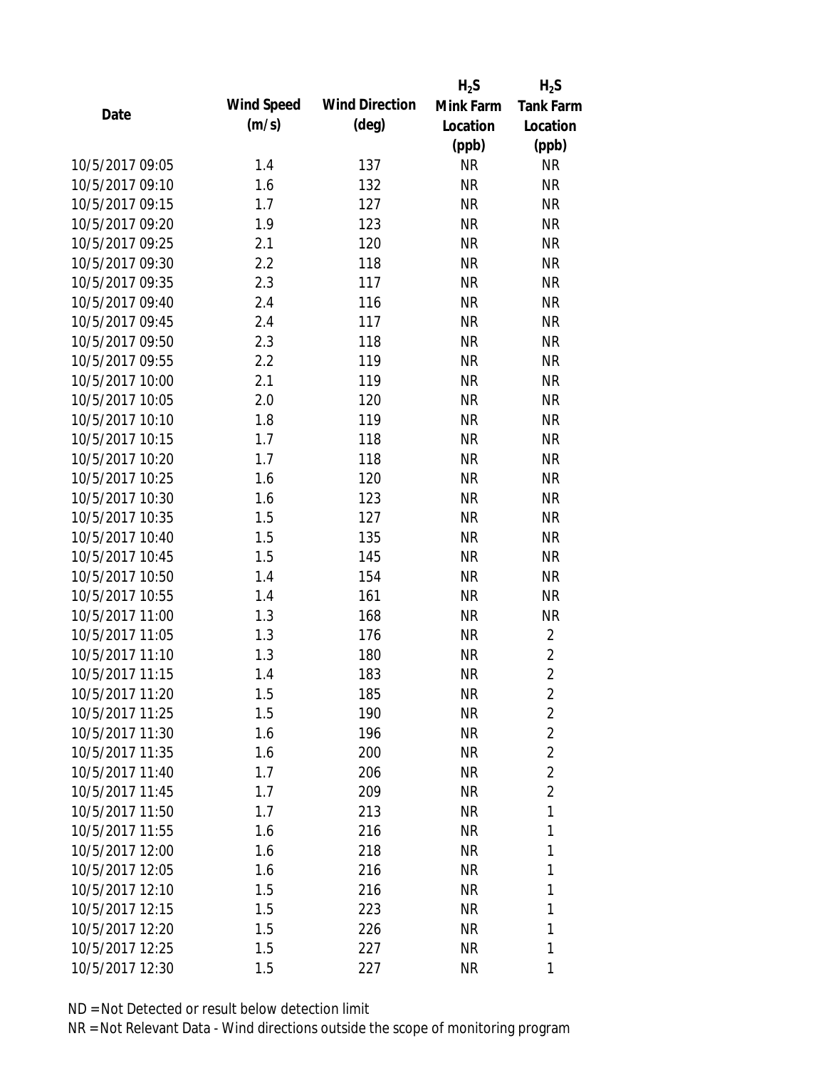| Date | Wind Speed (m/s) | Wind Direction (deg) | $H_2S$ Mink Farm Location (ppb) | $H_2S$ Tank Farm Location (ppb) |
|---|---|---|---|---|
| 10/5/2017 09:05 | 1.4 | 137 | NR | NR |
| 10/5/2017 09:10 | 1.6 | 132 | NR | NR |
| 10/5/2017 09:15 | 1.7 | 127 | NR | NR |
| 10/5/2017 09:20 | 1.9 | 123 | NR | NR |
| 10/5/2017 09:25 | 2.1 | 120 | NR | NR |
| 10/5/2017 09:30 | 2.2 | 118 | NR | NR |
| 10/5/2017 09:35 | 2.3 | 117 | NR | NR |
| 10/5/2017 09:40 | 2.4 | 116 | NR | NR |
| 10/5/2017 09:45 | 2.4 | 117 | NR | NR |
| 10/5/2017 09:50 | 2.3 | 118 | NR | NR |
| 10/5/2017 09:55 | 2.2 | 119 | NR | NR |
| 10/5/2017 10:00 | 2.1 | 119 | NR | NR |
| 10/5/2017 10:05 | 2.0 | 120 | NR | NR |
| 10/5/2017 10:10 | 1.8 | 119 | NR | NR |
| 10/5/2017 10:15 | 1.7 | 118 | NR | NR |
| 10/5/2017 10:20 | 1.7 | 118 | NR | NR |
| 10/5/2017 10:25 | 1.6 | 120 | NR | NR |
| 10/5/2017 10:30 | 1.6 | 123 | NR | NR |
| 10/5/2017 10:35 | 1.5 | 127 | NR | NR |
| 10/5/2017 10:40 | 1.5 | 135 | NR | NR |
| 10/5/2017 10:45 | 1.5 | 145 | NR | NR |
| 10/5/2017 10:50 | 1.4 | 154 | NR | NR |
| 10/5/2017 10:55 | 1.4 | 161 | NR | NR |
| 10/5/2017 11:00 | 1.3 | 168 | NR | NR |
| 10/5/2017 11:05 | 1.3 | 176 | NR | 2 |
| 10/5/2017 11:10 | 1.3 | 180 | NR | 2 |
| 10/5/2017 11:15 | 1.4 | 183 | NR | 2 |
| 10/5/2017 11:20 | 1.5 | 185 | NR | 2 |
| 10/5/2017 11:25 | 1.5 | 190 | NR | 2 |
| 10/5/2017 11:30 | 1.6 | 196 | NR | 2 |
| 10/5/2017 11:35 | 1.6 | 200 | NR | 2 |
| 10/5/2017 11:40 | 1.7 | 206 | NR | 2 |
| 10/5/2017 11:45 | 1.7 | 209 | NR | 2 |
| 10/5/2017 11:50 | 1.7 | 213 | NR | 1 |
| 10/5/2017 11:55 | 1.6 | 216 | NR | 1 |
| 10/5/2017 12:00 | 1.6 | 218 | NR | 1 |
| 10/5/2017 12:05 | 1.6 | 216 | NR | 1 |
| 10/5/2017 12:10 | 1.5 | 216 | NR | 1 |
| 10/5/2017 12:15 | 1.5 | 223 | NR | 1 |
| 10/5/2017 12:20 | 1.5 | 226 | NR | 1 |
| 10/5/2017 12:25 | 1.5 | 227 | NR | 1 |
| 10/5/2017 12:30 | 1.5 | 227 | NR | 1 |

ND = Not Detected or result below detection limit

NR = Not Relevant Data - Wind directions outside the scope of monitoring program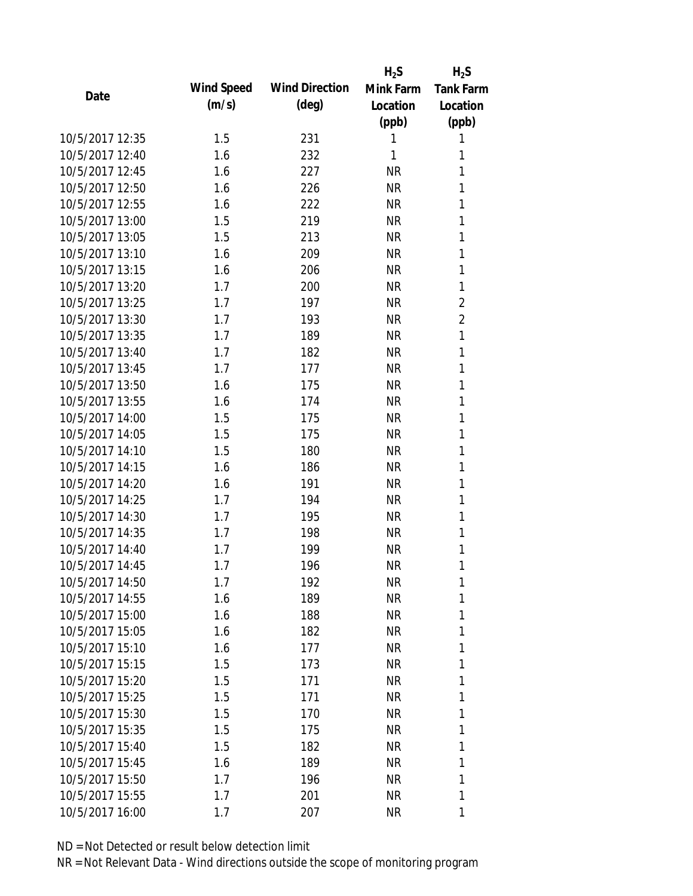| Date | Wind Speed (m/s) | Wind Direction (deg) | $H_2S$ Mink Farm Location (ppb) | $H_2S$ Tank Farm Location (ppb) |
|---|---|---|---|---|
| 10/5/2017 12:35 | 1.5 | 231 | 1 | 1 |
| 10/5/2017 12:40 | 1.6 | 232 | 1 | 1 |
| 10/5/2017 12:45 | 1.6 | 227 | NR | 1 |
| 10/5/2017 12:50 | 1.6 | 226 | NR | 1 |
| 10/5/2017 12:55 | 1.6 | 222 | NR | 1 |
| 10/5/2017 13:00 | 1.5 | 219 | NR | 1 |
| 10/5/2017 13:05 | 1.5 | 213 | NR | 1 |
| 10/5/2017 13:10 | 1.6 | 209 | NR | 1 |
| 10/5/2017 13:15 | 1.6 | 206 | NR | 1 |
| 10/5/2017 13:20 | 1.7 | 200 | NR | 1 |
| 10/5/2017 13:25 | 1.7 | 197 | NR | 2 |
| 10/5/2017 13:30 | 1.7 | 193 | NR | 2 |
| 10/5/2017 13:35 | 1.7 | 189 | NR | 1 |
| 10/5/2017 13:40 | 1.7 | 182 | NR | 1 |
| 10/5/2017 13:45 | 1.7 | 177 | NR | 1 |
| 10/5/2017 13:50 | 1.6 | 175 | NR | 1 |
| 10/5/2017 13:55 | 1.6 | 174 | NR | 1 |
| 10/5/2017 14:00 | 1.5 | 175 | NR | 1 |
| 10/5/2017 14:05 | 1.5 | 175 | NR | 1 |
| 10/5/2017 14:10 | 1.5 | 180 | NR | 1 |
| 10/5/2017 14:15 | 1.6 | 186 | NR | 1 |
| 10/5/2017 14:20 | 1.6 | 191 | NR | 1 |
| 10/5/2017 14:25 | 1.7 | 194 | NR | 1 |
| 10/5/2017 14:30 | 1.7 | 195 | NR | 1 |
| 10/5/2017 14:35 | 1.7 | 198 | NR | 1 |
| 10/5/2017 14:40 | 1.7 | 199 | NR | 1 |
| 10/5/2017 14:45 | 1.7 | 196 | NR | 1 |
| 10/5/2017 14:50 | 1.7 | 192 | NR | 1 |
| 10/5/2017 14:55 | 1.6 | 189 | NR | 1 |
| 10/5/2017 15:00 | 1.6 | 188 | NR | 1 |
| 10/5/2017 15:05 | 1.6 | 182 | NR | 1 |
| 10/5/2017 15:10 | 1.6 | 177 | NR | 1 |
| 10/5/2017 15:15 | 1.5 | 173 | NR | 1 |
| 10/5/2017 15:20 | 1.5 | 171 | NR | 1 |
| 10/5/2017 15:25 | 1.5 | 171 | NR | 1 |
| 10/5/2017 15:30 | 1.5 | 170 | NR | 1 |
| 10/5/2017 15:35 | 1.5 | 175 | NR | 1 |
| 10/5/2017 15:40 | 1.5 | 182 | NR | 1 |
| 10/5/2017 15:45 | 1.6 | 189 | NR | 1 |
| 10/5/2017 15:50 | 1.7 | 196 | NR | 1 |
| 10/5/2017 15:55 | 1.7 | 201 | NR | 1 |
| 10/5/2017 16:00 | 1.7 | 207 | NR | 1 |

ND = Not Detected or result below detection limit

NR = Not Relevant Data - Wind directions outside the scope of monitoring program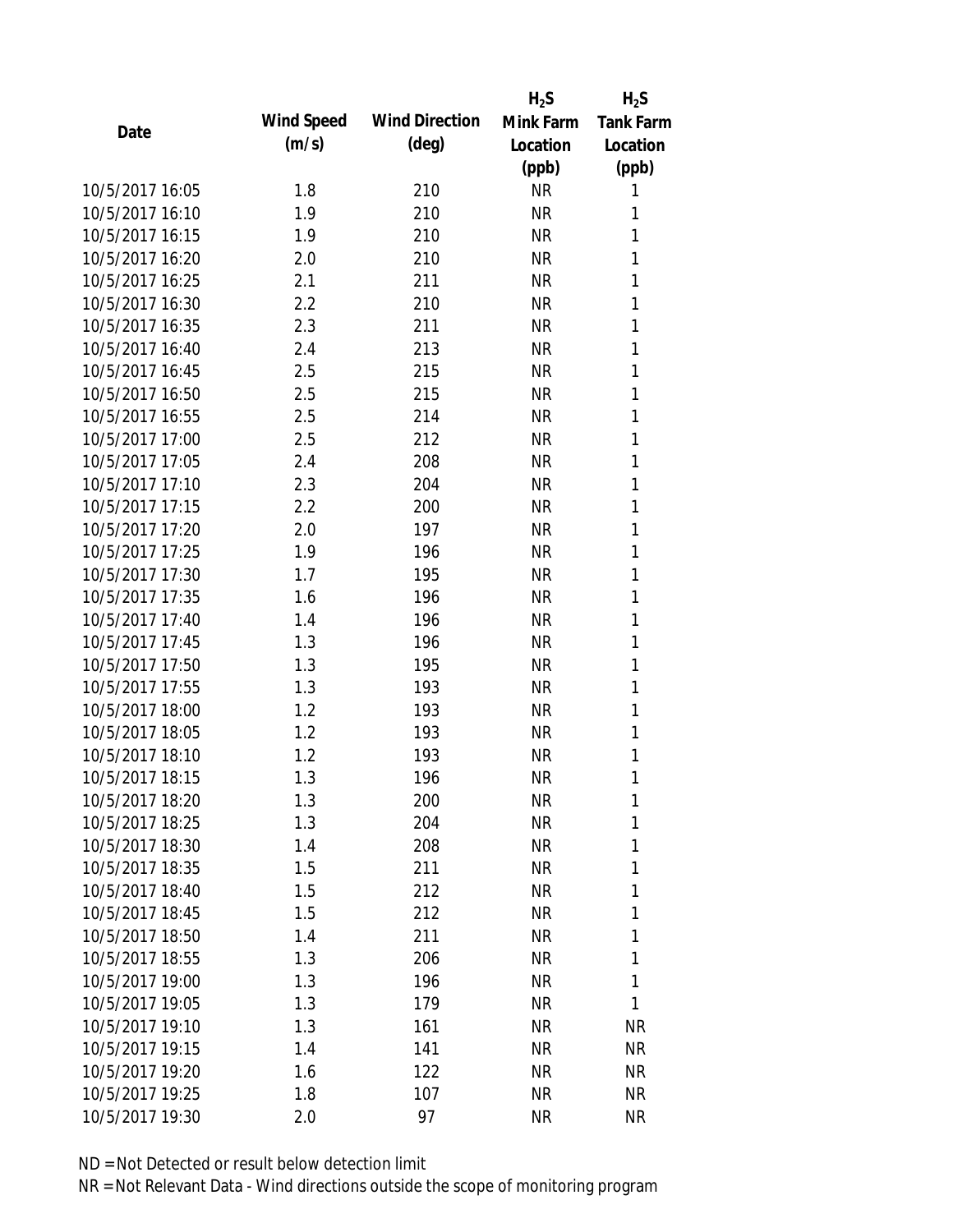| Date | Wind Speed (m/s) | Wind Direction (deg) | $H_2S$ Mink Farm Location (ppb) | $H_2S$ Tank Farm Location (ppb) |
|---|---|---|---|---|
| 10/5/2017 16:05 | 1.8 | 210 | NR | 1 |
| 10/5/2017 16:10 | 1.9 | 210 | NR | 1 |
| 10/5/2017 16:15 | 1.9 | 210 | NR | 1 |
| 10/5/2017 16:20 | 2.0 | 210 | NR | 1 |
| 10/5/2017 16:25 | 2.1 | 211 | NR | 1 |
| 10/5/2017 16:30 | 2.2 | 210 | NR | 1 |
| 10/5/2017 16:35 | 2.3 | 211 | NR | 1 |
| 10/5/2017 16:40 | 2.4 | 213 | NR | 1 |
| 10/5/2017 16:45 | 2.5 | 215 | NR | 1 |
| 10/5/2017 16:50 | 2.5 | 215 | NR | 1 |
| 10/5/2017 16:55 | 2.5 | 214 | NR | 1 |
| 10/5/2017 17:00 | 2.5 | 212 | NR | 1 |
| 10/5/2017 17:05 | 2.4 | 208 | NR | 1 |
| 10/5/2017 17:10 | 2.3 | 204 | NR | 1 |
| 10/5/2017 17:15 | 2.2 | 200 | NR | 1 |
| 10/5/2017 17:20 | 2.0 | 197 | NR | 1 |
| 10/5/2017 17:25 | 1.9 | 196 | NR | 1 |
| 10/5/2017 17:30 | 1.7 | 195 | NR | 1 |
| 10/5/2017 17:35 | 1.6 | 196 | NR | 1 |
| 10/5/2017 17:40 | 1.4 | 196 | NR | 1 |
| 10/5/2017 17:45 | 1.3 | 196 | NR | 1 |
| 10/5/2017 17:50 | 1.3 | 195 | NR | 1 |
| 10/5/2017 17:55 | 1.3 | 193 | NR | 1 |
| 10/5/2017 18:00 | 1.2 | 193 | NR | 1 |
| 10/5/2017 18:05 | 1.2 | 193 | NR | 1 |
| 10/5/2017 18:10 | 1.2 | 193 | NR | 1 |
| 10/5/2017 18:15 | 1.3 | 196 | NR | 1 |
| 10/5/2017 18:20 | 1.3 | 200 | NR | 1 |
| 10/5/2017 18:25 | 1.3 | 204 | NR | 1 |
| 10/5/2017 18:30 | 1.4 | 208 | NR | 1 |
| 10/5/2017 18:35 | 1.5 | 211 | NR | 1 |
| 10/5/2017 18:40 | 1.5 | 212 | NR | 1 |
| 10/5/2017 18:45 | 1.5 | 212 | NR | 1 |
| 10/5/2017 18:50 | 1.4 | 211 | NR | 1 |
| 10/5/2017 18:55 | 1.3 | 206 | NR | 1 |
| 10/5/2017 19:00 | 1.3 | 196 | NR | 1 |
| 10/5/2017 19:05 | 1.3 | 179 | NR | 1 |
| 10/5/2017 19:10 | 1.3 | 161 | NR | NR |
| 10/5/2017 19:15 | 1.4 | 141 | NR | NR |
| 10/5/2017 19:20 | 1.6 | 122 | NR | NR |
| 10/5/2017 19:25 | 1.8 | 107 | NR | NR |
| 10/5/2017 19:30 | 2.0 | 97 | NR | NR |

ND = Not Detected or result below detection limit

NR = Not Relevant Data - Wind directions outside the scope of monitoring program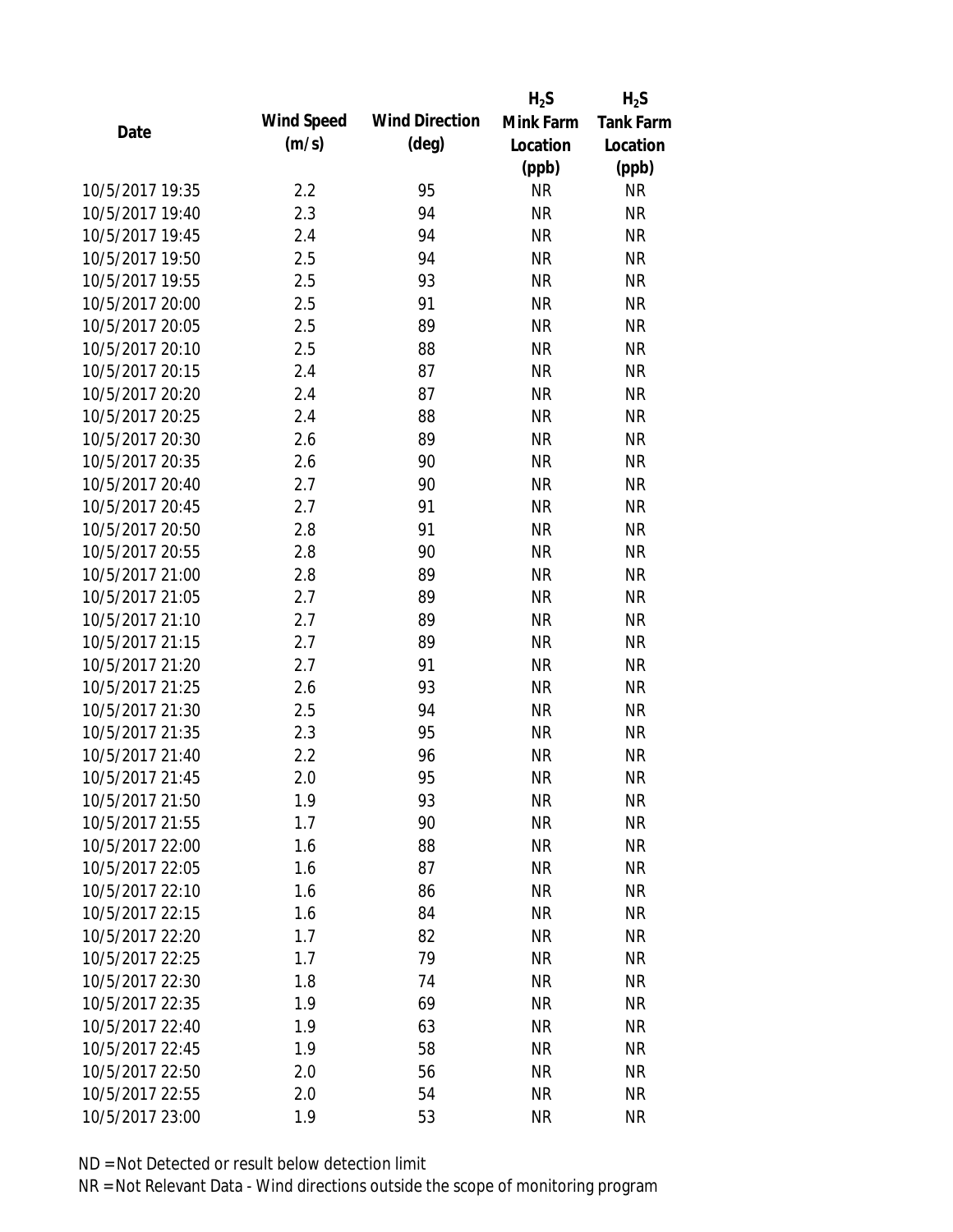| Date | Wind Speed (m/s) | Wind Direction (deg) | $H_2S$ Mink Farm Location (ppb) | $H_2S$ Tank Farm Location (ppb) |
|---|---|---|---|---|
| 10/5/2017 19:35 | 2.2 | 95 | NR | NR |
| 10/5/2017 19:40 | 2.3 | 94 | NR | NR |
| 10/5/2017 19:45 | 2.4 | 94 | NR | NR |
| 10/5/2017 19:50 | 2.5 | 94 | NR | NR |
| 10/5/2017 19:55 | 2.5 | 93 | NR | NR |
| 10/5/2017 20:00 | 2.5 | 91 | NR | NR |
| 10/5/2017 20:05 | 2.5 | 89 | NR | NR |
| 10/5/2017 20:10 | 2.5 | 88 | NR | NR |
| 10/5/2017 20:15 | 2.4 | 87 | NR | NR |
| 10/5/2017 20:20 | 2.4 | 87 | NR | NR |
| 10/5/2017 20:25 | 2.4 | 88 | NR | NR |
| 10/5/2017 20:30 | 2.6 | 89 | NR | NR |
| 10/5/2017 20:35 | 2.6 | 90 | NR | NR |
| 10/5/2017 20:40 | 2.7 | 90 | NR | NR |
| 10/5/2017 20:45 | 2.7 | 91 | NR | NR |
| 10/5/2017 20:50 | 2.8 | 91 | NR | NR |
| 10/5/2017 20:55 | 2.8 | 90 | NR | NR |
| 10/5/2017 21:00 | 2.8 | 89 | NR | NR |
| 10/5/2017 21:05 | 2.7 | 89 | NR | NR |
| 10/5/2017 21:10 | 2.7 | 89 | NR | NR |
| 10/5/2017 21:15 | 2.7 | 89 | NR | NR |
| 10/5/2017 21:20 | 2.7 | 91 | NR | NR |
| 10/5/2017 21:25 | 2.6 | 93 | NR | NR |
| 10/5/2017 21:30 | 2.5 | 94 | NR | NR |
| 10/5/2017 21:35 | 2.3 | 95 | NR | NR |
| 10/5/2017 21:40 | 2.2 | 96 | NR | NR |
| 10/5/2017 21:45 | 2.0 | 95 | NR | NR |
| 10/5/2017 21:50 | 1.9 | 93 | NR | NR |
| 10/5/2017 21:55 | 1.7 | 90 | NR | NR |
| 10/5/2017 22:00 | 1.6 | 88 | NR | NR |
| 10/5/2017 22:05 | 1.6 | 87 | NR | NR |
| 10/5/2017 22:10 | 1.6 | 86 | NR | NR |
| 10/5/2017 22:15 | 1.6 | 84 | NR | NR |
| 10/5/2017 22:20 | 1.7 | 82 | NR | NR |
| 10/5/2017 22:25 | 1.7 | 79 | NR | NR |
| 10/5/2017 22:30 | 1.8 | 74 | NR | NR |
| 10/5/2017 22:35 | 1.9 | 69 | NR | NR |
| 10/5/2017 22:40 | 1.9 | 63 | NR | NR |
| 10/5/2017 22:45 | 1.9 | 58 | NR | NR |
| 10/5/2017 22:50 | 2.0 | 56 | NR | NR |
| 10/5/2017 22:55 | 2.0 | 54 | NR | NR |
| 10/5/2017 23:00 | 1.9 | 53 | NR | NR |

ND = Not Detected or result below detection limit

NR = Not Relevant Data - Wind directions outside the scope of monitoring program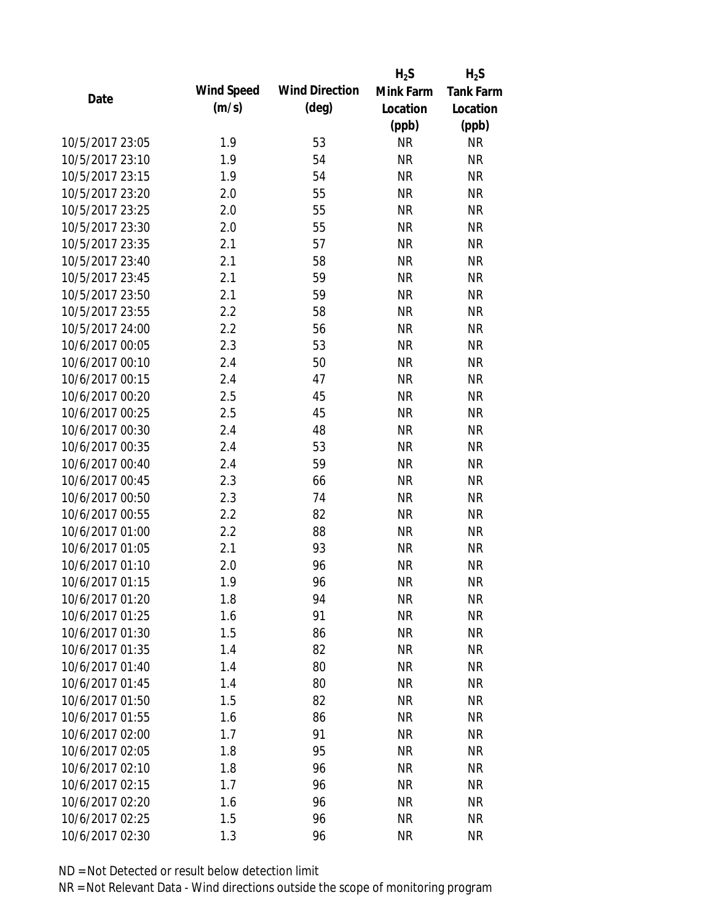| Date | Wind Speed (m/s) | Wind Direction (deg) | $H_2S$ Mink Farm Location (ppb) | $H_2S$ Tank Farm Location (ppb) |
|---|---|---|---|---|
| 10/5/2017 23:05 | 1.9 | 53 | NR | NR |
| 10/5/2017 23:10 | 1.9 | 54 | NR | NR |
| 10/5/2017 23:15 | 1.9 | 54 | NR | NR |
| 10/5/2017 23:20 | 2.0 | 55 | NR | NR |
| 10/5/2017 23:25 | 2.0 | 55 | NR | NR |
| 10/5/2017 23:30 | 2.0 | 55 | NR | NR |
| 10/5/2017 23:35 | 2.1 | 57 | NR | NR |
| 10/5/2017 23:40 | 2.1 | 58 | NR | NR |
| 10/5/2017 23:45 | 2.1 | 59 | NR | NR |
| 10/5/2017 23:50 | 2.1 | 59 | NR | NR |
| 10/5/2017 23:55 | 2.2 | 58 | NR | NR |
| 10/5/2017 24:00 | 2.2 | 56 | NR | NR |
| 10/6/2017 00:05 | 2.3 | 53 | NR | NR |
| 10/6/2017 00:10 | 2.4 | 50 | NR | NR |
| 10/6/2017 00:15 | 2.4 | 47 | NR | NR |
| 10/6/2017 00:20 | 2.5 | 45 | NR | NR |
| 10/6/2017 00:25 | 2.5 | 45 | NR | NR |
| 10/6/2017 00:30 | 2.4 | 48 | NR | NR |
| 10/6/2017 00:35 | 2.4 | 53 | NR | NR |
| 10/6/2017 00:40 | 2.4 | 59 | NR | NR |
| 10/6/2017 00:45 | 2.3 | 66 | NR | NR |
| 10/6/2017 00:50 | 2.3 | 74 | NR | NR |
| 10/6/2017 00:55 | 2.2 | 82 | NR | NR |
| 10/6/2017 01:00 | 2.2 | 88 | NR | NR |
| 10/6/2017 01:05 | 2.1 | 93 | NR | NR |
| 10/6/2017 01:10 | 2.0 | 96 | NR | NR |
| 10/6/2017 01:15 | 1.9 | 96 | NR | NR |
| 10/6/2017 01:20 | 1.8 | 94 | NR | NR |
| 10/6/2017 01:25 | 1.6 | 91 | NR | NR |
| 10/6/2017 01:30 | 1.5 | 86 | NR | NR |
| 10/6/2017 01:35 | 1.4 | 82 | NR | NR |
| 10/6/2017 01:40 | 1.4 | 80 | NR | NR |
| 10/6/2017 01:45 | 1.4 | 80 | NR | NR |
| 10/6/2017 01:50 | 1.5 | 82 | NR | NR |
| 10/6/2017 01:55 | 1.6 | 86 | NR | NR |
| 10/6/2017 02:00 | 1.7 | 91 | NR | NR |
| 10/6/2017 02:05 | 1.8 | 95 | NR | NR |
| 10/6/2017 02:10 | 1.8 | 96 | NR | NR |
| 10/6/2017 02:15 | 1.7 | 96 | NR | NR |
| 10/6/2017 02:20 | 1.6 | 96 | NR | NR |
| 10/6/2017 02:25 | 1.5 | 96 | NR | NR |
| 10/6/2017 02:30 | 1.3 | 96 | NR | NR |

ND = Not Detected or result below detection limit

NR = Not Relevant Data - Wind directions outside the scope of monitoring program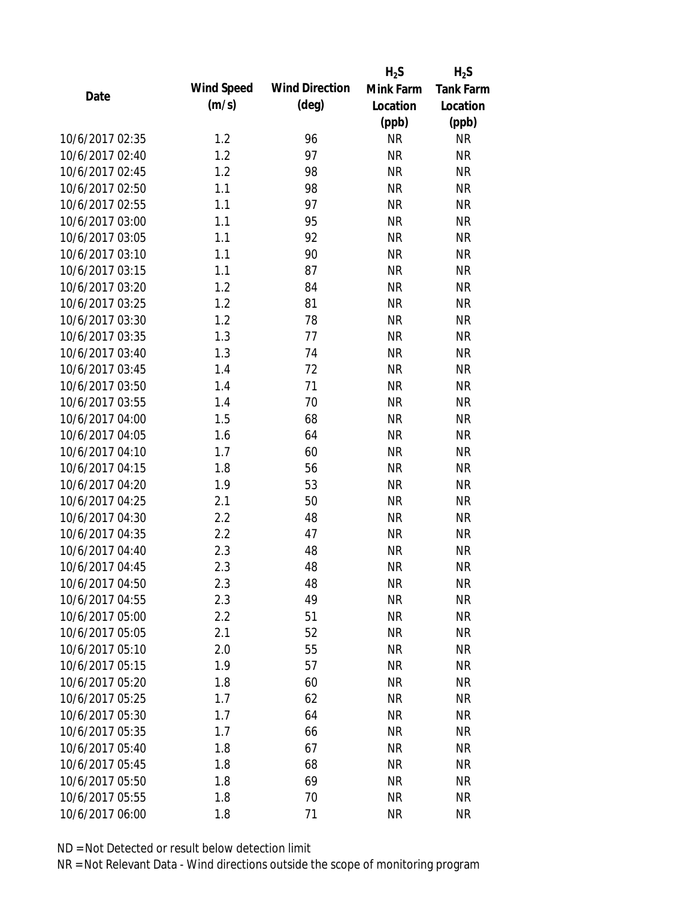| Date | Wind Speed (m/s) | Wind Direction (deg) | $H_2S$ Mink Farm Location (ppb) | $H_2S$ Tank Farm Location (ppb) |
|---|---|---|---|---|
| 10/6/2017 02:35 | 1.2 | 96 | NR | NR |
| 10/6/2017 02:40 | 1.2 | 97 | NR | NR |
| 10/6/2017 02:45 | 1.2 | 98 | NR | NR |
| 10/6/2017 02:50 | 1.1 | 98 | NR | NR |
| 10/6/2017 02:55 | 1.1 | 97 | NR | NR |
| 10/6/2017 03:00 | 1.1 | 95 | NR | NR |
| 10/6/2017 03:05 | 1.1 | 92 | NR | NR |
| 10/6/2017 03:10 | 1.1 | 90 | NR | NR |
| 10/6/2017 03:15 | 1.1 | 87 | NR | NR |
| 10/6/2017 03:20 | 1.2 | 84 | NR | NR |
| 10/6/2017 03:25 | 1.2 | 81 | NR | NR |
| 10/6/2017 03:30 | 1.2 | 78 | NR | NR |
| 10/6/2017 03:35 | 1.3 | 77 | NR | NR |
| 10/6/2017 03:40 | 1.3 | 74 | NR | NR |
| 10/6/2017 03:45 | 1.4 | 72 | NR | NR |
| 10/6/2017 03:50 | 1.4 | 71 | NR | NR |
| 10/6/2017 03:55 | 1.4 | 70 | NR | NR |
| 10/6/2017 04:00 | 1.5 | 68 | NR | NR |
| 10/6/2017 04:05 | 1.6 | 64 | NR | NR |
| 10/6/2017 04:10 | 1.7 | 60 | NR | NR |
| 10/6/2017 04:15 | 1.8 | 56 | NR | NR |
| 10/6/2017 04:20 | 1.9 | 53 | NR | NR |
| 10/6/2017 04:25 | 2.1 | 50 | NR | NR |
| 10/6/2017 04:30 | 2.2 | 48 | NR | NR |
| 10/6/2017 04:35 | 2.2 | 47 | NR | NR |
| 10/6/2017 04:40 | 2.3 | 48 | NR | NR |
| 10/6/2017 04:45 | 2.3 | 48 | NR | NR |
| 10/6/2017 04:50 | 2.3 | 48 | NR | NR |
| 10/6/2017 04:55 | 2.3 | 49 | NR | NR |
| 10/6/2017 05:00 | 2.2 | 51 | NR | NR |
| 10/6/2017 05:05 | 2.1 | 52 | NR | NR |
| 10/6/2017 05:10 | 2.0 | 55 | NR | NR |
| 10/6/2017 05:15 | 1.9 | 57 | NR | NR |
| 10/6/2017 05:20 | 1.8 | 60 | NR | NR |
| 10/6/2017 05:25 | 1.7 | 62 | NR | NR |
| 10/6/2017 05:30 | 1.7 | 64 | NR | NR |
| 10/6/2017 05:35 | 1.7 | 66 | NR | NR |
| 10/6/2017 05:40 | 1.8 | 67 | NR | NR |
| 10/6/2017 05:45 | 1.8 | 68 | NR | NR |
| 10/6/2017 05:50 | 1.8 | 69 | NR | NR |
| 10/6/2017 05:55 | 1.8 | 70 | NR | NR |
| 10/6/2017 06:00 | 1.8 | 71 | NR | NR |

ND = Not Detected or result below detection limit

NR = Not Relevant Data - Wind directions outside the scope of monitoring program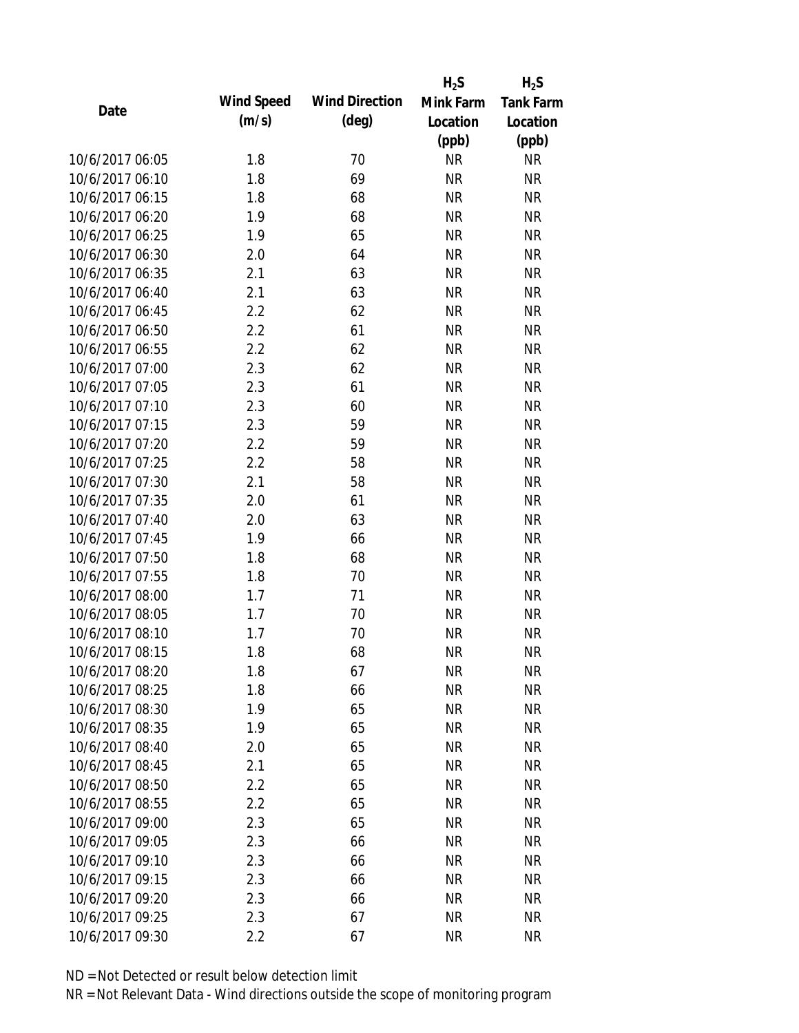| Date | Wind Speed (m/s) | Wind Direction (deg) | $H_2S$ Mink Farm Location (ppb) | $H_2S$ Tank Farm Location (ppb) |
|---|---|---|---|---|
| 10/6/2017 06:05 | 1.8 | 70 | NR | NR |
| 10/6/2017 06:10 | 1.8 | 69 | NR | NR |
| 10/6/2017 06:15 | 1.8 | 68 | NR | NR |
| 10/6/2017 06:20 | 1.9 | 68 | NR | NR |
| 10/6/2017 06:25 | 1.9 | 65 | NR | NR |
| 10/6/2017 06:30 | 2.0 | 64 | NR | NR |
| 10/6/2017 06:35 | 2.1 | 63 | NR | NR |
| 10/6/2017 06:40 | 2.1 | 63 | NR | NR |
| 10/6/2017 06:45 | 2.2 | 62 | NR | NR |
| 10/6/2017 06:50 | 2.2 | 61 | NR | NR |
| 10/6/2017 06:55 | 2.2 | 62 | NR | NR |
| 10/6/2017 07:00 | 2.3 | 62 | NR | NR |
| 10/6/2017 07:05 | 2.3 | 61 | NR | NR |
| 10/6/2017 07:10 | 2.3 | 60 | NR | NR |
| 10/6/2017 07:15 | 2.3 | 59 | NR | NR |
| 10/6/2017 07:20 | 2.2 | 59 | NR | NR |
| 10/6/2017 07:25 | 2.2 | 58 | NR | NR |
| 10/6/2017 07:30 | 2.1 | 58 | NR | NR |
| 10/6/2017 07:35 | 2.0 | 61 | NR | NR |
| 10/6/2017 07:40 | 2.0 | 63 | NR | NR |
| 10/6/2017 07:45 | 1.9 | 66 | NR | NR |
| 10/6/2017 07:50 | 1.8 | 68 | NR | NR |
| 10/6/2017 07:55 | 1.8 | 70 | NR | NR |
| 10/6/2017 08:00 | 1.7 | 71 | NR | NR |
| 10/6/2017 08:05 | 1.7 | 70 | NR | NR |
| 10/6/2017 08:10 | 1.7 | 70 | NR | NR |
| 10/6/2017 08:15 | 1.8 | 68 | NR | NR |
| 10/6/2017 08:20 | 1.8 | 67 | NR | NR |
| 10/6/2017 08:25 | 1.8 | 66 | NR | NR |
| 10/6/2017 08:30 | 1.9 | 65 | NR | NR |
| 10/6/2017 08:35 | 1.9 | 65 | NR | NR |
| 10/6/2017 08:40 | 2.0 | 65 | NR | NR |
| 10/6/2017 08:45 | 2.1 | 65 | NR | NR |
| 10/6/2017 08:50 | 2.2 | 65 | NR | NR |
| 10/6/2017 08:55 | 2.2 | 65 | NR | NR |
| 10/6/2017 09:00 | 2.3 | 65 | NR | NR |
| 10/6/2017 09:05 | 2.3 | 66 | NR | NR |
| 10/6/2017 09:10 | 2.3 | 66 | NR | NR |
| 10/6/2017 09:15 | 2.3 | 66 | NR | NR |
| 10/6/2017 09:20 | 2.3 | 66 | NR | NR |
| 10/6/2017 09:25 | 2.3 | 67 | NR | NR |
| 10/6/2017 09:30 | 2.2 | 67 | NR | NR |

ND = Not Detected or result below detection limit

NR = Not Relevant Data - Wind directions outside the scope of monitoring program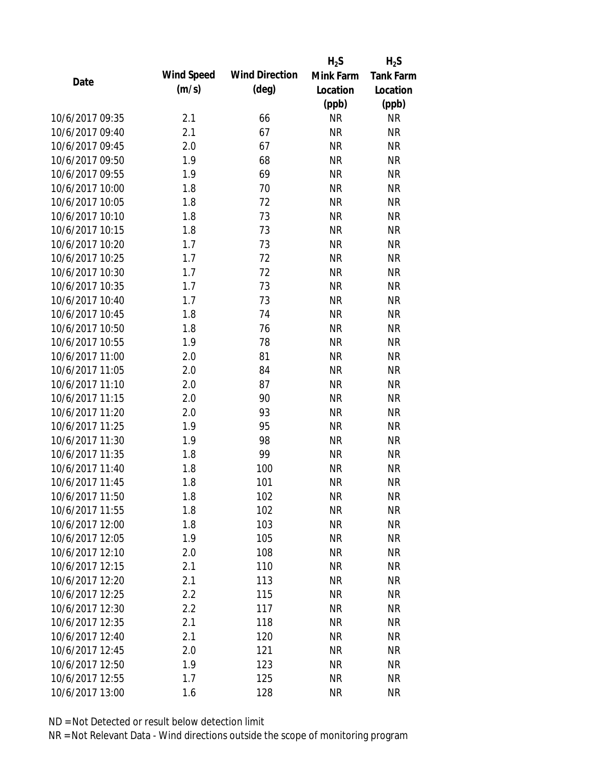| Date | Wind Speed (m/s) | Wind Direction (deg) | $H_2S$ Mink Farm Location (ppb) | $H_2S$ Tank Farm Location (ppb) |
|---|---|---|---|---|
| 10/6/2017 09:35 | 2.1 | 66 | NR | NR |
| 10/6/2017 09:40 | 2.1 | 67 | NR | NR |
| 10/6/2017 09:45 | 2.0 | 67 | NR | NR |
| 10/6/2017 09:50 | 1.9 | 68 | NR | NR |
| 10/6/2017 09:55 | 1.9 | 69 | NR | NR |
| 10/6/2017 10:00 | 1.8 | 70 | NR | NR |
| 10/6/2017 10:05 | 1.8 | 72 | NR | NR |
| 10/6/2017 10:10 | 1.8 | 73 | NR | NR |
| 10/6/2017 10:15 | 1.8 | 73 | NR | NR |
| 10/6/2017 10:20 | 1.7 | 73 | NR | NR |
| 10/6/2017 10:25 | 1.7 | 72 | NR | NR |
| 10/6/2017 10:30 | 1.7 | 72 | NR | NR |
| 10/6/2017 10:35 | 1.7 | 73 | NR | NR |
| 10/6/2017 10:40 | 1.7 | 73 | NR | NR |
| 10/6/2017 10:45 | 1.8 | 74 | NR | NR |
| 10/6/2017 10:50 | 1.8 | 76 | NR | NR |
| 10/6/2017 10:55 | 1.9 | 78 | NR | NR |
| 10/6/2017 11:00 | 2.0 | 81 | NR | NR |
| 10/6/2017 11:05 | 2.0 | 84 | NR | NR |
| 10/6/2017 11:10 | 2.0 | 87 | NR | NR |
| 10/6/2017 11:15 | 2.0 | 90 | NR | NR |
| 10/6/2017 11:20 | 2.0 | 93 | NR | NR |
| 10/6/2017 11:25 | 1.9 | 95 | NR | NR |
| 10/6/2017 11:30 | 1.9 | 98 | NR | NR |
| 10/6/2017 11:35 | 1.8 | 99 | NR | NR |
| 10/6/2017 11:40 | 1.8 | 100 | NR | NR |
| 10/6/2017 11:45 | 1.8 | 101 | NR | NR |
| 10/6/2017 11:50 | 1.8 | 102 | NR | NR |
| 10/6/2017 11:55 | 1.8 | 102 | NR | NR |
| 10/6/2017 12:00 | 1.8 | 103 | NR | NR |
| 10/6/2017 12:05 | 1.9 | 105 | NR | NR |
| 10/6/2017 12:10 | 2.0 | 108 | NR | NR |
| 10/6/2017 12:15 | 2.1 | 110 | NR | NR |
| 10/6/2017 12:20 | 2.1 | 113 | NR | NR |
| 10/6/2017 12:25 | 2.2 | 115 | NR | NR |
| 10/6/2017 12:30 | 2.2 | 117 | NR | NR |
| 10/6/2017 12:35 | 2.1 | 118 | NR | NR |
| 10/6/2017 12:40 | 2.1 | 120 | NR | NR |
| 10/6/2017 12:45 | 2.0 | 121 | NR | NR |
| 10/6/2017 12:50 | 1.9 | 123 | NR | NR |
| 10/6/2017 12:55 | 1.7 | 125 | NR | NR |
| 10/6/2017 13:00 | 1.6 | 128 | NR | NR |

ND = Not Detected or result below detection limit
NR = Not Relevant Data - Wind directions outside the scope of monitoring program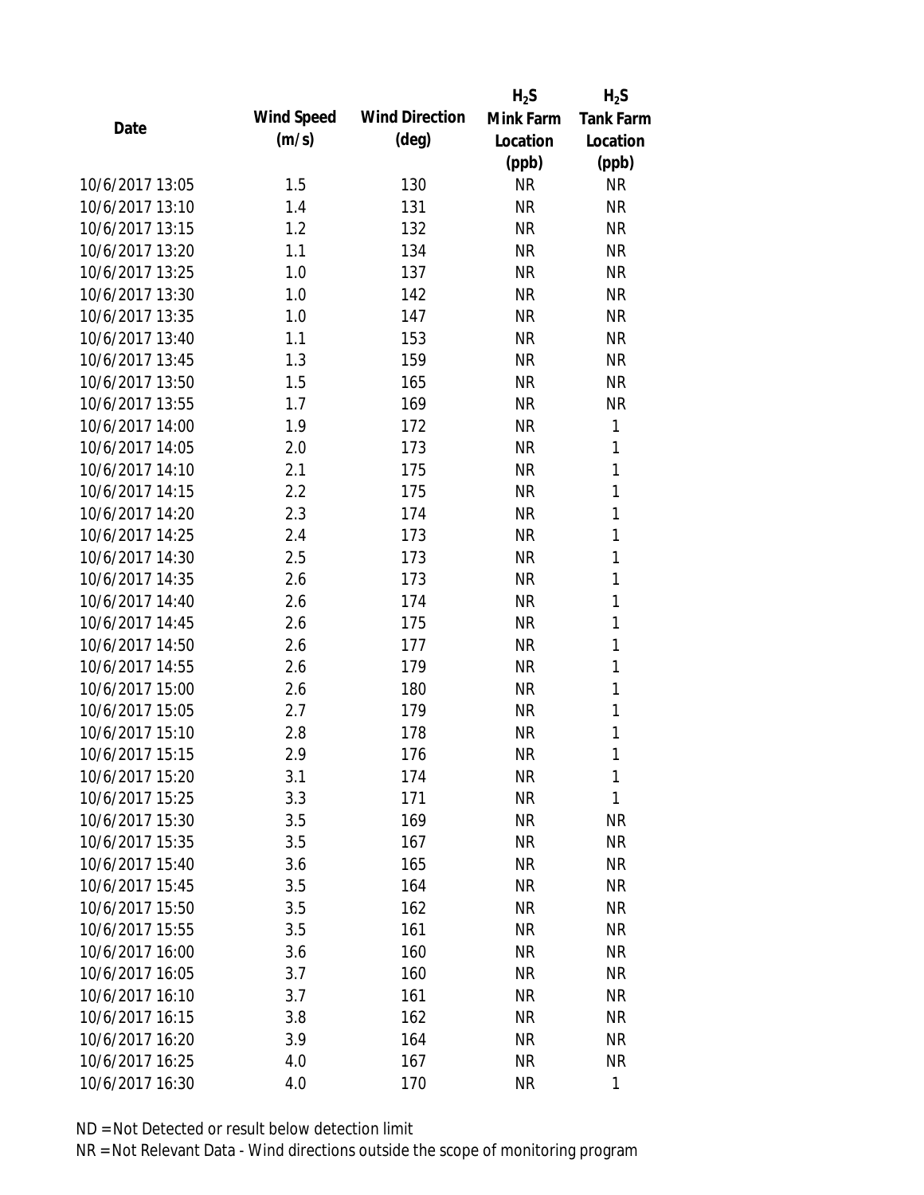| Date | Wind Speed (m/s) | Wind Direction (deg) | $H_2S$ Mink Farm Location (ppb) | $H_2S$ Tank Farm Location (ppb) |
|---|---|---|---|---|
| 10/6/2017 13:05 | 1.5 | 130 | NR | NR |
| 10/6/2017 13:10 | 1.4 | 131 | NR | NR |
| 10/6/2017 13:15 | 1.2 | 132 | NR | NR |
| 10/6/2017 13:20 | 1.1 | 134 | NR | NR |
| 10/6/2017 13:25 | 1.0 | 137 | NR | NR |
| 10/6/2017 13:30 | 1.0 | 142 | NR | NR |
| 10/6/2017 13:35 | 1.0 | 147 | NR | NR |
| 10/6/2017 13:40 | 1.1 | 153 | NR | NR |
| 10/6/2017 13:45 | 1.3 | 159 | NR | NR |
| 10/6/2017 13:50 | 1.5 | 165 | NR | NR |
| 10/6/2017 13:55 | 1.7 | 169 | NR | NR |
| 10/6/2017 14:00 | 1.9 | 172 | NR | 1 |
| 10/6/2017 14:05 | 2.0 | 173 | NR | 1 |
| 10/6/2017 14:10 | 2.1 | 175 | NR | 1 |
| 10/6/2017 14:15 | 2.2 | 175 | NR | 1 |
| 10/6/2017 14:20 | 2.3 | 174 | NR | 1 |
| 10/6/2017 14:25 | 2.4 | 173 | NR | 1 |
| 10/6/2017 14:30 | 2.5 | 173 | NR | 1 |
| 10/6/2017 14:35 | 2.6 | 173 | NR | 1 |
| 10/6/2017 14:40 | 2.6 | 174 | NR | 1 |
| 10/6/2017 14:45 | 2.6 | 175 | NR | 1 |
| 10/6/2017 14:50 | 2.6 | 177 | NR | 1 |
| 10/6/2017 14:55 | 2.6 | 179 | NR | 1 |
| 10/6/2017 15:00 | 2.6 | 180 | NR | 1 |
| 10/6/2017 15:05 | 2.7 | 179 | NR | 1 |
| 10/6/2017 15:10 | 2.8 | 178 | NR | 1 |
| 10/6/2017 15:15 | 2.9 | 176 | NR | 1 |
| 10/6/2017 15:20 | 3.1 | 174 | NR | 1 |
| 10/6/2017 15:25 | 3.3 | 171 | NR | 1 |
| 10/6/2017 15:30 | 3.5 | 169 | NR | NR |
| 10/6/2017 15:35 | 3.5 | 167 | NR | NR |
| 10/6/2017 15:40 | 3.6 | 165 | NR | NR |
| 10/6/2017 15:45 | 3.5 | 164 | NR | NR |
| 10/6/2017 15:50 | 3.5 | 162 | NR | NR |
| 10/6/2017 15:55 | 3.5 | 161 | NR | NR |
| 10/6/2017 16:00 | 3.6 | 160 | NR | NR |
| 10/6/2017 16:05 | 3.7 | 160 | NR | NR |
| 10/6/2017 16:10 | 3.7 | 161 | NR | NR |
| 10/6/2017 16:15 | 3.8 | 162 | NR | NR |
| 10/6/2017 16:20 | 3.9 | 164 | NR | NR |
| 10/6/2017 16:25 | 4.0 | 167 | NR | NR |
| 10/6/2017 16:30 | 4.0 | 170 | NR | 1 |

ND = Not Detected or result below detection limit

NR = Not Relevant Data - Wind directions outside the scope of monitoring program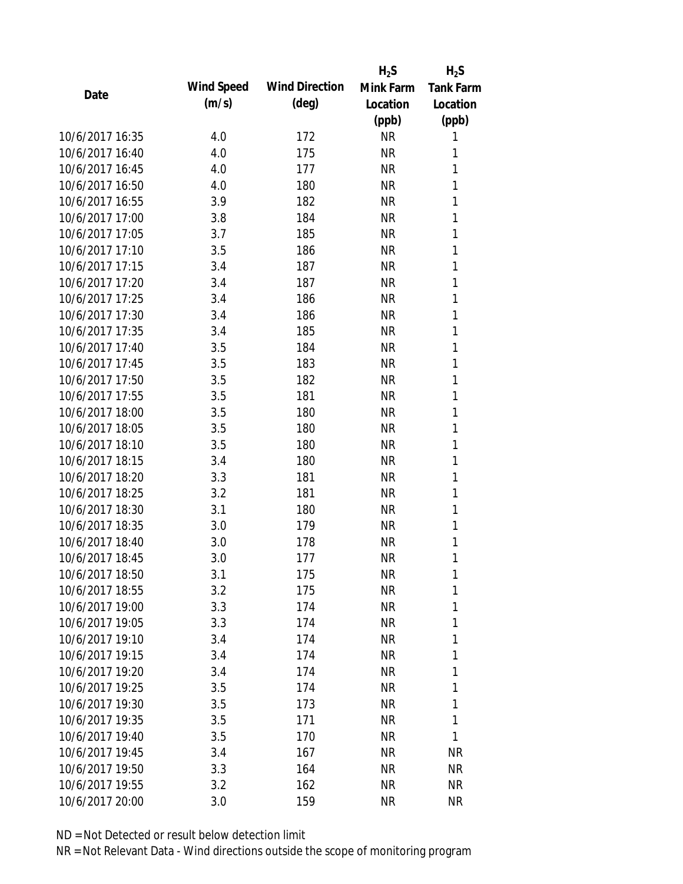| Date | Wind Speed (m/s) | Wind Direction (deg) | $H_2S$ Mink Farm Location (ppb) | $H_2S$ Tank Farm Location (ppb) |
|---|---|---|---|---|
| 10/6/2017 16:35 | 4.0 | 172 | NR | 1 |
| 10/6/2017 16:40 | 4.0 | 175 | NR | 1 |
| 10/6/2017 16:45 | 4.0 | 177 | NR | 1 |
| 10/6/2017 16:50 | 4.0 | 180 | NR | 1 |
| 10/6/2017 16:55 | 3.9 | 182 | NR | 1 |
| 10/6/2017 17:00 | 3.8 | 184 | NR | 1 |
| 10/6/2017 17:05 | 3.7 | 185 | NR | 1 |
| 10/6/2017 17:10 | 3.5 | 186 | NR | 1 |
| 10/6/2017 17:15 | 3.4 | 187 | NR | 1 |
| 10/6/2017 17:20 | 3.4 | 187 | NR | 1 |
| 10/6/2017 17:25 | 3.4 | 186 | NR | 1 |
| 10/6/2017 17:30 | 3.4 | 186 | NR | 1 |
| 10/6/2017 17:35 | 3.4 | 185 | NR | 1 |
| 10/6/2017 17:40 | 3.5 | 184 | NR | 1 |
| 10/6/2017 17:45 | 3.5 | 183 | NR | 1 |
| 10/6/2017 17:50 | 3.5 | 182 | NR | 1 |
| 10/6/2017 17:55 | 3.5 | 181 | NR | 1 |
| 10/6/2017 18:00 | 3.5 | 180 | NR | 1 |
| 10/6/2017 18:05 | 3.5 | 180 | NR | 1 |
| 10/6/2017 18:10 | 3.5 | 180 | NR | 1 |
| 10/6/2017 18:15 | 3.4 | 180 | NR | 1 |
| 10/6/2017 18:20 | 3.3 | 181 | NR | 1 |
| 10/6/2017 18:25 | 3.2 | 181 | NR | 1 |
| 10/6/2017 18:30 | 3.1 | 180 | NR | 1 |
| 10/6/2017 18:35 | 3.0 | 179 | NR | 1 |
| 10/6/2017 18:40 | 3.0 | 178 | NR | 1 |
| 10/6/2017 18:45 | 3.0 | 177 | NR | 1 |
| 10/6/2017 18:50 | 3.1 | 175 | NR | 1 |
| 10/6/2017 18:55 | 3.2 | 175 | NR | 1 |
| 10/6/2017 19:00 | 3.3 | 174 | NR | 1 |
| 10/6/2017 19:05 | 3.3 | 174 | NR | 1 |
| 10/6/2017 19:10 | 3.4 | 174 | NR | 1 |
| 10/6/2017 19:15 | 3.4 | 174 | NR | 1 |
| 10/6/2017 19:20 | 3.4 | 174 | NR | 1 |
| 10/6/2017 19:25 | 3.5 | 174 | NR | 1 |
| 10/6/2017 19:30 | 3.5 | 173 | NR | 1 |
| 10/6/2017 19:35 | 3.5 | 171 | NR | 1 |
| 10/6/2017 19:40 | 3.5 | 170 | NR | 1 |
| 10/6/2017 19:45 | 3.4 | 167 | NR | NR |
| 10/6/2017 19:50 | 3.3 | 164 | NR | NR |
| 10/6/2017 19:55 | 3.2 | 162 | NR | NR |
| 10/6/2017 20:00 | 3.0 | 159 | NR | NR |

ND = Not Detected or result below detection limit

NR = Not Relevant Data - Wind directions outside the scope of monitoring program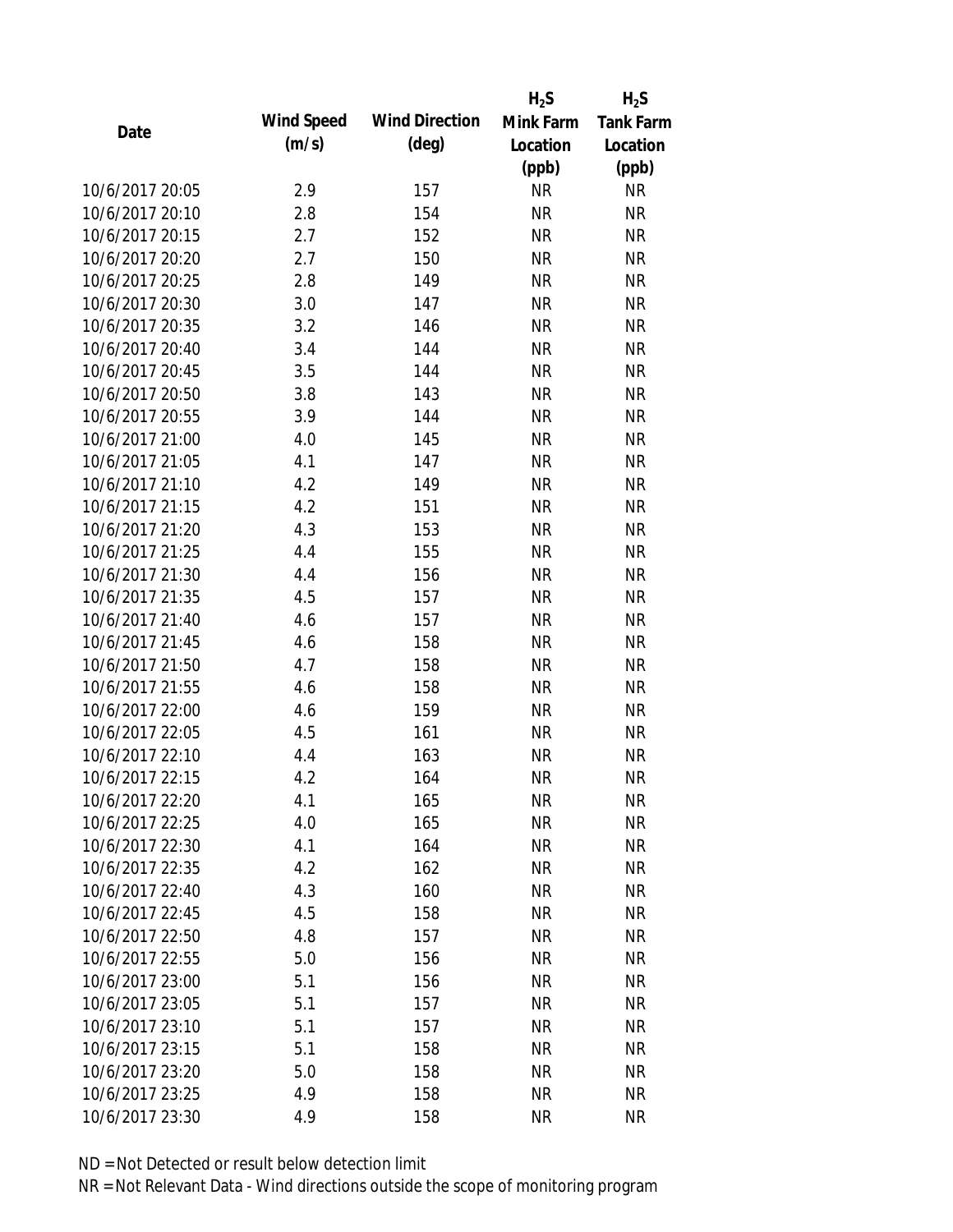| Date | Wind Speed (m/s) | Wind Direction (deg) | $H_2S$ Mink Farm Location (ppb) | $H_2S$ Tank Farm Location (ppb) |
|---|---|---|---|---|
| 10/6/2017 20:05 | 2.9 | 157 | NR | NR |
| 10/6/2017 20:10 | 2.8 | 154 | NR | NR |
| 10/6/2017 20:15 | 2.7 | 152 | NR | NR |
| 10/6/2017 20:20 | 2.7 | 150 | NR | NR |
| 10/6/2017 20:25 | 2.8 | 149 | NR | NR |
| 10/6/2017 20:30 | 3.0 | 147 | NR | NR |
| 10/6/2017 20:35 | 3.2 | 146 | NR | NR |
| 10/6/2017 20:40 | 3.4 | 144 | NR | NR |
| 10/6/2017 20:45 | 3.5 | 144 | NR | NR |
| 10/6/2017 20:50 | 3.8 | 143 | NR | NR |
| 10/6/2017 20:55 | 3.9 | 144 | NR | NR |
| 10/6/2017 21:00 | 4.0 | 145 | NR | NR |
| 10/6/2017 21:05 | 4.1 | 147 | NR | NR |
| 10/6/2017 21:10 | 4.2 | 149 | NR | NR |
| 10/6/2017 21:15 | 4.2 | 151 | NR | NR |
| 10/6/2017 21:20 | 4.3 | 153 | NR | NR |
| 10/6/2017 21:25 | 4.4 | 155 | NR | NR |
| 10/6/2017 21:30 | 4.4 | 156 | NR | NR |
| 10/6/2017 21:35 | 4.5 | 157 | NR | NR |
| 10/6/2017 21:40 | 4.6 | 157 | NR | NR |
| 10/6/2017 21:45 | 4.6 | 158 | NR | NR |
| 10/6/2017 21:50 | 4.7 | 158 | NR | NR |
| 10/6/2017 21:55 | 4.6 | 158 | NR | NR |
| 10/6/2017 22:00 | 4.6 | 159 | NR | NR |
| 10/6/2017 22:05 | 4.5 | 161 | NR | NR |
| 10/6/2017 22:10 | 4.4 | 163 | NR | NR |
| 10/6/2017 22:15 | 4.2 | 164 | NR | NR |
| 10/6/2017 22:20 | 4.1 | 165 | NR | NR |
| 10/6/2017 22:25 | 4.0 | 165 | NR | NR |
| 10/6/2017 22:30 | 4.1 | 164 | NR | NR |
| 10/6/2017 22:35 | 4.2 | 162 | NR | NR |
| 10/6/2017 22:40 | 4.3 | 160 | NR | NR |
| 10/6/2017 22:45 | 4.5 | 158 | NR | NR |
| 10/6/2017 22:50 | 4.8 | 157 | NR | NR |
| 10/6/2017 22:55 | 5.0 | 156 | NR | NR |
| 10/6/2017 23:00 | 5.1 | 156 | NR | NR |
| 10/6/2017 23:05 | 5.1 | 157 | NR | NR |
| 10/6/2017 23:10 | 5.1 | 157 | NR | NR |
| 10/6/2017 23:15 | 5.1 | 158 | NR | NR |
| 10/6/2017 23:20 | 5.0 | 158 | NR | NR |
| 10/6/2017 23:25 | 4.9 | 158 | NR | NR |
| 10/6/2017 23:30 | 4.9 | 158 | NR | NR |

ND = Not Detected or result below detection limit

NR = Not Relevant Data - Wind directions outside the scope of monitoring program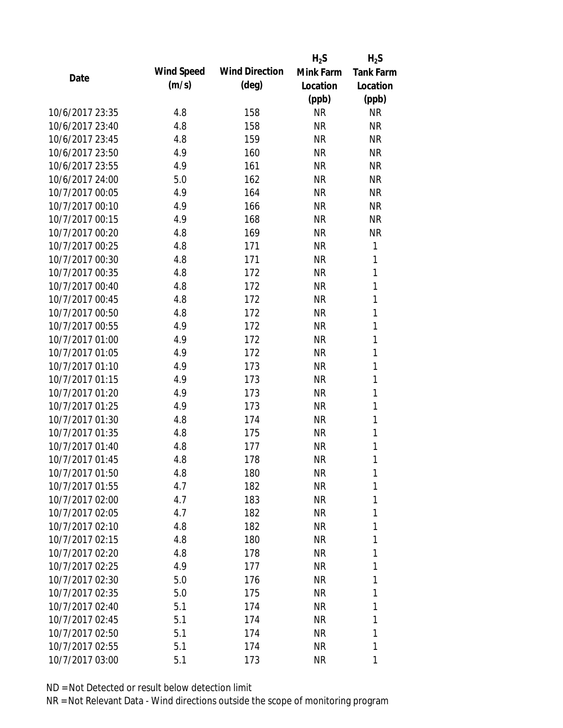| Date | Wind Speed (m/s) | Wind Direction (deg) | $H_2S$ Mink Farm Location (ppb) | $H_2S$ Tank Farm Location (ppb) |
|---|---|---|---|---|
| 10/6/2017 23:35 | 4.8 | 158 | NR | NR |
| 10/6/2017 23:40 | 4.8 | 158 | NR | NR |
| 10/6/2017 23:45 | 4.8 | 159 | NR | NR |
| 10/6/2017 23:50 | 4.9 | 160 | NR | NR |
| 10/6/2017 23:55 | 4.9 | 161 | NR | NR |
| 10/6/2017 24:00 | 5.0 | 162 | NR | NR |
| 10/7/2017 00:05 | 4.9 | 164 | NR | NR |
| 10/7/2017 00:10 | 4.9 | 166 | NR | NR |
| 10/7/2017 00:15 | 4.9 | 168 | NR | NR |
| 10/7/2017 00:20 | 4.8 | 169 | NR | NR |
| 10/7/2017 00:25 | 4.8 | 171 | NR | 1 |
| 10/7/2017 00:30 | 4.8 | 171 | NR | 1 |
| 10/7/2017 00:35 | 4.8 | 172 | NR | 1 |
| 10/7/2017 00:40 | 4.8 | 172 | NR | 1 |
| 10/7/2017 00:45 | 4.8 | 172 | NR | 1 |
| 10/7/2017 00:50 | 4.8 | 172 | NR | 1 |
| 10/7/2017 00:55 | 4.9 | 172 | NR | 1 |
| 10/7/2017 01:00 | 4.9 | 172 | NR | 1 |
| 10/7/2017 01:05 | 4.9 | 172 | NR | 1 |
| 10/7/2017 01:10 | 4.9 | 173 | NR | 1 |
| 10/7/2017 01:15 | 4.9 | 173 | NR | 1 |
| 10/7/2017 01:20 | 4.9 | 173 | NR | 1 |
| 10/7/2017 01:25 | 4.9 | 173 | NR | 1 |
| 10/7/2017 01:30 | 4.8 | 174 | NR | 1 |
| 10/7/2017 01:35 | 4.8 | 175 | NR | 1 |
| 10/7/2017 01:40 | 4.8 | 177 | NR | 1 |
| 10/7/2017 01:45 | 4.8 | 178 | NR | 1 |
| 10/7/2017 01:50 | 4.8 | 180 | NR | 1 |
| 10/7/2017 01:55 | 4.7 | 182 | NR | 1 |
| 10/7/2017 02:00 | 4.7 | 183 | NR | 1 |
| 10/7/2017 02:05 | 4.7 | 182 | NR | 1 |
| 10/7/2017 02:10 | 4.8 | 182 | NR | 1 |
| 10/7/2017 02:15 | 4.8 | 180 | NR | 1 |
| 10/7/2017 02:20 | 4.8 | 178 | NR | 1 |
| 10/7/2017 02:25 | 4.9 | 177 | NR | 1 |
| 10/7/2017 02:30 | 5.0 | 176 | NR | 1 |
| 10/7/2017 02:35 | 5.0 | 175 | NR | 1 |
| 10/7/2017 02:40 | 5.1 | 174 | NR | 1 |
| 10/7/2017 02:45 | 5.1 | 174 | NR | 1 |
| 10/7/2017 02:50 | 5.1 | 174 | NR | 1 |
| 10/7/2017 02:55 | 5.1 | 174 | NR | 1 |
| 10/7/2017 03:00 | 5.1 | 173 | NR | 1 |

ND = Not Detected or result below detection limit

NR = Not Relevant Data - Wind directions outside the scope of monitoring program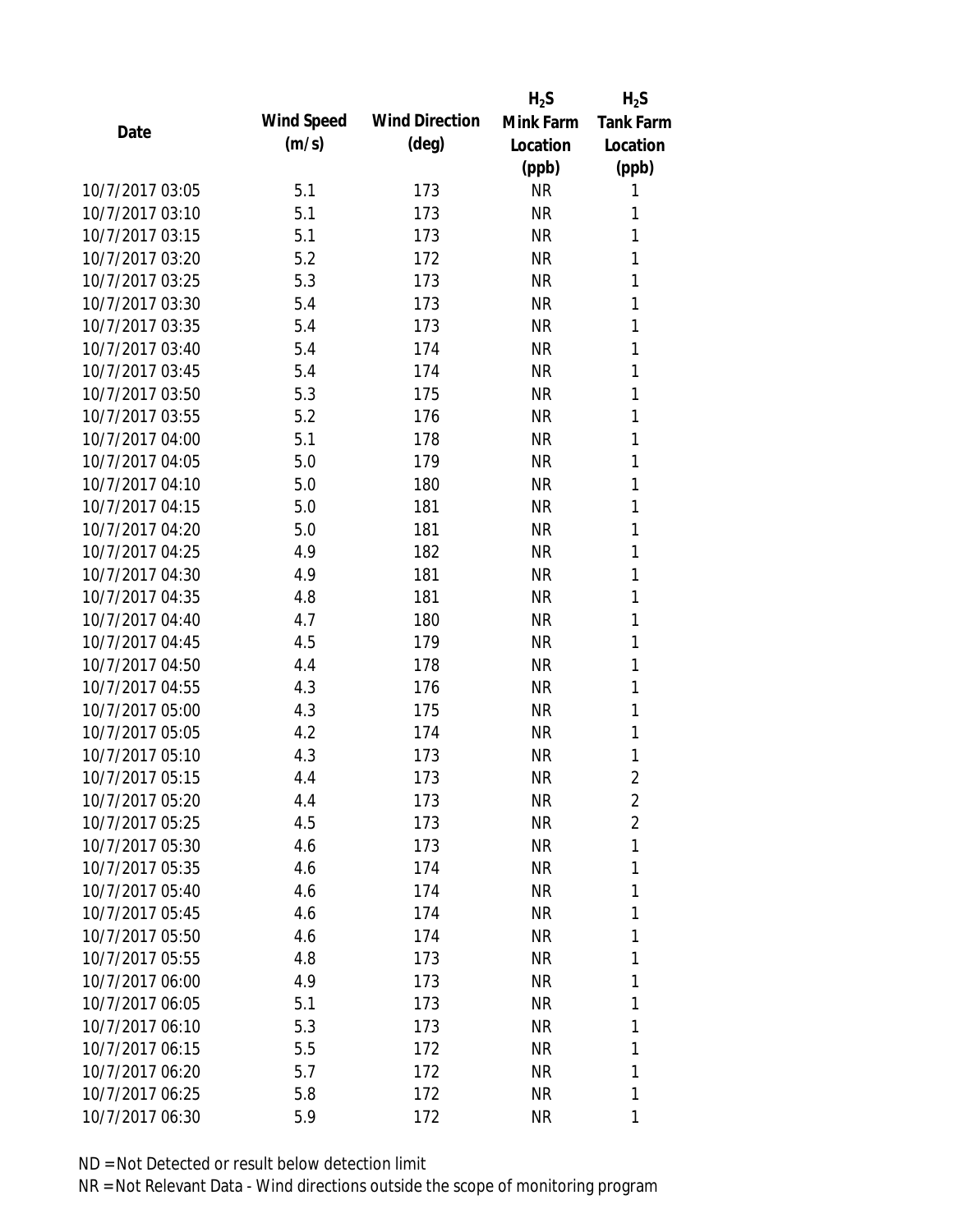| Date | Wind Speed (m/s) | Wind Direction (deg) | $H_2S$ Mink Farm Location (ppb) | $H_2S$ Tank Farm Location (ppb) |
|---|---|---|---|---|
| 10/7/2017 03:05 | 5.1 | 173 | NR | 1 |
| 10/7/2017 03:10 | 5.1 | 173 | NR | 1 |
| 10/7/2017 03:15 | 5.1 | 173 | NR | 1 |
| 10/7/2017 03:20 | 5.2 | 172 | NR | 1 |
| 10/7/2017 03:25 | 5.3 | 173 | NR | 1 |
| 10/7/2017 03:30 | 5.4 | 173 | NR | 1 |
| 10/7/2017 03:35 | 5.4 | 173 | NR | 1 |
| 10/7/2017 03:40 | 5.4 | 174 | NR | 1 |
| 10/7/2017 03:45 | 5.4 | 174 | NR | 1 |
| 10/7/2017 03:50 | 5.3 | 175 | NR | 1 |
| 10/7/2017 03:55 | 5.2 | 176 | NR | 1 |
| 10/7/2017 04:00 | 5.1 | 178 | NR | 1 |
| 10/7/2017 04:05 | 5.0 | 179 | NR | 1 |
| 10/7/2017 04:10 | 5.0 | 180 | NR | 1 |
| 10/7/2017 04:15 | 5.0 | 181 | NR | 1 |
| 10/7/2017 04:20 | 5.0 | 181 | NR | 1 |
| 10/7/2017 04:25 | 4.9 | 182 | NR | 1 |
| 10/7/2017 04:30 | 4.9 | 181 | NR | 1 |
| 10/7/2017 04:35 | 4.8 | 181 | NR | 1 |
| 10/7/2017 04:40 | 4.7 | 180 | NR | 1 |
| 10/7/2017 04:45 | 4.5 | 179 | NR | 1 |
| 10/7/2017 04:50 | 4.4 | 178 | NR | 1 |
| 10/7/2017 04:55 | 4.3 | 176 | NR | 1 |
| 10/7/2017 05:00 | 4.3 | 175 | NR | 1 |
| 10/7/2017 05:05 | 4.2 | 174 | NR | 1 |
| 10/7/2017 05:10 | 4.3 | 173 | NR | 1 |
| 10/7/2017 05:15 | 4.4 | 173 | NR | 2 |
| 10/7/2017 05:20 | 4.4 | 173 | NR | 2 |
| 10/7/2017 05:25 | 4.5 | 173 | NR | 2 |
| 10/7/2017 05:30 | 4.6 | 173 | NR | 1 |
| 10/7/2017 05:35 | 4.6 | 174 | NR | 1 |
| 10/7/2017 05:40 | 4.6 | 174 | NR | 1 |
| 10/7/2017 05:45 | 4.6 | 174 | NR | 1 |
| 10/7/2017 05:50 | 4.6 | 174 | NR | 1 |
| 10/7/2017 05:55 | 4.8 | 173 | NR | 1 |
| 10/7/2017 06:00 | 4.9 | 173 | NR | 1 |
| 10/7/2017 06:05 | 5.1 | 173 | NR | 1 |
| 10/7/2017 06:10 | 5.3 | 173 | NR | 1 |
| 10/7/2017 06:15 | 5.5 | 172 | NR | 1 |
| 10/7/2017 06:20 | 5.7 | 172 | NR | 1 |
| 10/7/2017 06:25 | 5.8 | 172 | NR | 1 |
| 10/7/2017 06:30 | 5.9 | 172 | NR | 1 |

ND = Not Detected or result below detection limit

NR = Not Relevant Data - Wind directions outside the scope of monitoring program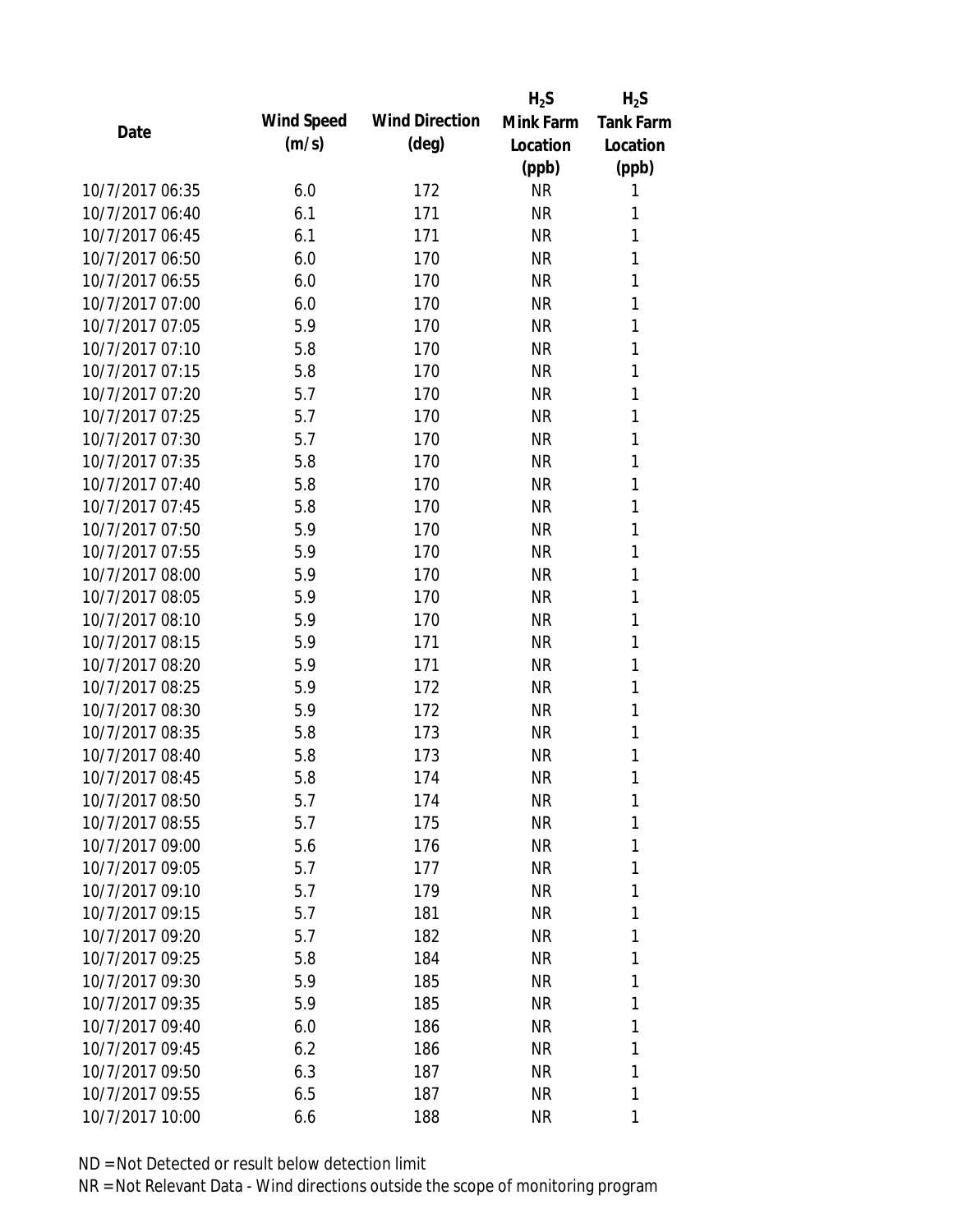| Date | Wind Speed (m/s) | Wind Direction (deg) | $H_2S$ Mink Farm Location (ppb) | $H_2S$ Tank Farm Location (ppb) |
| --- | --- | --- | --- | --- |
| 10/7/2017 06:35 | 6.0 | 172 | NR | 1 |
| 10/7/2017 06:40 | 6.1 | 171 | NR | 1 |
| 10/7/2017 06:45 | 6.1 | 171 | NR | 1 |
| 10/7/2017 06:50 | 6.0 | 170 | NR | 1 |
| 10/7/2017 06:55 | 6.0 | 170 | NR | 1 |
| 10/7/2017 07:00 | 6.0 | 170 | NR | 1 |
| 10/7/2017 07:05 | 5.9 | 170 | NR | 1 |
| 10/7/2017 07:10 | 5.8 | 170 | NR | 1 |
| 10/7/2017 07:15 | 5.8 | 170 | NR | 1 |
| 10/7/2017 07:20 | 5.7 | 170 | NR | 1 |
| 10/7/2017 07:25 | 5.7 | 170 | NR | 1 |
| 10/7/2017 07:30 | 5.7 | 170 | NR | 1 |
| 10/7/2017 07:35 | 5.8 | 170 | NR | 1 |
| 10/7/2017 07:40 | 5.8 | 170 | NR | 1 |
| 10/7/2017 07:45 | 5.8 | 170 | NR | 1 |
| 10/7/2017 07:50 | 5.9 | 170 | NR | 1 |
| 10/7/2017 07:55 | 5.9 | 170 | NR | 1 |
| 10/7/2017 08:00 | 5.9 | 170 | NR | 1 |
| 10/7/2017 08:05 | 5.9 | 170 | NR | 1 |
| 10/7/2017 08:10 | 5.9 | 170 | NR | 1 |
| 10/7/2017 08:15 | 5.9 | 171 | NR | 1 |
| 10/7/2017 08:20 | 5.9 | 171 | NR | 1 |
| 10/7/2017 08:25 | 5.9 | 172 | NR | 1 |
| 10/7/2017 08:30 | 5.9 | 172 | NR | 1 |
| 10/7/2017 08:35 | 5.8 | 173 | NR | 1 |
| 10/7/2017 08:40 | 5.8 | 173 | NR | 1 |
| 10/7/2017 08:45 | 5.8 | 174 | NR | 1 |
| 10/7/2017 08:50 | 5.7 | 174 | NR | 1 |
| 10/7/2017 08:55 | 5.7 | 175 | NR | 1 |
| 10/7/2017 09:00 | 5.6 | 176 | NR | 1 |
| 10/7/2017 09:05 | 5.7 | 177 | NR | 1 |
| 10/7/2017 09:10 | 5.7 | 179 | NR | 1 |
| 10/7/2017 09:15 | 5.7 | 181 | NR | 1 |
| 10/7/2017 09:20 | 5.7 | 182 | NR | 1 |
| 10/7/2017 09:25 | 5.8 | 184 | NR | 1 |
| 10/7/2017 09:30 | 5.9 | 185 | NR | 1 |
| 10/7/2017 09:35 | 5.9 | 185 | NR | 1 |
| 10/7/2017 09:40 | 6.0 | 186 | NR | 1 |
| 10/7/2017 09:45 | 6.2 | 186 | NR | 1 |
| 10/7/2017 09:50 | 6.3 | 187 | NR | 1 |
| 10/7/2017 09:55 | 6.5 | 187 | NR | 1 |
| 10/7/2017 10:00 | 6.6 | 188 | NR | 1 |

ND = Not Detected or result below detection limit

NR = Not Relevant Data - Wind directions outside the scope of monitoring program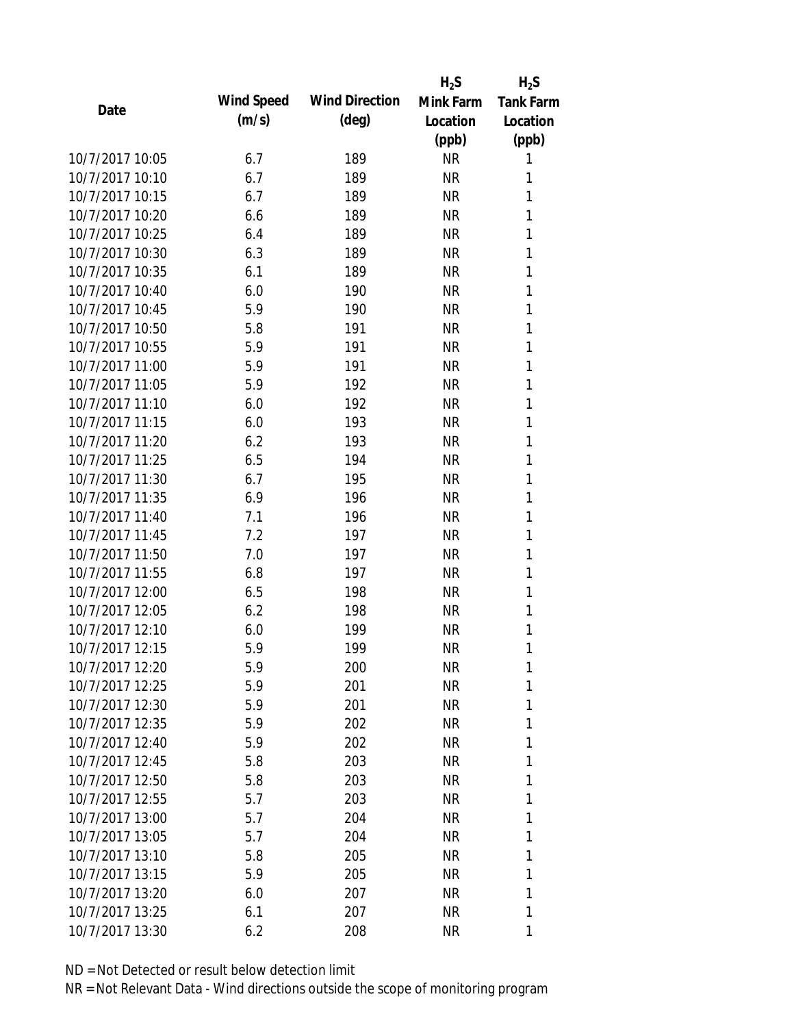| Date | Wind Speed (m/s) | Wind Direction (deg) | $H_2S$ Mink Farm Location (ppb) | $H_2S$ Tank Farm Location (ppb) |
|---|---|---|---|---|
| 10/7/2017 10:05 | 6.7 | 189 | NR | 1 |
| 10/7/2017 10:10 | 6.7 | 189 | NR | 1 |
| 10/7/2017 10:15 | 6.7 | 189 | NR | 1 |
| 10/7/2017 10:20 | 6.6 | 189 | NR | 1 |
| 10/7/2017 10:25 | 6.4 | 189 | NR | 1 |
| 10/7/2017 10:30 | 6.3 | 189 | NR | 1 |
| 10/7/2017 10:35 | 6.1 | 189 | NR | 1 |
| 10/7/2017 10:40 | 6.0 | 190 | NR | 1 |
| 10/7/2017 10:45 | 5.9 | 190 | NR | 1 |
| 10/7/2017 10:50 | 5.8 | 191 | NR | 1 |
| 10/7/2017 10:55 | 5.9 | 191 | NR | 1 |
| 10/7/2017 11:00 | 5.9 | 191 | NR | 1 |
| 10/7/2017 11:05 | 5.9 | 192 | NR | 1 |
| 10/7/2017 11:10 | 6.0 | 192 | NR | 1 |
| 10/7/2017 11:15 | 6.0 | 193 | NR | 1 |
| 10/7/2017 11:20 | 6.2 | 193 | NR | 1 |
| 10/7/2017 11:25 | 6.5 | 194 | NR | 1 |
| 10/7/2017 11:30 | 6.7 | 195 | NR | 1 |
| 10/7/2017 11:35 | 6.9 | 196 | NR | 1 |
| 10/7/2017 11:40 | 7.1 | 196 | NR | 1 |
| 10/7/2017 11:45 | 7.2 | 197 | NR | 1 |
| 10/7/2017 11:50 | 7.0 | 197 | NR | 1 |
| 10/7/2017 11:55 | 6.8 | 197 | NR | 1 |
| 10/7/2017 12:00 | 6.5 | 198 | NR | 1 |
| 10/7/2017 12:05 | 6.2 | 198 | NR | 1 |
| 10/7/2017 12:10 | 6.0 | 199 | NR | 1 |
| 10/7/2017 12:15 | 5.9 | 199 | NR | 1 |
| 10/7/2017 12:20 | 5.9 | 200 | NR | 1 |
| 10/7/2017 12:25 | 5.9 | 201 | NR | 1 |
| 10/7/2017 12:30 | 5.9 | 201 | NR | 1 |
| 10/7/2017 12:35 | 5.9 | 202 | NR | 1 |
| 10/7/2017 12:40 | 5.9 | 202 | NR | 1 |
| 10/7/2017 12:45 | 5.8 | 203 | NR | 1 |
| 10/7/2017 12:50 | 5.8 | 203 | NR | 1 |
| 10/7/2017 12:55 | 5.7 | 203 | NR | 1 |
| 10/7/2017 13:00 | 5.7 | 204 | NR | 1 |
| 10/7/2017 13:05 | 5.7 | 204 | NR | 1 |
| 10/7/2017 13:10 | 5.8 | 205 | NR | 1 |
| 10/7/2017 13:15 | 5.9 | 205 | NR | 1 |
| 10/7/2017 13:20 | 6.0 | 207 | NR | 1 |
| 10/7/2017 13:25 | 6.1 | 207 | NR | 1 |
| 10/7/2017 13:30 | 6.2 | 208 | NR | 1 |

ND = Not Detected or result below detection limit

NR = Not Relevant Data - Wind directions outside the scope of monitoring program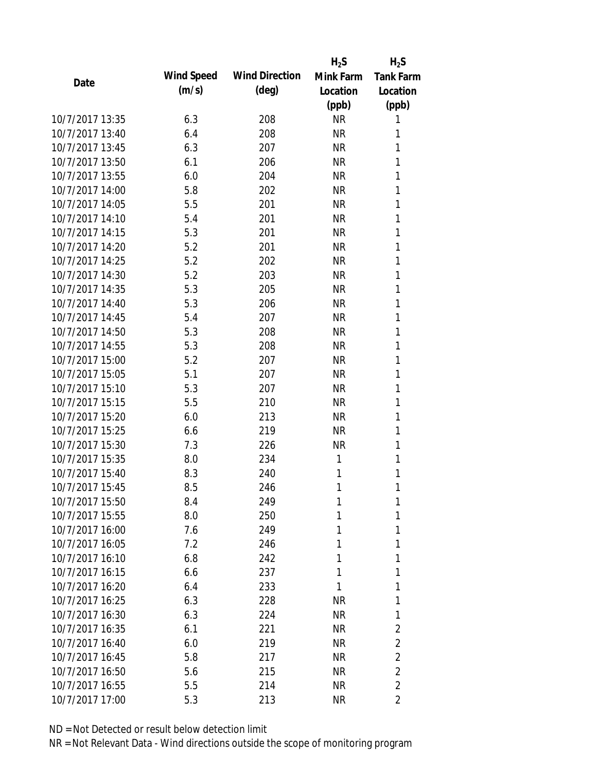| Date | Wind Speed (m/s) | Wind Direction (deg) | $H_2S$ Mink Farm Location (ppb) | $H_2S$ Tank Farm Location (ppb) |
|---|---|---|---|---|
| 10/7/2017 13:35 | 6.3 | 208 | NR | 1 |
| 10/7/2017 13:40 | 6.4 | 208 | NR | 1 |
| 10/7/2017 13:45 | 6.3 | 207 | NR | 1 |
| 10/7/2017 13:50 | 6.1 | 206 | NR | 1 |
| 10/7/2017 13:55 | 6.0 | 204 | NR | 1 |
| 10/7/2017 14:00 | 5.8 | 202 | NR | 1 |
| 10/7/2017 14:05 | 5.5 | 201 | NR | 1 |
| 10/7/2017 14:10 | 5.4 | 201 | NR | 1 |
| 10/7/2017 14:15 | 5.3 | 201 | NR | 1 |
| 10/7/2017 14:20 | 5.2 | 201 | NR | 1 |
| 10/7/2017 14:25 | 5.2 | 202 | NR | 1 |
| 10/7/2017 14:30 | 5.2 | 203 | NR | 1 |
| 10/7/2017 14:35 | 5.3 | 205 | NR | 1 |
| 10/7/2017 14:40 | 5.3 | 206 | NR | 1 |
| 10/7/2017 14:45 | 5.4 | 207 | NR | 1 |
| 10/7/2017 14:50 | 5.3 | 208 | NR | 1 |
| 10/7/2017 14:55 | 5.3 | 208 | NR | 1 |
| 10/7/2017 15:00 | 5.2 | 207 | NR | 1 |
| 10/7/2017 15:05 | 5.1 | 207 | NR | 1 |
| 10/7/2017 15:10 | 5.3 | 207 | NR | 1 |
| 10/7/2017 15:15 | 5.5 | 210 | NR | 1 |
| 10/7/2017 15:20 | 6.0 | 213 | NR | 1 |
| 10/7/2017 15:25 | 6.6 | 219 | NR | 1 |
| 10/7/2017 15:30 | 7.3 | 226 | NR | 1 |
| 10/7/2017 15:35 | 8.0 | 234 | 1 | 1 |
| 10/7/2017 15:40 | 8.3 | 240 | 1 | 1 |
| 10/7/2017 15:45 | 8.5 | 246 | 1 | 1 |
| 10/7/2017 15:50 | 8.4 | 249 | 1 | 1 |
| 10/7/2017 15:55 | 8.0 | 250 | 1 | 1 |
| 10/7/2017 16:00 | 7.6 | 249 | 1 | 1 |
| 10/7/2017 16:05 | 7.2 | 246 | 1 | 1 |
| 10/7/2017 16:10 | 6.8 | 242 | 1 | 1 |
| 10/7/2017 16:15 | 6.6 | 237 | 1 | 1 |
| 10/7/2017 16:20 | 6.4 | 233 | 1 | 1 |
| 10/7/2017 16:25 | 6.3 | 228 | NR | 1 |
| 10/7/2017 16:30 | 6.3 | 224 | NR | 1 |
| 10/7/2017 16:35 | 6.1 | 221 | NR | 2 |
| 10/7/2017 16:40 | 6.0 | 219 | NR | 2 |
| 10/7/2017 16:45 | 5.8 | 217 | NR | 2 |
| 10/7/2017 16:50 | 5.6 | 215 | NR | 2 |
| 10/7/2017 16:55 | 5.5 | 214 | NR | 2 |
| 10/7/2017 17:00 | 5.3 | 213 | NR | 2 |

ND = Not Detected or result below detection limit

NR = Not Relevant Data - Wind directions outside the scope of monitoring program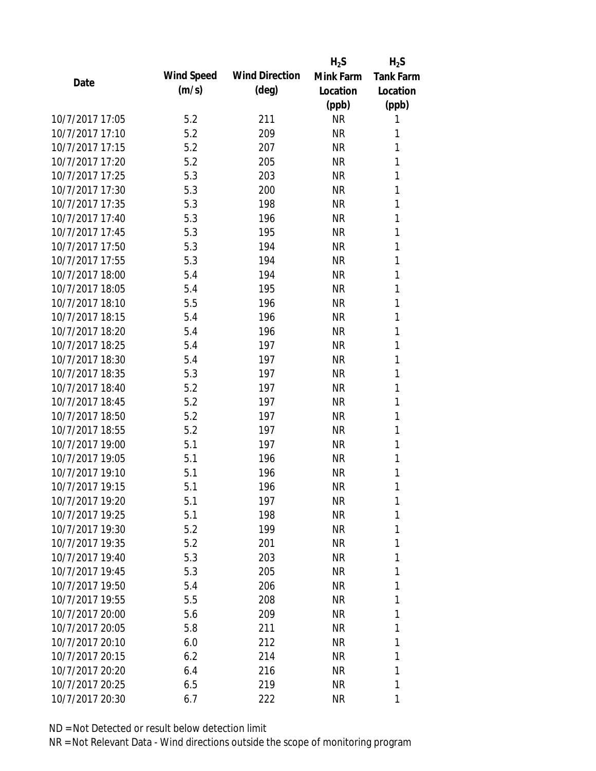| Date | Wind Speed (m/s) | Wind Direction (deg) | $H_2S$ Mink Farm Location (ppb) | $H_2S$ Tank Farm Location (ppb) |
|---|---|---|---|---|
| 10/7/2017 17:05 | 5.2 | 211 | NR | 1 |
| 10/7/2017 17:10 | 5.2 | 209 | NR | 1 |
| 10/7/2017 17:15 | 5.2 | 207 | NR | 1 |
| 10/7/2017 17:20 | 5.2 | 205 | NR | 1 |
| 10/7/2017 17:25 | 5.3 | 203 | NR | 1 |
| 10/7/2017 17:30 | 5.3 | 200 | NR | 1 |
| 10/7/2017 17:35 | 5.3 | 198 | NR | 1 |
| 10/7/2017 17:40 | 5.3 | 196 | NR | 1 |
| 10/7/2017 17:45 | 5.3 | 195 | NR | 1 |
| 10/7/2017 17:50 | 5.3 | 194 | NR | 1 |
| 10/7/2017 17:55 | 5.3 | 194 | NR | 1 |
| 10/7/2017 18:00 | 5.4 | 194 | NR | 1 |
| 10/7/2017 18:05 | 5.4 | 195 | NR | 1 |
| 10/7/2017 18:10 | 5.5 | 196 | NR | 1 |
| 10/7/2017 18:15 | 5.4 | 196 | NR | 1 |
| 10/7/2017 18:20 | 5.4 | 196 | NR | 1 |
| 10/7/2017 18:25 | 5.4 | 197 | NR | 1 |
| 10/7/2017 18:30 | 5.4 | 197 | NR | 1 |
| 10/7/2017 18:35 | 5.3 | 197 | NR | 1 |
| 10/7/2017 18:40 | 5.2 | 197 | NR | 1 |
| 10/7/2017 18:45 | 5.2 | 197 | NR | 1 |
| 10/7/2017 18:50 | 5.2 | 197 | NR | 1 |
| 10/7/2017 18:55 | 5.2 | 197 | NR | 1 |
| 10/7/2017 19:00 | 5.1 | 197 | NR | 1 |
| 10/7/2017 19:05 | 5.1 | 196 | NR | 1 |
| 10/7/2017 19:10 | 5.1 | 196 | NR | 1 |
| 10/7/2017 19:15 | 5.1 | 196 | NR | 1 |
| 10/7/2017 19:20 | 5.1 | 197 | NR | 1 |
| 10/7/2017 19:25 | 5.1 | 198 | NR | 1 |
| 10/7/2017 19:30 | 5.2 | 199 | NR | 1 |
| 10/7/2017 19:35 | 5.2 | 201 | NR | 1 |
| 10/7/2017 19:40 | 5.3 | 203 | NR | 1 |
| 10/7/2017 19:45 | 5.3 | 205 | NR | 1 |
| 10/7/2017 19:50 | 5.4 | 206 | NR | 1 |
| 10/7/2017 19:55 | 5.5 | 208 | NR | 1 |
| 10/7/2017 20:00 | 5.6 | 209 | NR | 1 |
| 10/7/2017 20:05 | 5.8 | 211 | NR | 1 |
| 10/7/2017 20:10 | 6.0 | 212 | NR | 1 |
| 10/7/2017 20:15 | 6.2 | 214 | NR | 1 |
| 10/7/2017 20:20 | 6.4 | 216 | NR | 1 |
| 10/7/2017 20:25 | 6.5 | 219 | NR | 1 |
| 10/7/2017 20:30 | 6.7 | 222 | NR | 1 |

ND = Not Detected or result below detection limit

NR = Not Relevant Data - Wind directions outside the scope of monitoring program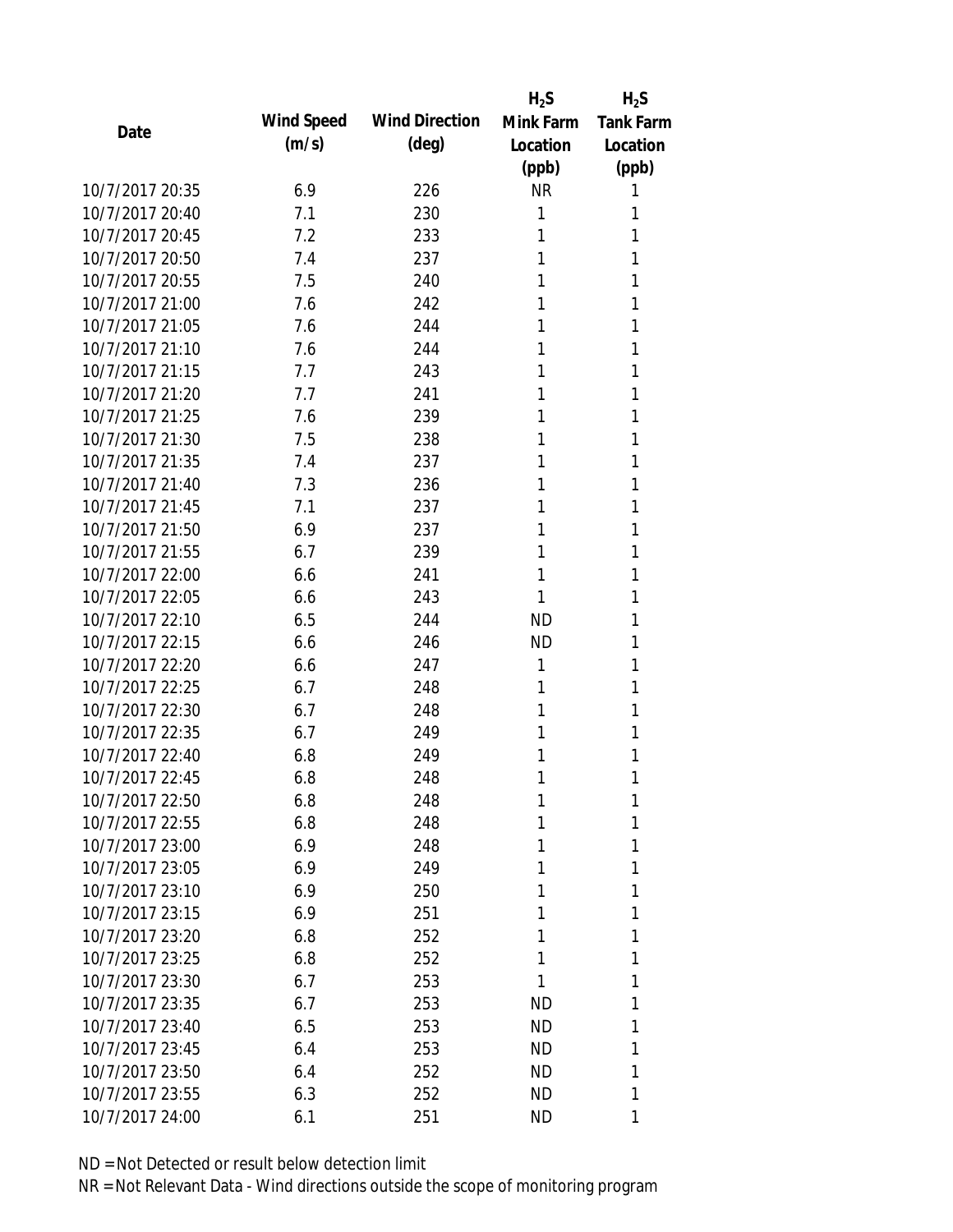| Date | Wind Speed (m/s) | Wind Direction (deg) | $H_2S$ Mink Farm Location (ppb) | $H_2S$ Tank Farm Location (ppb) |
|---|---|---|---|---|
| 10/7/2017 20:35 | 6.9 | 226 | NR | 1 |
| 10/7/2017 20:40 | 7.1 | 230 | 1 | 1 |
| 10/7/2017 20:45 | 7.2 | 233 | 1 | 1 |
| 10/7/2017 20:50 | 7.4 | 237 | 1 | 1 |
| 10/7/2017 20:55 | 7.5 | 240 | 1 | 1 |
| 10/7/2017 21:00 | 7.6 | 242 | 1 | 1 |
| 10/7/2017 21:05 | 7.6 | 244 | 1 | 1 |
| 10/7/2017 21:10 | 7.6 | 244 | 1 | 1 |
| 10/7/2017 21:15 | 7.7 | 243 | 1 | 1 |
| 10/7/2017 21:20 | 7.7 | 241 | 1 | 1 |
| 10/7/2017 21:25 | 7.6 | 239 | 1 | 1 |
| 10/7/2017 21:30 | 7.5 | 238 | 1 | 1 |
| 10/7/2017 21:35 | 7.4 | 237 | 1 | 1 |
| 10/7/2017 21:40 | 7.3 | 236 | 1 | 1 |
| 10/7/2017 21:45 | 7.1 | 237 | 1 | 1 |
| 10/7/2017 21:50 | 6.9 | 237 | 1 | 1 |
| 10/7/2017 21:55 | 6.7 | 239 | 1 | 1 |
| 10/7/2017 22:00 | 6.6 | 241 | 1 | 1 |
| 10/7/2017 22:05 | 6.6 | 243 | 1 | 1 |
| 10/7/2017 22:10 | 6.5 | 244 | ND | 1 |
| 10/7/2017 22:15 | 6.6 | 246 | ND | 1 |
| 10/7/2017 22:20 | 6.6 | 247 | 1 | 1 |
| 10/7/2017 22:25 | 6.7 | 248 | 1 | 1 |
| 10/7/2017 22:30 | 6.7 | 248 | 1 | 1 |
| 10/7/2017 22:35 | 6.7 | 249 | 1 | 1 |
| 10/7/2017 22:40 | 6.8 | 249 | 1 | 1 |
| 10/7/2017 22:45 | 6.8 | 248 | 1 | 1 |
| 10/7/2017 22:50 | 6.8 | 248 | 1 | 1 |
| 10/7/2017 22:55 | 6.8 | 248 | 1 | 1 |
| 10/7/2017 23:00 | 6.9 | 248 | 1 | 1 |
| 10/7/2017 23:05 | 6.9 | 249 | 1 | 1 |
| 10/7/2017 23:10 | 6.9 | 250 | 1 | 1 |
| 10/7/2017 23:15 | 6.9 | 251 | 1 | 1 |
| 10/7/2017 23:20 | 6.8 | 252 | 1 | 1 |
| 10/7/2017 23:25 | 6.8 | 252 | 1 | 1 |
| 10/7/2017 23:30 | 6.7 | 253 | 1 | 1 |
| 10/7/2017 23:35 | 6.7 | 253 | ND | 1 |
| 10/7/2017 23:40 | 6.5 | 253 | ND | 1 |
| 10/7/2017 23:45 | 6.4 | 253 | ND | 1 |
| 10/7/2017 23:50 | 6.4 | 252 | ND | 1 |
| 10/7/2017 23:55 | 6.3 | 252 | ND | 1 |
| 10/7/2017 24:00 | 6.1 | 251 | ND | 1 |

ND = Not Detected or result below detection limit

NR = Not Relevant Data - Wind directions outside the scope of monitoring program